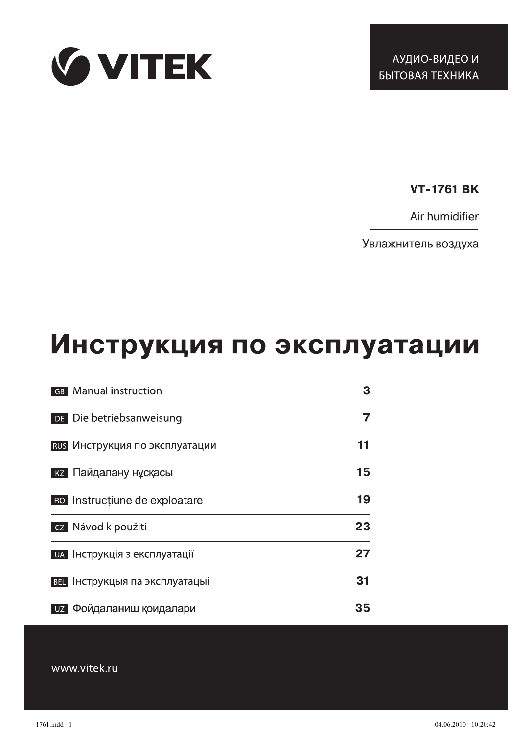VITEK

АУДИО-ВИДЕО И БЫТОВАЯ ТЕХНИКА

**VT-1761 BK**

Air humidifier

Увлажнитель воздуха

# Инструкция по эксплуатации

| | | |
|---|---|---|
| GB | Manual instruction | 3 |
| DE | Die betriebsanweisung | 7 |
| RUS | Инструкция по эксплуатации | 11 |
| KZ | Пайдалану нұсқасы | 15 |
| RO | Instrucțiune de exploatare | 19 |
| CZ | Návod k použití | 23 |
| UA | Інструкція з експлуатації | 27 |
| BEL | Інструкцыя па эксплуатацыі | 31 |
| UZ | Фойдаланиш қоидалари | 35 |

www.vitek.ru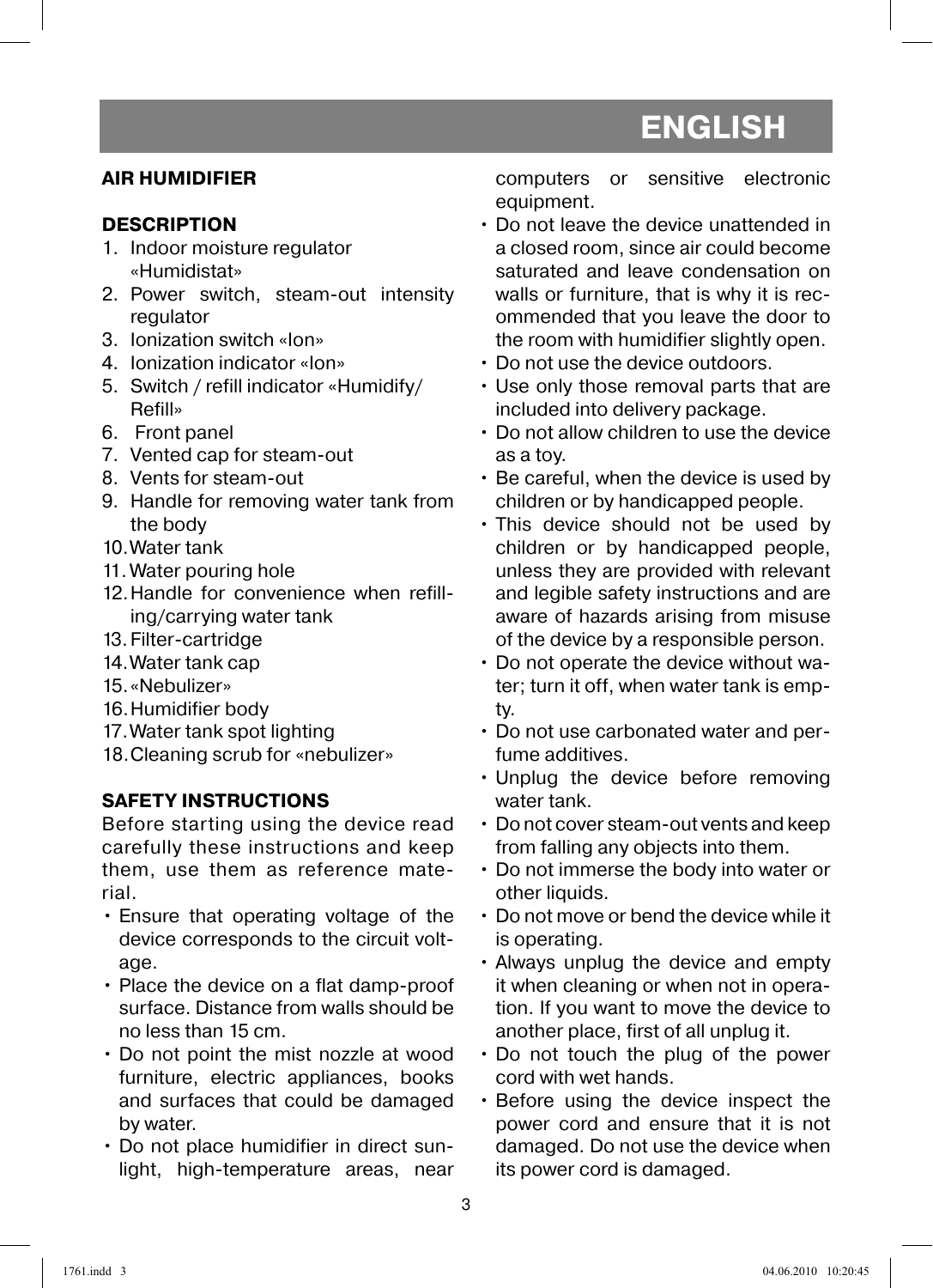# ENGLISH

## AIR HUMIDIFIER

### DESCRIPTION

1. Indoor moisture regulator «Humidistat»
2. Power switch, steam-out intensity regulator
3. Ionization switch «Ion»
4. Ionization indicator «Ion»
5. Switch / refill indicator «Humidify/ Refill»
6. Front panel
7. Vented cap for steam-out
8. Vents for steam-out
9. Handle for removing water tank from the body
10. Water tank
11. Water pouring hole
12. Handle for convenience when refilling/carrying water tank
13. Filter-cartridge
14. Water tank cap
15. «Nebulizer»
16. Humidifier body
17. Water tank spot lighting
18. Cleaning scrub for «nebulizer»

### SAFETY INSTRUCTIONS

Before starting using the device read carefully these instructions and keep them, use them as reference material.

- Ensure that operating voltage of the device corresponds to the circuit voltage.
- Place the device on a flat damp-proof surface. Distance from walls should be no less than 15 cm.
- Do not point the mist nozzle at wood furniture, electric appliances, books and surfaces that could be damaged by water.
- Do not place humidifier in direct sunlight, high-temperature areas, near computers or sensitive electronic equipment.
- Do not leave the device unattended in a closed room, since air could become saturated and leave condensation on walls or furniture, that is why it is recommended that you leave the door to the room with humidifier slightly open.
- Do not use the device outdoors.
- Use only those removal parts that are included into delivery package.
- Do not allow children to use the device as a toy.
- Be careful, when the device is used by children or by handicapped people.
- This device should not be used by children or by handicapped people, unless they are provided with relevant and legible safety instructions and are aware of hazards arising from misuse of the device by a responsible person.
- Do not operate the device without water; turn it off, when water tank is empty.
- Do not use carbonated water and perfume additives.
- Unplug the device before removing water tank.
- Do not cover steam-out vents and keep from falling any objects into them.
- Do not immerse the body into water or other liquids.
- Do not move or bend the device while it is operating.
- Always unplug the device and empty it when cleaning or when not in operation. If you want to move the device to another place, first of all unplug it.
- Do not touch the plug of the power cord with wet hands.
- Before using the device inspect the power cord and ensure that it is not damaged. Do not use the device when its power cord is damaged.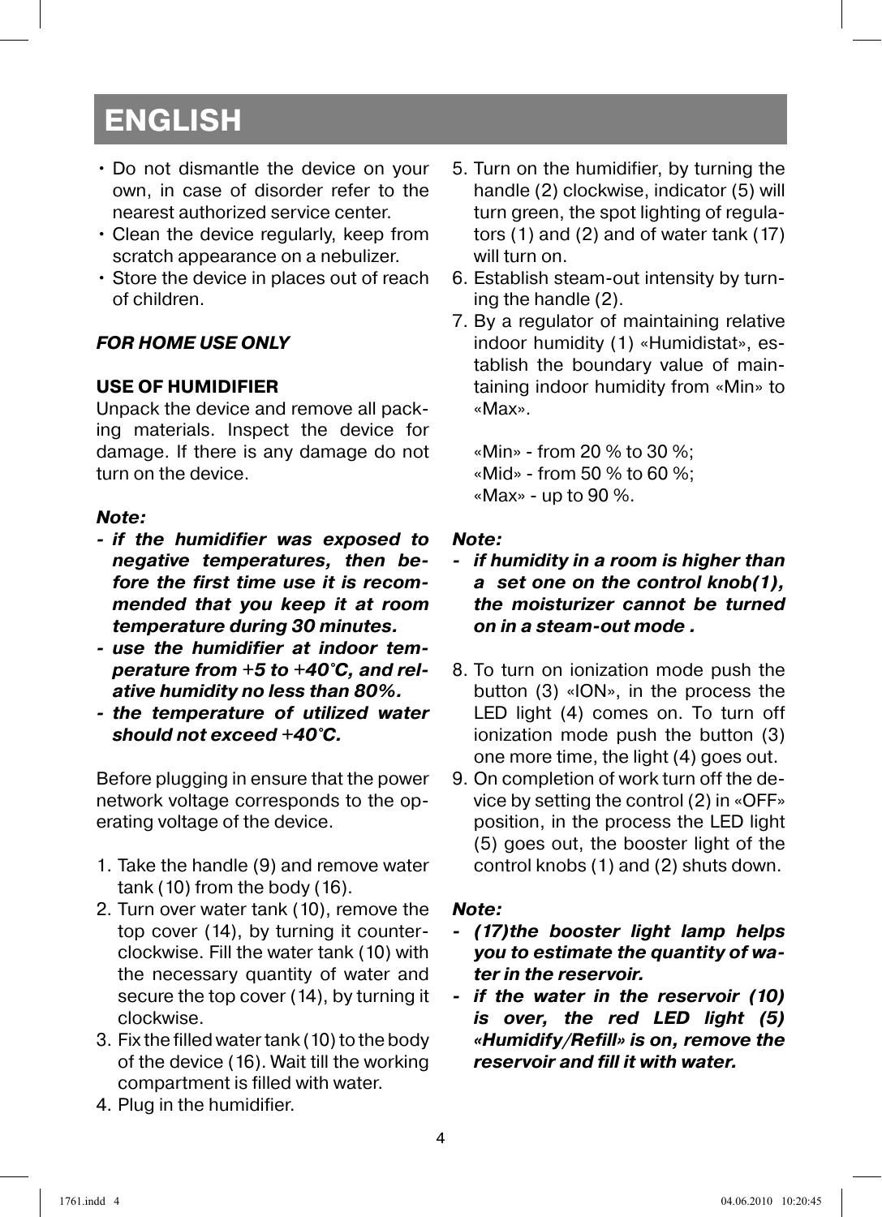# ENGLISH

- Do not dismantle the device on your own, in case of disorder refer to the nearest authorized service center.
- Clean the device regularly, keep from scratch appearance on a nebulizer.
- Store the device in places out of reach of children.

***FOR HOME USE ONLY***

**USE OF HUMIDIFIER**

Unpack the device and remove all packing materials. Inspect the device for damage. If there is any damage do not turn on the device.

***Note:***

- ***if the humidifier was exposed to negative temperatures, then before the first time use it is recommended that you keep it at room temperature during 30 minutes.***
- ***use the humidifier at indoor temperature from +5 to +40°C, and relative humidity no less than 80%.***
- ***the temperature of utilized water should not exceed +40°C.***

Before plugging in ensure that the power network voltage corresponds to the operating voltage of the device.

1. Take the handle (9) and remove water tank (10) from the body (16).
2. Turn over water tank (10), remove the top cover (14), by turning it counterclockwise. Fill the water tank (10) with the necessary quantity of water and secure the top cover (14), by turning it clockwise.
3. Fix the filled water tank (10) to the body of the device (16). Wait till the working compartment is filled with water.
4. Plug in the humidifier.
5. Turn on the humidifier, by turning the handle (2) clockwise, indicator (5) will turn green, the spot lighting of regulators (1) and (2) and of water tank (17) will turn on.
6. Establish steam-out intensity by turning the handle (2).
7. By a regulator of maintaining relative indoor humidity (1) «Humidistat», establish the boundary value of maintaining indoor humidity from «Min» to «Max».

   «Min» - from 20 % to 30 %;
   «Mid» - from 50 % to 60 %;
   «Max» - up to 90 %.

***Note:***

- ***if humidity in a room is higher than a set one on the control knob(1), the moisturizer cannot be turned on in a steam-out mode .***

8. To turn on ionization mode push the button (3) «ION», in the process the LED light (4) comes on. To turn off ionization mode push the button (3) one more time, the light (4) goes out.
9. On completion of work turn off the device by setting the control (2) in «OFF» position, in the process the LED light (5) goes out, the booster light of the control knobs (1) and (2) shuts down.

***Note:***

- ***(17)the booster light lamp helps you to estimate the quantity of water in the reservoir.***
- ***if the water in the reservoir (10) is over, the red LED light (5) «Humidify/Refill» is on, remove the reservoir and fill it with water.***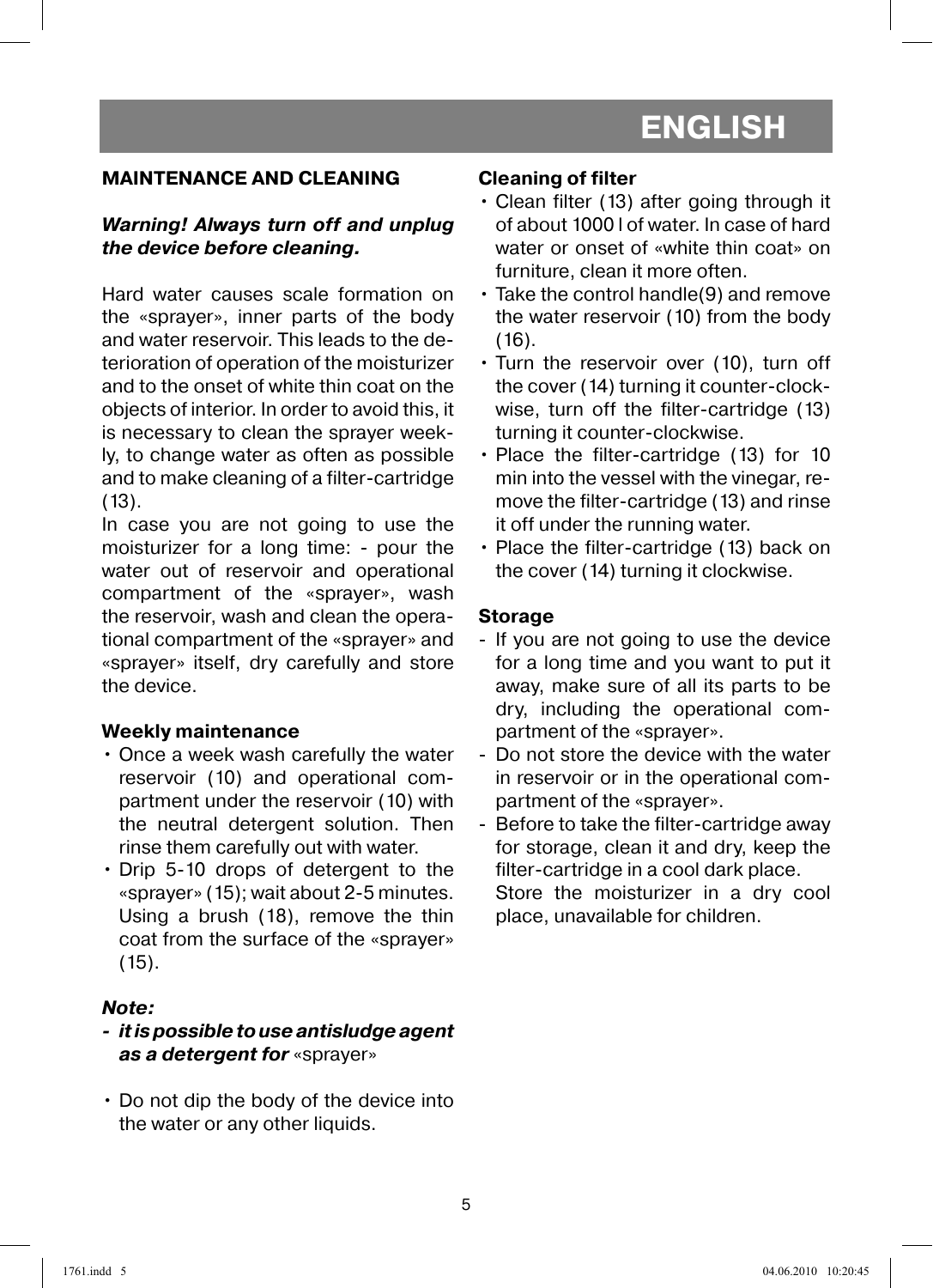## MAINTENANCE AND CLEANING

***Warning! Always turn off and unplug the device before cleaning.***

Hard water causes scale formation on the «sprayer», inner parts of the body and water reservoir. This leads to the deterioration of operation of the moisturizer and to the onset of white thin coat on the objects of interior. In order to avoid this, it is necessary to clean the sprayer weekly, to change water as often as possible and to make cleaning of a filter-cartridge (13).

In case you are not going to use the moisturizer for a long time: - pour the water out of reservoir and operational compartment of the «sprayer», wash the reservoir, wash and clean the operational compartment of the «sprayer» and «sprayer» itself, dry carefully and store the device.

### Weekly maintenance

- Once a week wash carefully the water reservoir (10) and operational compartment under the reservoir (10) with the neutral detergent solution. Then rinse them carefully out with water.
- Drip 5-10 drops of detergent to the «sprayer» (15); wait about 2-5 minutes. Using a brush (18), remove the thin coat from the surface of the «sprayer» (15).

***Note:***

- ***it is possible to use antisludge agent as a detergent for*** «sprayer»

- Do not dip the body of the device into the water or any other liquids.

### Cleaning of filter

- Clean filter (13) after going through it of about 1000 l of water. In case of hard water or onset of «white thin coat» on furniture, clean it more often.
- Take the control handle(9) and remove the water reservoir (10) from the body (16).
- Turn the reservoir over (10), turn off the cover (14) turning it counter-clockwise, turn off the filter-cartridge (13) turning it counter-clockwise.
- Place the filter-cartridge (13) for 10 min into the vessel with the vinegar, remove the filter-cartridge (13) and rinse it off under the running water.
- Place the filter-cartridge (13) back on the cover (14) turning it clockwise.

### Storage

- If you are not going to use the device for a long time and you want to put it away, make sure of all its parts to be dry, including the operational compartment of the «sprayer».
- Do not store the device with the water in reservoir or in the operational compartment of the «sprayer».
- Before to take the filter-cartridge away for storage, clean it and dry, keep the filter-cartridge in a cool dark place.

  Store the moisturizer in a dry cool place, unavailable for children.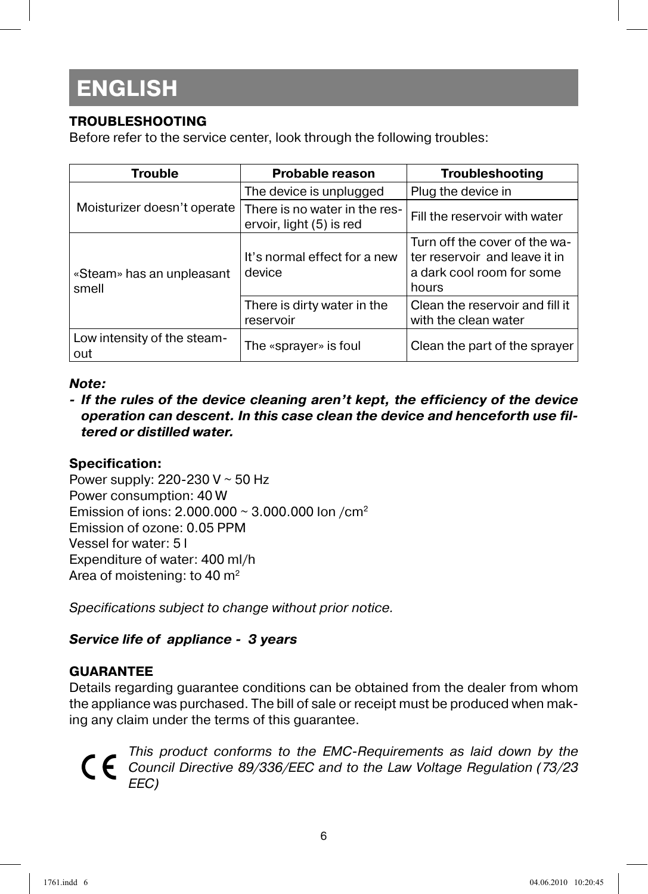# ENGLISH

**TROUBLESHOOTING**

Before refer to the service center, look through the following troubles:

| Trouble | Probable reason | Troubleshooting |
|---|---|---|
| Moisturizer doesn't operate | The device is unplugged | Plug the device in |
| | There is no water in the reservoir, light (5) is red | Fill the reservoir with water |
| «Steam» has an unpleasant smell | It's normal effect for a new device | Turn off the cover of the water reservoir and leave it in a dark cool room for some hours |
| | There is dirty water in the reservoir | Clean the reservoir and fill it with the clean water |
| Low intensity of the steam-out | The «sprayer» is foul | Clean the part of the sprayer |

***Note:***

- ***If the rules of the device cleaning aren't kept, the efficiency of the device operation can descent. In this case clean the device and henceforth use filtered or distilled water.***

**Specification:**

Power supply: 220-230 V ~ 50 Hz
Power consumption: 40 W
Emission of ions: 2.000.000 ~ 3.000.000 Ion /cm$^2$
Emission of ozone: 0.05 PPM
Vessel for water: 5 l
Expenditure of water: 400 ml/h
Area of moistening: to 40 m$^2$

*Specifications subject to change without prior notice.*

***Service life of appliance - 3 years***

**GUARANTEE**

Details regarding guarantee conditions can be obtained from the dealer from whom the appliance was purchased. The bill of sale or receipt must be produced when making any claim under the terms of this guarantee.

CE *This product conforms to the EMC-Requirements as laid down by the Council Directive 89/336/EEC and to the Law Voltage Regulation (73/23 EEC)*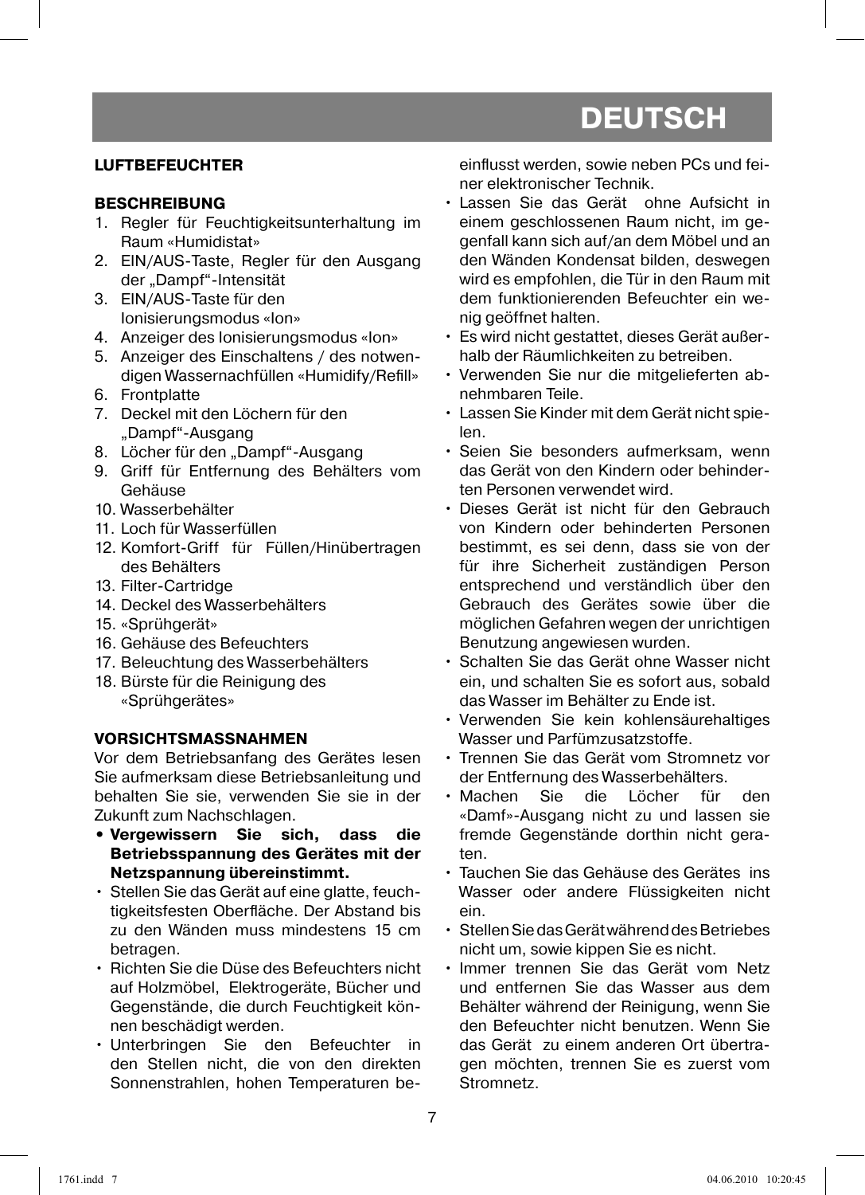# DEUTSCH

## LUFTBEFEUCHTER

### BESCHREIBUNG

1. Regler für Feuchtigkeitsunterhaltung im Raum «Humidistat»
2. EIN/AUS-Taste, Regler für den Ausgang der „Dampf"-Intensität
3. EIN/AUS-Taste für den Ionisierungsmodus «Ion»
4. Anzeiger des Ionisierungsmodus «Ion»
5. Anzeiger des Einschaltens / des notwendigen Wassernachfüllen «Humidify/Refill»
6. Frontplatte
7. Deckel mit den Löchern für den „Dampf"-Ausgang
8. Löcher für den „Dampf"-Ausgang
9. Griff für Entfernung des Behälters vom Gehäuse
10. Wasserbehälter
11. Loch für Wasserfüllen
12. Komfort-Griff für Füllen/Hinübertragen des Behälters
13. Filter-Cartridge
14. Deckel des Wasserbehälters
15. «Sprühgerät»
16. Gehäuse des Befeuchters
17. Beleuchtung des Wasserbehälters
18. Bürste für die Reinigung des «Sprühgerätes»

### VORSICHTSMASSNAHMEN

Vor dem Betriebsanfang des Gerätes lesen Sie aufmerksam diese Betriebsanleitung und behalten Sie sie, verwenden Sie sie in der Zukunft zum Nachschlagen.

- **Vergewissern Sie sich, dass die Betriebsspannung des Gerätes mit der Netzspannung übereinstimmt.**
- Stellen Sie das Gerät auf eine glatte, feuchtigkeitsfesten Oberfläche. Der Abstand bis zu den Wänden muss mindestens 15 cm betragen.
- Richten Sie die Düse des Befeuchters nicht auf Holzmöbel, Elektrogeräte, Bücher und Gegenstände, die durch Feuchtigkeit können beschädigt werden.
- Unterbringen Sie den Befeuchter in den Stellen nicht, die von den direkten Sonnenstrahlen, hohen Temperaturen beeinflusst werden, sowie neben PCs und feiner elektronischer Technik.
- Lassen Sie das Gerät ohne Aufsicht in einem geschlossenen Raum nicht, im gegenfall kann sich auf/an dem Möbel und an den Wänden Kondensat bilden, deswegen wird es empfohlen, die Tür in den Raum mit dem funktionierenden Befeuchter ein wenig geöffnet halten.
- Es wird nicht gestattet, dieses Gerät außerhalb der Räumlichkeiten zu betreiben.
- Verwenden Sie nur die mitgelieferten abnehmbaren Teile.
- Lassen Sie Kinder mit dem Gerät nicht spielen.
- Seien Sie besonders aufmerksam, wenn das Gerät von den Kindern oder behinderten Personen verwendet wird.
- Dieses Gerät ist nicht für den Gebrauch von Kindern oder behinderten Personen bestimmt, es sei denn, dass sie von der für ihre Sicherheit zuständigen Person entsprechend und verständlich über den Gebrauch des Gerätes sowie über die möglichen Gefahren wegen der unrichtigen Benutzung angewiesen wurden.
- Schalten Sie das Gerät ohne Wasser nicht ein, und schalten Sie es sofort aus, sobald das Wasser im Behälter zu Ende ist.
- Verwenden Sie kein kohlensäurehaltiges Wasser und Parfümzusatzstoffe.
- Trennen Sie das Gerät vom Stromnetz vor der Entfernung des Wasserbehälters.
- Machen Sie die Löcher für den «Damf»-Ausgang nicht zu und lassen sie fremde Gegenstände dorthin nicht geraten.
- Tauchen Sie das Gehäuse des Gerätes ins Wasser oder andere Flüssigkeiten nicht ein.
- Stellen Sie das Gerät während des Betriebes nicht um, sowie kippen Sie es nicht.
- Immer trennen Sie das Gerät vom Netz und entfernen Sie das Wasser aus dem Behälter während der Reinigung, wenn Sie den Befeuchter nicht benutzen. Wenn Sie das Gerät zu einem anderen Ort übertragen möchten, trennen Sie es zuerst vom Stromnetz.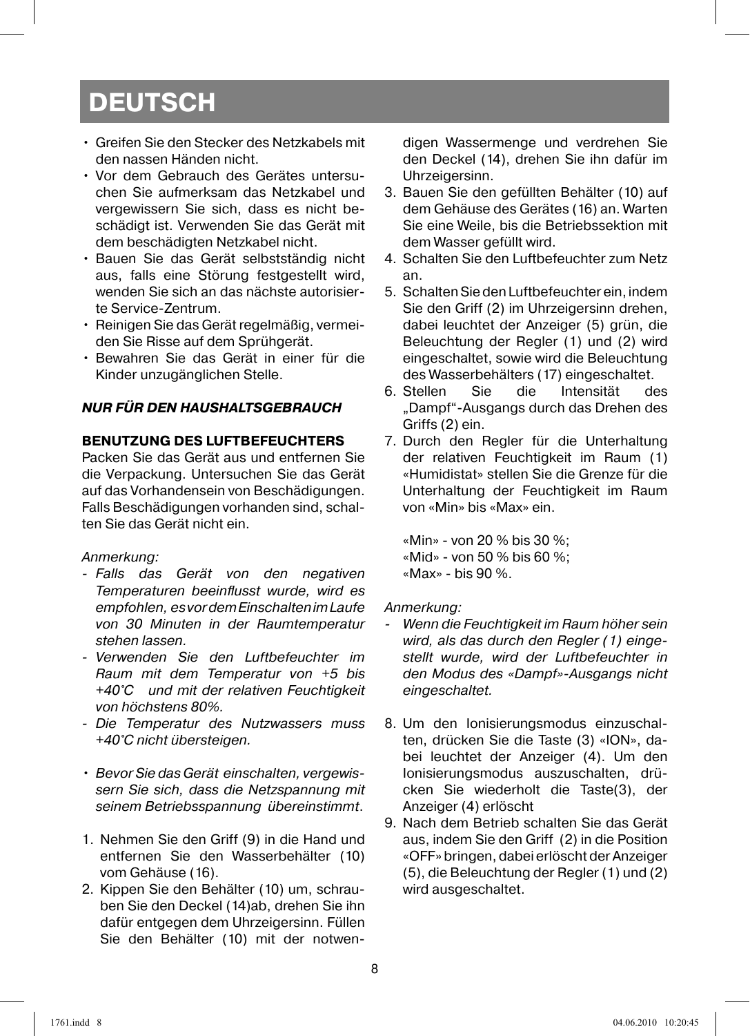# DEUTSCH

- Greifen Sie den Stecker des Netzkabels mit den nassen Händen nicht.
- Vor dem Gebrauch des Gerätes untersuchen Sie aufmerksam das Netzkabel und vergewissern Sie sich, dass es nicht beschädigt ist. Verwenden Sie das Gerät mit dem beschädigten Netzkabel nicht.
- Bauen Sie das Gerät selbstständig nicht aus, falls eine Störung festgestellt wird, wenden Sie sich an das nächste autorisierte Service-Zentrum.
- Reinigen Sie das Gerät regelmäßig, vermeiden Sie Risse auf dem Sprühgerät.
- Bewahren Sie das Gerät in einer für die Kinder unzugänglichen Stelle.

***NUR FÜR DEN HAUSHALTSGEBRAUCH***

**BENUTZUNG DES LUFTBEFEUCHTERS**

Packen Sie das Gerät aus und entfernen Sie die Verpackung. Untersuchen Sie das Gerät auf das Vorhandensein von Beschädigungen. Falls Beschädigungen vorhanden sind, schalten Sie das Gerät nicht ein.

*Anmerkung:*

- *Falls das Gerät von den negativen Temperaturen beeinflusst wurde, wird es empfohlen, es vor dem Einschalten im Laufe von 30 Minuten in der Raumtemperatur stehen lassen.*
- *Verwenden Sie den Luftbefeuchter im Raum mit dem Temperatur von +5 bis +40°C und mit der relativen Feuchtigkeit von höchstens 80%.*
- *Die Temperatur des Nutzwassers muss +40°C nicht übersteigen.*

- *Bevor Sie das Gerät einschalten, vergewissern Sie sich, dass die Netzspannung mit seinem Betriebsspannung übereinstimmt.*

1. Nehmen Sie den Griff (9) in die Hand und entfernen Sie den Wasserbehälter (10) vom Gehäuse (16).
2. Kippen Sie den Behälter (10) um, schrauben Sie den Deckel (14)ab, drehen Sie ihn dafür entgegen dem Uhrzeigersinn. Füllen Sie den Behälter (10) mit der notwendigen Wassermenge und verdrehen Sie den Deckel (14), drehen Sie ihn dafür im Uhrzeigersinn.
3. Bauen Sie den gefüllten Behälter (10) auf dem Gehäuse des Gerätes (16) an. Warten Sie eine Weile, bis die Betriebssektion mit dem Wasser gefüllt wird.
4. Schalten Sie den Luftbefeuchter zum Netz an.
5. Schalten Sie den Luftbefeuchter ein, indem Sie den Griff (2) im Uhrzeigersinn drehen, dabei leuchtet der Anzeiger (5) grün, die Beleuchtung der Regler (1) und (2) wird eingeschaltet, sowie wird die Beleuchtung des Wasserbehälters (17) eingeschaltet.
6. Stellen Sie die Intensität des „Dampf"-Ausgangs durch das Drehen des Griffs (2) ein.
7. Durch den Regler für die Unterhaltung der relativen Feuchtigkeit im Raum (1) «Humidistat» stellen Sie die Grenze für die Unterhaltung der Feuchtigkeit im Raum von «Min» bis «Max» ein.

   «Min» - von 20 % bis 30 %;
   «Mid» - von 50 % bis 60 %;
   «Max» - bis 90 %.

*Anmerkung:*

- *Wenn die Feuchtigkeit im Raum höher sein wird, als das durch den Regler (1) eingestellt wurde, wird der Luftbefeuchter in den Modus des «Dampf»-Ausgangs nicht eingeschaltet.*

8. Um den Ionisierungsmodus einzuschalten, drücken Sie die Taste (3) «ION», dabei leuchtet der Anzeiger (4). Um den Ionisierungsmodus auszuschalten, drücken Sie wiederholt die Taste(3), der Anzeiger (4) erlöscht
9. Nach dem Betrieb schalten Sie das Gerät aus, indem Sie den Griff (2) in die Position «OFF» bringen, dabei erlöscht der Anzeiger (5), die Beleuchtung der Regler (1) und (2) wird ausgeschaltet.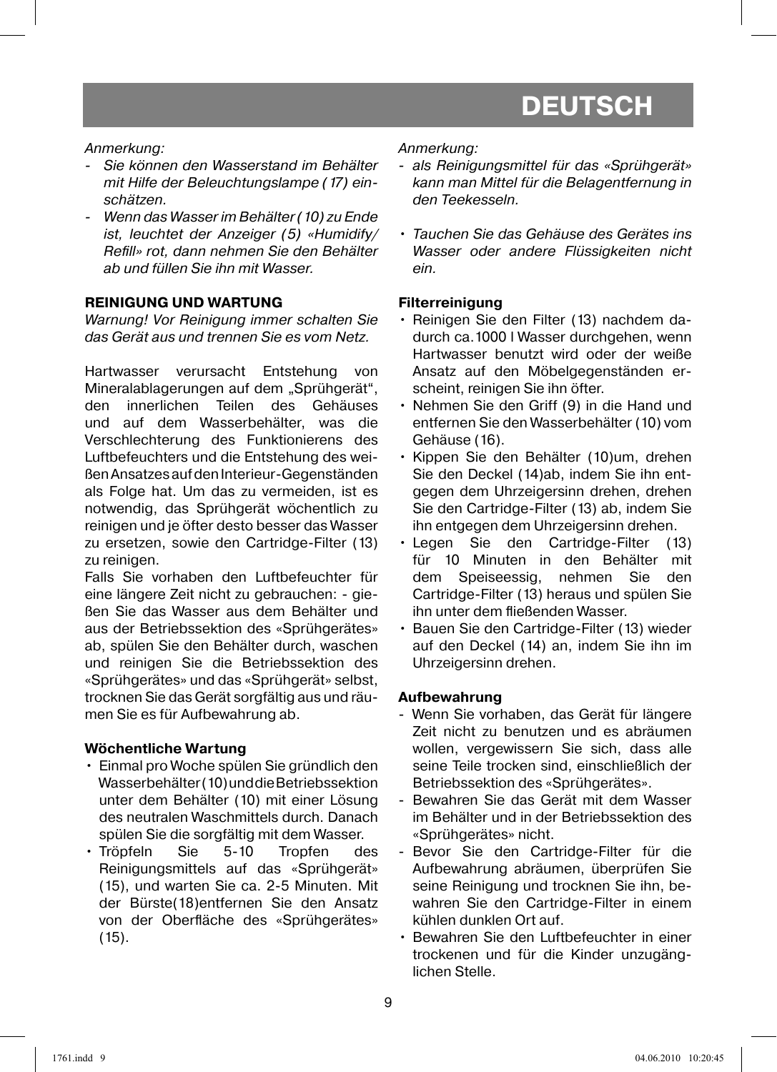*Anmerkung:*

- *Sie können den Wasserstand im Behälter mit Hilfe der Beleuchtungslampe (17) einschätzen.*
- *Wenn das Wasser im Behälter (10) zu Ende ist, leuchtet der Anzeiger (5) «Humidify/ Refill» rot, dann nehmen Sie den Behälter ab und füllen Sie ihn mit Wasser.*

**REINIGUNG UND WARTUNG**

*Warnung! Vor Reinigung immer schalten Sie das Gerät aus und trennen Sie es vom Netz.*

Hartwasser verursacht Entstehung von Mineralablagerungen auf dem „Sprühgerät", den innerlichen Teilen des Gehäuses und auf dem Wasserbehälter, was die Verschlechterung des Funktionierens des Luftbefeuchters und die Entstehung des weißen Ansatzes auf den Interieur-Gegenständen als Folge hat. Um das zu vermeiden, ist es notwendig, das Sprühgerät wöchentlich zu reinigen und je öfter desto besser das Wasser zu ersetzen, sowie den Cartridge-Filter (13) zu reinigen.

Falls Sie vorhaben den Luftbefeuchter für eine längere Zeit nicht zu gebrauchen: - gießen Sie das Wasser aus dem Behälter und aus der Betriebssektion des «Sprühgerätes» ab, spülen Sie den Behälter durch, waschen und reinigen Sie die Betriebssektion des «Sprühgerätes» und das «Sprühgerät» selbst, trocknen Sie das Gerät sorgfältig aus und räumen Sie es für Aufbewahrung ab.

**Wöchentliche Wartung**

- Einmal pro Woche spülen Sie gründlich den Wasserbehälter (10) und die Betriebssektion unter dem Behälter (10) mit einer Lösung des neutralen Waschmittels durch. Danach spülen Sie die sorgfältig mit dem Wasser.
- Tröpfeln Sie 5-10 Tropfen des Reinigungsmittels auf das «Sprühgerät» (15), und warten Sie ca. 2-5 Minuten. Mit der Bürste(18)entfernen Sie den Ansatz von der Oberfläche des «Sprühgerätes» (15).

*Anmerkung:*

- *als Reinigungsmittel für das «Sprühgerät» kann man Mittel für die Belagentfernung in den Teekesseln.*

- *Tauchen Sie das Gehäuse des Gerätes ins Wasser oder andere Flüssigkeiten nicht ein.*

**Filterreinigung**

- Reinigen Sie den Filter (13) nachdem dadurch ca.1000 l Wasser durchgehen, wenn Hartwasser benutzt wird oder der weiße Ansatz auf den Möbelgegenständen erscheint, reinigen Sie ihn öfter.
- Nehmen Sie den Griff (9) in die Hand und entfernen Sie den Wasserbehälter (10) vom Gehäuse (16).
- Kippen Sie den Behälter (10)um, drehen Sie den Deckel (14)ab, indem Sie ihn entgegen dem Uhrzeigersinn drehen, drehen Sie den Cartridge-Filter (13) ab, indem Sie ihn entgegen dem Uhrzeigersinn drehen.
- Legen Sie den Cartridge-Filter (13) für 10 Minuten in den Behälter mit dem Speiseessig, nehmen Sie den Cartridge-Filter (13) heraus und spülen Sie ihn unter dem fließenden Wasser.
- Bauen Sie den Cartridge-Filter (13) wieder auf den Deckel (14) an, indem Sie ihn im Uhrzeigersinn drehen.

**Aufbewahrung**

- Wenn Sie vorhaben, das Gerät für längere Zeit nicht zu benutzen und es abräumen wollen, vergewissern Sie sich, dass alle seine Teile trocken sind, einschließlich der Betriebssektion des «Sprühgerätes».
- Bewahren Sie das Gerät mit dem Wasser im Behälter und in der Betriebssektion des «Sprühgerätes» nicht.
- Bevor Sie den Cartridge-Filter für die Aufbewahrung abräumen, überprüfen Sie seine Reinigung und trocknen Sie ihn, bewahren Sie den Cartridge-Filter in einem kühlen dunklen Ort auf.
- Bewahren Sie den Luftbefeuchter in einer trockenen und für die Kinder unzugänglichen Stelle.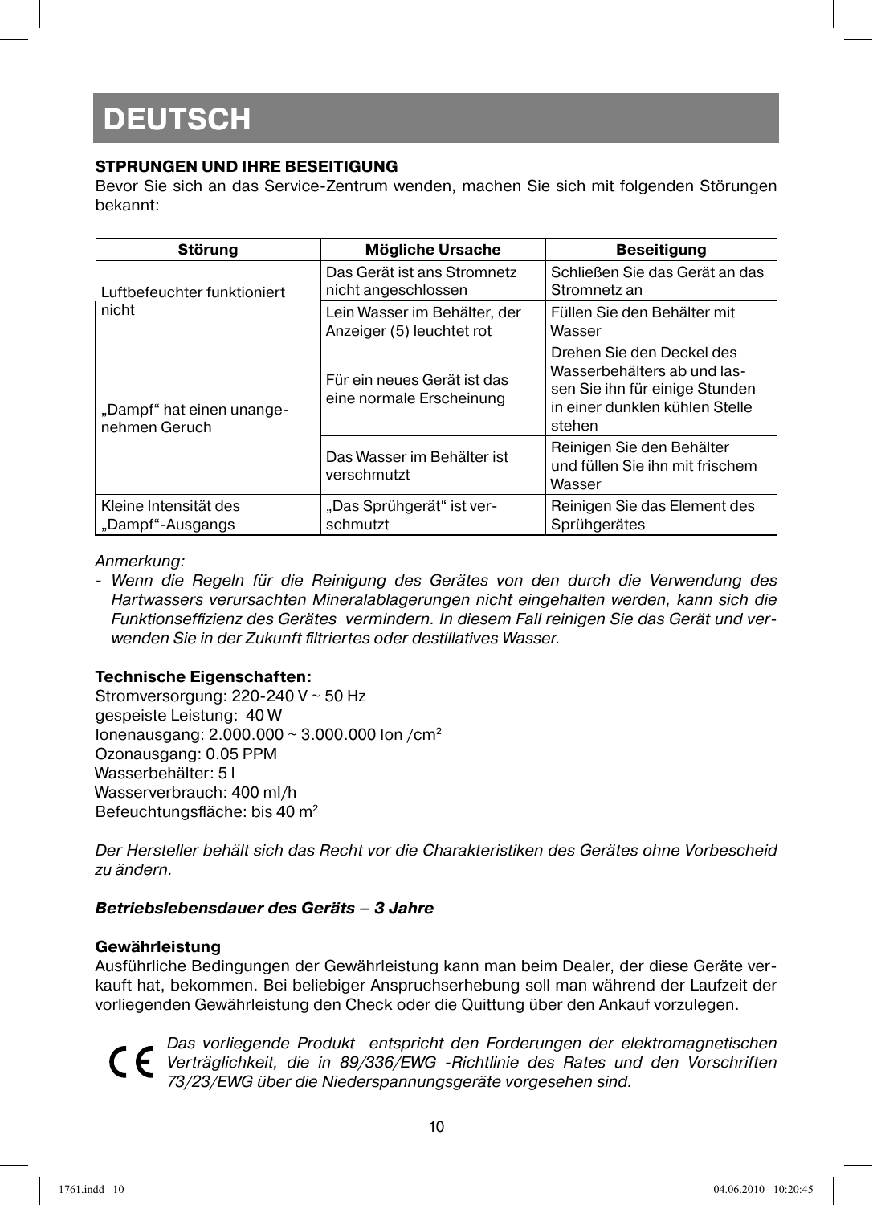# DEUTSCH

**STPRUNGEN UND IHRE BESEITIGUNG**

Bevor Sie sich an das Service-Zentrum wenden, machen Sie sich mit folgenden Störungen bekannt:

| Störung | Mögliche Ursache | Beseitigung |
|---|---|---|
| Luftbefeuchter funktioniert nicht | Das Gerät ist ans Stromnetz nicht angeschlossen | Schließen Sie das Gerät an das Stromnetz an |
| | Lein Wasser im Behälter, der Anzeiger (5) leuchtet rot | Füllen Sie den Behälter mit Wasser |
| „Dampf" hat einen unangenehmen Geruch | Für ein neues Gerät ist das eine normale Erscheinung | Drehen Sie den Deckel des Wasserbehälters ab und lassen Sie ihn für einige Stunden in einer dunklen kühlen Stelle stehen |
| | Das Wasser im Behälter ist verschmutzt | Reinigen Sie den Behälter und füllen Sie ihn mit frischem Wasser |
| Kleine Intensität des „Dampf"-Ausgangs | „Das Sprühgerät" ist verschmutzt | Reinigen Sie das Element des Sprühgerätes |

*Anmerkung:*

- *Wenn die Regeln für die Reinigung des Gerätes von den durch die Verwendung des Hartwassers verursachten Mineralablagerungen nicht eingehalten werden, kann sich die Funktionseffizienz des Gerätes vermindern. In diesem Fall reinigen Sie das Gerät und verwenden Sie in der Zukunft filtriertes oder destillatives Wasser.*

**Technische Eigenschaften:**

Stromversorgung: 220-240 V ~ 50 Hz
gespeiste Leistung: 40 W
Ionenausgang: 2.000.000 ~ 3.000.000 Ion /cm$^2$
Ozonausgang: 0.05 PPM
Wasserbehälter: 5 l
Wasserverbrauch: 400 ml/h
Befeuchtungsfläche: bis 40 m$^2$

*Der Hersteller behält sich das Recht vor die Charakteristiken des Gerätes ohne Vorbescheid zu ändern.*

***Betriebslebensdauer des Geräts – 3 Jahre***

**Gewährleistung**

Ausführliche Bedingungen der Gewährleistung kann man beim Dealer, der diese Geräte verkauft hat, bekommen. Bei beliebiger Anspruchserhebung soll man während der Laufzeit der vorliegenden Gewährleistung den Check oder die Quittung über den Ankauf vorzulegen.

CE *Das vorliegende Produkt entspricht den Forderungen der elektromagnetischen Verträglichkeit, die in 89/336/EWG -Richtlinie des Rates und den Vorschriften 73/23/EWG über die Niederspannungsgeräte vorgesehen sind.*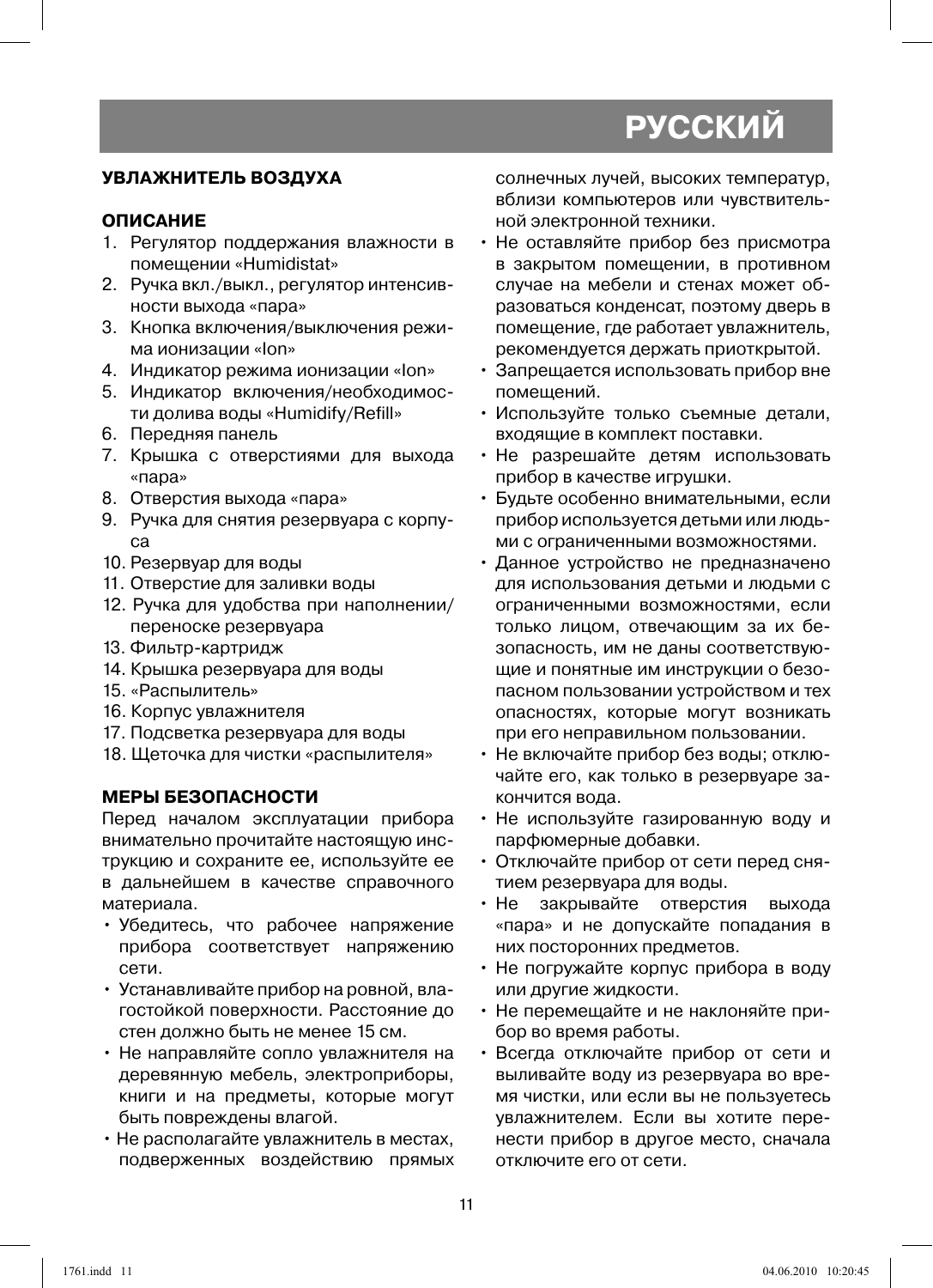# РУССКИЙ

## УВЛАЖНИТЕЛЬ ВОЗДУХА

### ОПИСАНИЕ

1. Регулятор поддержания влажности в помещении «Humidistat»
2. Ручка вкл./выкл., регулятор интенсивности выхода «пара»
3. Кнопка включения/выключения режима ионизации «Ion»
4. Индикатор режима ионизации «Ion»
5. Индикатор включения/необходимости долива воды «Humidify/Refill»
6. Передняя панель
7. Крышка с отверстиями для выхода «пара»
8. Отверстия выхода «пара»
9. Ручка для снятия резервуара с корпуса
10. Резервуар для воды
11. Отверстие для заливки воды
12. Ручка для удобства при наполнении/переноске резервуара
13. Фильтр-картридж
14. Крышка резервуара для воды
15. «Распылитель»
16. Корпус увлажнителя
17. Подсветка резервуара для воды
18. Щеточка для чистки «распылителя»

### МЕРЫ БЕЗОПАСНОСТИ

Перед началом эксплуатации прибора внимательно прочитайте настоящую инструкцию и сохраните ее, используйте ее в дальнейшем в качестве справочного материала.

- Убедитесь, что рабочее напряжение прибора соответствует напряжению сети.
- Устанавливайте прибор на ровной, влагостойкой поверхности. Расстояние до стен должно быть не менее 15 см.
- Не направляйте сопло увлажнителя на деревянную мебель, электроприборы, книги и на предметы, которые могут быть повреждены влагой.
- Не располагайте увлажнитель в местах, подверженных воздействию прямых солнечных лучей, высоких температур, вблизи компьютеров или чувствительной электронной техники.
- Не оставляйте прибор без присмотра в закрытом помещении, в противном случае на мебели и стенах может образоваться конденсат, поэтому дверь в помещение, где работает увлажнитель, рекомендуется держать приоткрытой.
- Запрещается использовать прибор вне помещений.
- Используйте только съемные детали, входящие в комплект поставки.
- Не разрешайте детям использовать прибор в качестве игрушки.
- Будьте особенно внимательными, если прибор используется детьми или людьми с ограниченными возможностями.
- Данное устройство не предназначено для использования детьми и людьми с ограниченными возможностями, если только лицом, отвечающим за их безопасность, им не даны соответствующие и понятные им инструкции о безопасном пользовании устройством и тех опасностях, которые могут возникать при его неправильном пользовании.
- Не включайте прибор без воды; отключайте его, как только в резервуаре закончится вода.
- Не используйте газированную воду и парфюмерные добавки.
- Отключайте прибор от сети перед снятием резервуара для воды.
- Не закрывайте отверстия выхода «пара» и не допускайте попадания в них посторонних предметов.
- Не погружайте корпус прибора в воду или другие жидкости.
- Не перемещайте и не наклоняйте прибор во время работы.
- Всегда отключайте прибор от сети и выливайте воду из резервуара во время чистки, или если вы не пользуетесь увлажнителем. Если вы хотите перенести прибор в другое место, сначала отключите его от сети.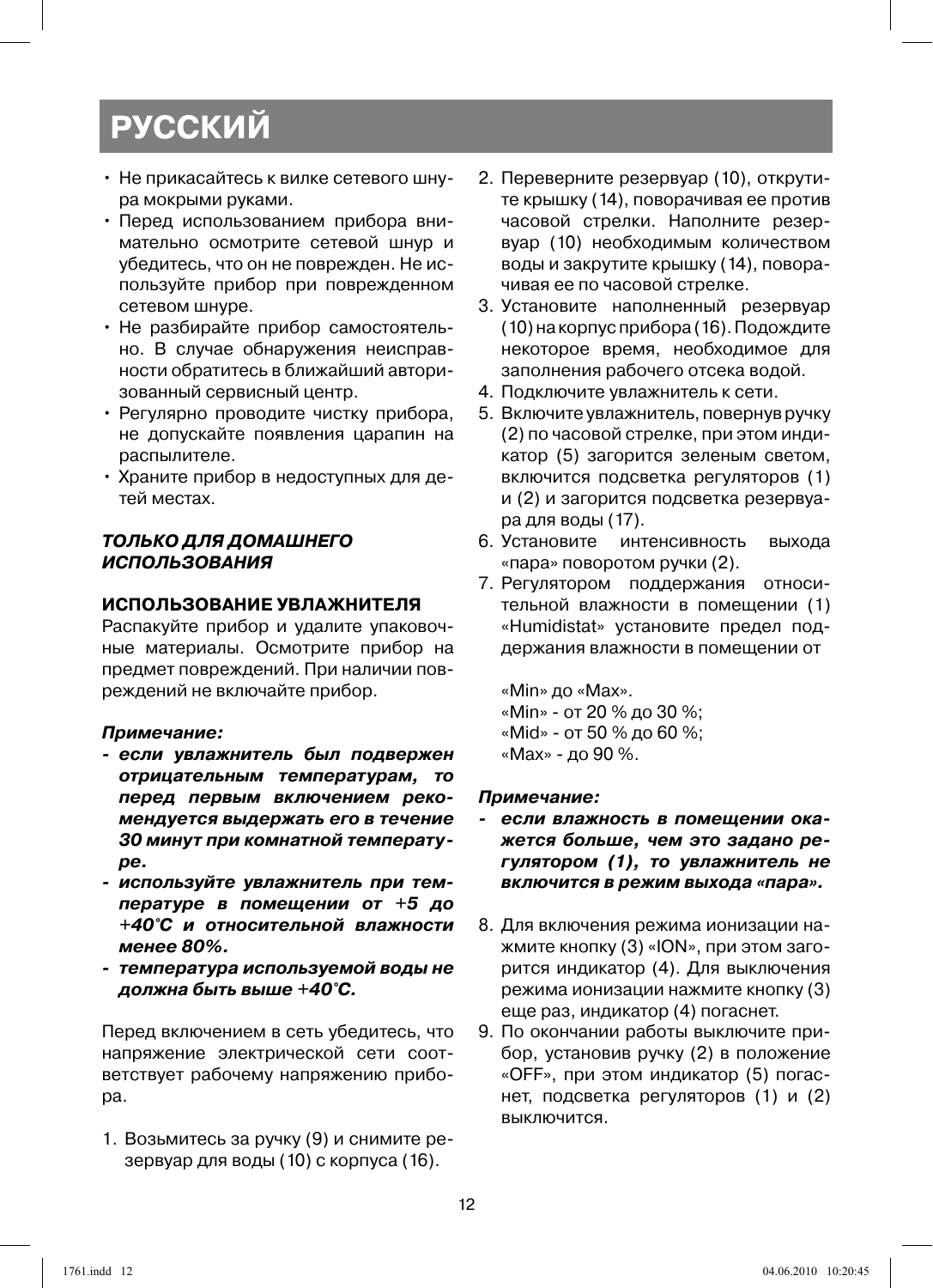# РУССКИЙ

- Не прикасайтесь к вилке сетевого шнура мокрыми руками.
- Перед использованием прибора внимательно осмотрите сетевой шнур и убедитесь, что он не поврежден. Не используйте прибор при поврежденном сетевом шнуре.
- Не разбирайте прибор самостоятельно. В случае обнаружения неисправности обратитесь в ближайший авторизованный сервисный центр.
- Регулярно проводите чистку прибора, не допускайте появления царапин на распылителе.
- Храните прибор в недоступных для детей местах.

***ТОЛЬКО ДЛЯ ДОМАШНЕГО ИСПОЛЬЗОВАНИЯ***

**ИСПОЛЬЗОВАНИЕ УВЛАЖНИТЕЛЯ**

Распакуйте прибор и удалите упаковочные материалы. Осмотрите прибор на предмет повреждений. При наличии повреждений не включайте прибор.

***Примечание:***

- ***если увлажнитель был подвержен отрицательным температурам, то перед первым включением рекомендуется выдержать его в течение 30 минут при комнатной температуре.***
- ***используйте увлажнитель при температуре в помещении от +5 до +40°С и относительной влажности менее 80%.***
- ***температура используемой воды не должна быть выше +40°С.***

Перед включением в сеть убедитесь, что напряжение электрической сети соответствует рабочему напряжению прибора.

1. Возьмитесь за ручку (9) и снимите резервуар для воды (10) с корпуса (16).
2. Переверните резервуар (10), открутите крышку (14), поворачивая ее против часовой стрелки. Наполните резервуар (10) необходимым количеством воды и закрутите крышку (14), поворачивая ее по часовой стрелке.
3. Установите наполненный резервуар (10) на корпус прибора (16). Подождите некоторое время, необходимое для заполнения рабочего отсека водой.
4. Подключите увлажнитель к сети.
5. Включите увлажнитель, повернув ручку (2) по часовой стрелке, при этом индикатор (5) загорится зеленым светом, включится подсветка регуляторов (1) и (2) и загорится подсветка резервуара для воды (17).
6. Установите интенсивность выхода «пара» поворотом ручки (2).
7. Регулятором поддержания относительной влажности в помещении (1) «Humidistat» установите предел поддержания влажности в помещении от

   «Min» до «Max».
   «Min» - от 20 % до 30 %;
   «Mid» - от 50 % до 60 %;
   «Max» - до 90 %.

***Примечание:***

- ***если влажность в помещении окажется больше, чем это задано регулятором (1), то увлажнитель не включится в режим выхода «пара».***

8. Для включения режима ионизации нажмите кнопку (3) «ION», при этом загорится индикатор (4). Для выключения режима ионизации нажмите кнопку (3) еще раз, индикатор (4) погаснет.
9. По окончании работы выключите прибор, установив ручку (2) в положение «OFF», при этом индикатор (5) погаснет, подсветка регуляторов (1) и (2) выключится.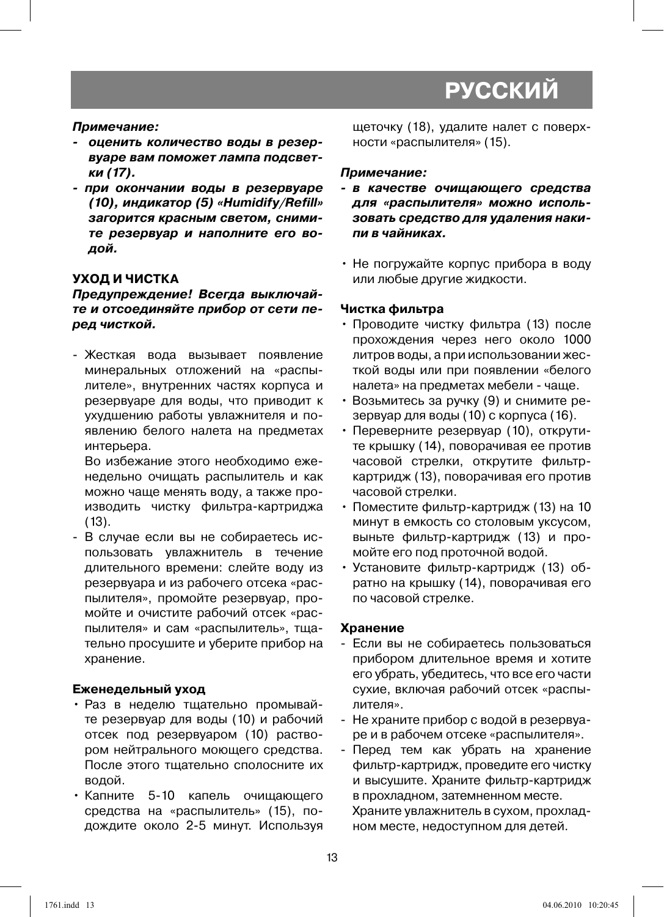## РУССКИЙ

***Примечание:***

- ***оценить количество воды в резервуаре вам поможет лампа подсветки (17).***
- ***при окончании воды в резервуаре (10), индикатор (5) «Humidify/Refill» загорится красным светом, снимите резервуар и наполните его водой.***

### УХОД И ЧИСТКА

***Предупреждение! Всегда выключайте и отсоединяйте прибор от сети перед чисткой.***

- Жесткая вода вызывает появление минеральных отложений на «распылителе», внутренних частях корпуса и резервуаре для воды, что приводит к ухудшению работы увлажнителя и появлению белого налета на предметах интерьера.

  Во избежание этого необходимо еженедельно очищать распылитель и как можно чаще менять воду, а также производить чистку фильтра-картриджа (13).
- В случае если вы не собираетесь использовать увлажнитель в течение длительного времени: слейте воду из резервуара и из рабочего отсека «распылителя», промойте резервуар, промойте и очистите рабочий отсек «распылителя» и сам «распылитель», тщательно просушите и уберите прибор на хранение.

**Еженедельный уход**

- Раз в неделю тщательно промывайте резервуар для воды (10) и рабочий отсек под резервуаром (10) раствором нейтрального моющего средства. После этого тщательно сполосните их водой.
- Капните 5-10 капель очищающего средства на «распылитель» (15), подождите около 2-5 минут. Используя щеточку (18), удалите налет с поверхности «распылителя» (15).

***Примечание:***

- ***в качестве очищающего средства для «распылителя» можно использовать средство для удаления накипи в чайниках.***

- Не погружайте корпус прибора в воду или любые другие жидкости.

**Чистка фильтра**

- Проводите чистку фильтра (13) после прохождения через него около 1000 литров воды, а при использовании жесткой воды или при появлении «белого налета» на предметах мебели - чаще.
- Возьмитесь за ручку (9) и снимите резервуар для воды (10) с корпуса (16).
- Переверните резервуар (10), открутите крышку (14), поворачивая ее против часовой стрелки, открутите фильтр-картридж (13), поворачивая его против часовой стрелки.
- Поместите фильтр-картридж (13) на 10 минут в емкость со столовым уксусом, выньте фильтр-картридж (13) и промойте его под проточной водой.
- Установите фильтр-картридж (13) обратно на крышку (14), поворачивая его по часовой стрелке.

**Хранение**

- Если вы не собираетесь пользоваться прибором длительное время и хотите его убрать, убедитесь, что все его части сухие, включая рабочий отсек «распылителя».
- Не храните прибор с водой в резервуаре и в рабочем отсеке «распылителя».
- Перед тем как убрать на хранение фильтр-картридж, проведите его чистку и высушите. Храните фильтр-картридж в прохладном, затемненном месте.

  Храните увлажнитель в сухом, прохладном месте, недоступном для детей.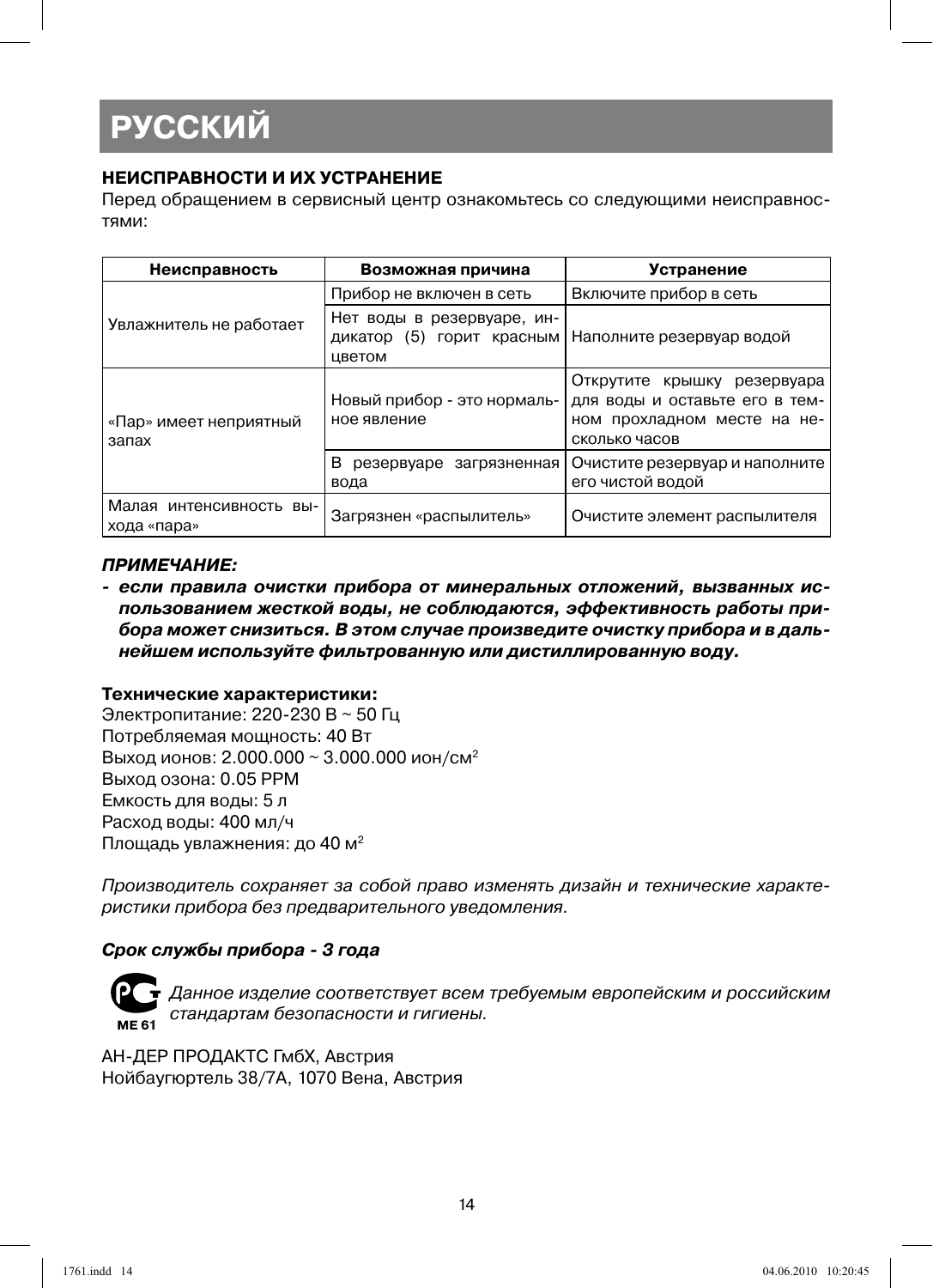# РУССКИЙ

## НЕИСПРАВНОСТИ И ИХ УСТРАНЕНИЕ

Перед обращением в сервисный центр ознакомьтесь со следующими неисправностями:

| Неисправность | Возможная причина | Устранение |
|---|---|---|
| Увлажнитель не работает | Прибор не включен в сеть | Включите прибор в сеть |
| | Нет воды в резервуаре, индикатор (5) горит красным цветом | Наполните резервуар водой |
| «Пар» имеет неприятный запах | Новый прибор - это нормальное явление | Открутите крышку резервуара для воды и оставьте его в темном прохладном месте на несколько часов |
| | В резервуаре загрязненная вода | Очистите резервуар и наполните его чистой водой |
| Малая интенсивность выхода «пара» | Загрязнен «распылитель» | Очистите элемент распылителя |

***ПРИМЕЧАНИЕ:***

- ***если правила очистки прибора от минеральных отложений, вызванных использованием жесткой воды, не соблюдаются, эффективность работы прибора может снизиться. В этом случае произведите очистку прибора и в дальнейшем используйте фильтрованную или дистиллированную воду.***

**Технические характеристики:**

Электропитание: 220-230 В ~ 50 Гц  
Потребляемая мощность: 40 Вт  
Выход ионов: 2.000.000 ~ 3.000.000 ион/см$^2$  
Выход озона: 0.05 PPM  
Емкость для воды: 5 л  
Расход воды: 400 мл/ч  
Площадь увлажнения: до 40 м$^2$

*Производитель сохраняет за собой право изменять дизайн и технические характеристики прибора без предварительного уведомления.*

***Срок службы прибора - 3 года***

ME 61 *Данное изделие соответствует всем требуемым европейским и российским стандартам безопасности и гигиены.*

АН-ДЕР ПРОДАКТС ГмбХ, Австрия  
Нойбаугюртель 38/7А, 1070 Вена, Австрия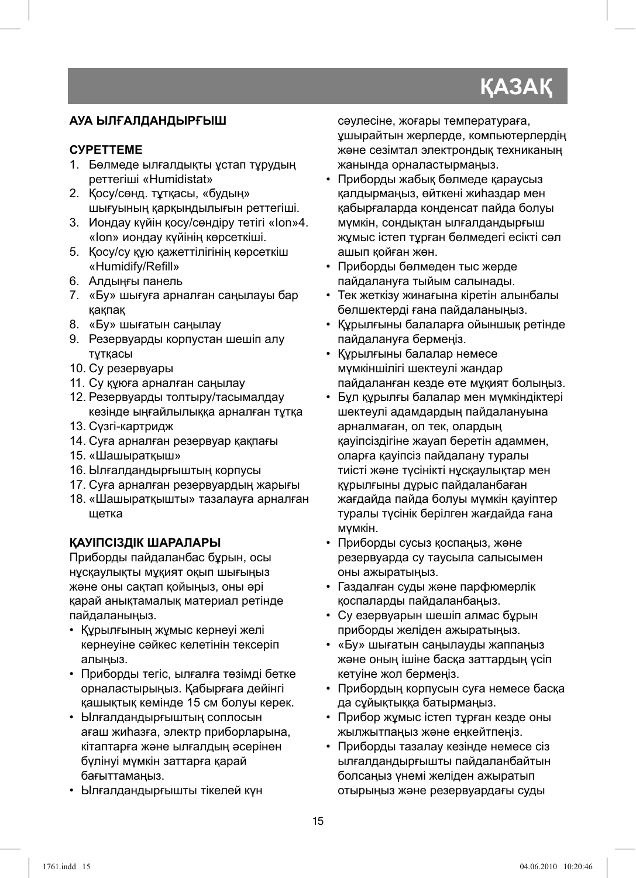# ҚАЗАҚ

**АУА ЫЛҒАЛДАНДЫРҒЫШ**

**СУРЕТТЕМЕ**

1. Бөлмеде ылғалдықты ұстап тұрудың реттегіші «Humidistat»
2. Қосу/сөнд. тұтқасы, «будың» шығуының қарқындылығын реттегіші.
3. Иондау күйін қосу/сөндіру тетігі «Ion»4. «Ion» иондау күйінің көрсеткіші.
5. Қосу/су құю қажеттілігінің көрсеткіш «Humidify/Refill»
6. Алдыңғы панель
7. «Бу» шығуға арналған саңылауы бар қақпақ
8. «Бу» шығатын саңылау
9. Резервуарды корпустан шешіп алу тұтқасы
10. Су резервуары
11. Су құюға арналған саңылау
12. Резервуарды толтыру/тасымалдау кезінде ыңғайлылыққа арналған тұтқа
13. Сүзгі-картридж
14. Суға арналған резервуар қақпағы
15. «Шашыратқыш»
16. Ылғалдандырғыштың корпусы
17. Суға арналған резервуардың жарығы
18. «Шашыратқышты» тазалауға арналған щетка

**ҚАУІПСІЗДІК ШАРАЛАРЫ**

Приборды пайдаланбас бұрын, осы нұсқаулықты мұқият оқып шығыңыз және оны сақтап қойыңыз, оны әрі қарай анықтамалық материал ретінде пайдаланыңыз.

- Құрылғының жұмыс кернеуі желі кернеуіне сәйкес келетінін тексеріп алыңыз.
- Приборды тегіс, ылғалға төзімді бетке орналастырыңыз. Қабырғаға дейінгі қашықтық кемінде 15 см болуы керек.
- Ылғалдандырғыштың соплосын ағаш жиһазға, электр приборларына, кітаптарға және ылғалдың әсерінен бүлінуі мүмкін заттарға қарай бағыттамаңыз.
- Ылғалдандырғышты тікелей күн сәулесіне, жоғары температураға, ұшырайтын жерлерде, компьютерлердің және сезімтал электрондық техниканың жанында орналастырмаңыз.
- Приборды жабық бөлмеде қараусыз қалдырмаңыз, өйткені жиһаздар мен қабырғаларда конденсат пайда болуы мүмкін, сондықтан ылғалдандырғыш жұмыс істеп тұрған бөлмедегі есікті сәл ашып қойған жөн.
- Приборды бөлмеден тыс жерде пайдалануға тыйым салынады.
- Тек жеткізу жинағына кіретін алынбалы бөлшектерді ғана пайдаланыңыз.
- Құрылғыны балаларға ойыншық ретінде пайдалануға бермеңіз.
- Құрылғыны балалар немесе мүмкіншілігі шектеулі жандар пайдаланған кезде өте мұқият болыңыз.
- Бұл құрылғы балалар мен мүмкіндіктері шектеулі адамдардың пайдалануына арналмаған, ол тек, олардың қауіпсіздігіне жауап беретін адаммен, оларға қауіпсіз пайдалану туралы тиісті және түсінікті нұсқаулықтар мен құрылғыны дұрыс пайдаланбаған жағдайда пайда болуы мүмкін қауіптер туралы түсінік берілген жағдайда ғана мүмкін.
- Приборды сусыз қоспаңыз, және резервуарда су таусыла салысымен оны ажыратыңыз.
- Газдалған суды және парфюмерлік қоспаларды пайдаланбаңыз.
- Су езервуарын шешіп алмас бұрын приборды желіден ажыратыңыз.
- «Бу» шығатын саңылауды жаппаңыз және оның ішіне басқа заттардың үсіп кетуіне жол бермеңіз.
- Прибордың корпусын суға немесе басқа да сұйықтыққа батырмаңыз.
- Прибор жұмыс істеп тұрған кезде оны жылжытпаңыз және еңкейтпеңіз.
- Приборды тазалау кезінде немесе сіз ылғалдандырғышты пайдаланбайтын болсаңыз үнемі желіден ажыратып отырыңыз және резервуардағы суды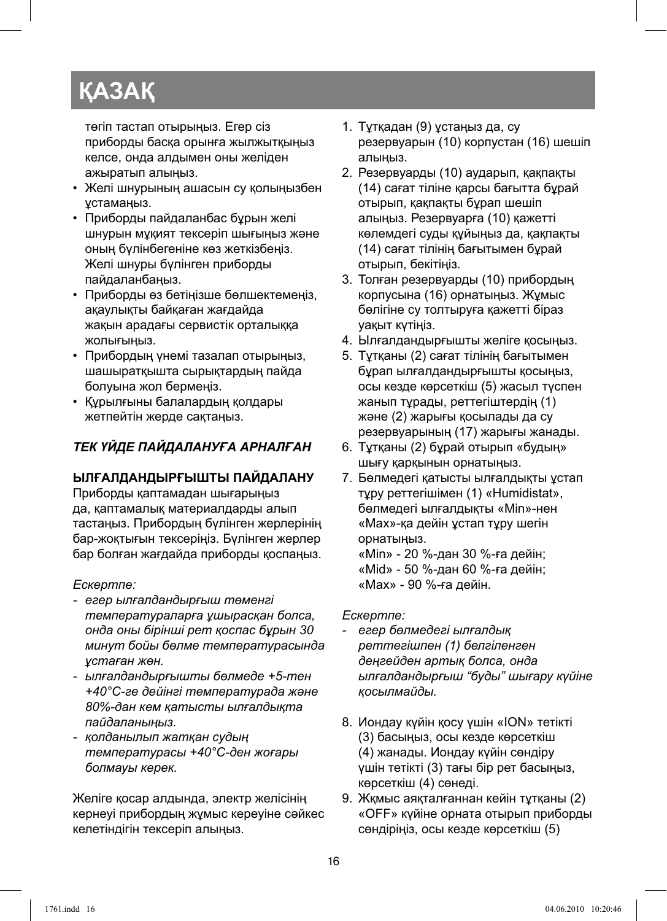# ҚАЗАҚ

төгіп тастап отырыңыз. Егер сіз приборды басқа орынға жылжытқыңыз келсе, онда алдымен оны желіден ажыратып алыңыз.

- Желі шнурының ашасын су қолыңызбен ұстамаңыз.
- Приборды пайдаланбас бұрын желі шнурын мұқият тексеріп шығыңыз және оның бүлінбегеніне көз жеткізбеңіз. Желі шнуры бүлінген приборды пайдаланбаңыз.
- Приборды өз бетіңізше бөлшектемеңіз, ақаулықты байқаған жағдайда жақын арадағы сервистік орталыққа жолығыңыз.
- Прибордың үнемі тазалап отырыңыз, шашыратқышта сырықтардың пайда болуына жол бермеңіз.
- Құрылғыны балалардың қолдары жетпейтін жерде сақтаңыз.

***ТЕК ҮЙДЕ ПАЙДАЛАНУҒА АРНАЛҒАН***

**ЫЛҒАЛДАНДЫРҒЫШТЫ ПАЙДАЛАНУ**

Приборды қаптамадан шығарыңыз да, қаптамалық материалдарды алып тастаңыз. Прибордың бүлінген жерлерінің бар-жоқтығын тексеріңіз. Бүлінген жерлер бар болған жағдайда приборды қоспаңыз.

*Ескертпе:*

- *егер ылғалдандырғыш төменгі температураларға ұшырасқан болса, онда оны бірінші рет қоспас бұрын 30 минут бойы бөлме температурасында ұстаған жөн.*
- *ылғалдандырғышты бөлмеде +5-тен +40°С-ге дейінгі температурада және 80%-дан кем қатысты ылғалдықта пайдаланыңыз.*
- *қолданылып жатқан судың температурасы +40°С-ден жоғары болмауы керек.*

Желіге қосар алдында, электр желісінің кернеуі прибордың жұмыс кереуіне сәйкес келетіндігін тексеріп алыңыз.

1. Тұтқадан (9) ұстаңыз да, су резервуарын (10) корпустан (16) шешіп алыңыз.
2. Резервуарды (10) аударып, қақпақты (14) сағат тіліне қарсы бағытта бұрай отырып, қақпақты бұрап шешіп алыңыз. Резервуарға (10) қажетті көлемдегі суды құйыңыз да, қақпақты (14) сағат тілінің бағытымен бұрай отырып, бекітіңіз.
3. Толған резервуарды (10) прибордың корпусына (16) орнатыңыз. Жұмыс бөлігіне су толтыруға қажетті біраз уақыт күтіңіз.
4. Ылғалдандырғышты желіге қосыңыз.
5. Тұтқаны (2) сағат тілінің бағытымен бұрап ылғалдандырғышты қосыңыз, осы кезде көрсеткіш (5) жасыл түспен жанып тұрады, реттегіштердің (1) және (2) жарығы қосылады да су резервуарының (17) жарығы жанады.
6. Тұтқаны (2) бұрай отырып «бundefined» шығу қарқынын орнатыңыз.
7. Бөлмедегі қатысты ылғалдықты ұстап тұру реттегішімен (1) «Humidistat», бөлмедегі ылғалдықты «Min»-нен «Max»-қа дейін ұстап тұру шегін орнатыңыз.
   «Min» - 20 %-дан 30 %-ға дейін;
   «Mid» - 50 %-дан 60 %-ға дейін;
   «Max» - 90 %-ға дейін.

*Ескертпе:*

- *егер бөлмедегі ылғалдық реттегішпен (1) белгіленген деңгейден артық болса, онда ылғалдандырғыш “буды” шығару күйіне қосылмайды.*

8. Иондау күйін қосу үшін «ION» тетікті (3) басыңыз, осы кезде көрсеткіш (4) жанады. Иондау күйін сөндіру үшін тетікті (3) тағы бір рет басыңыз, көрсеткіш (4) сөнеді.
9. Жқмыс аяқталғаннан кейін тұтқаны (2) «OFF» күйіне орната отырып приборды сөндіріңіз, осы кезде көрсеткіш (5)

# ҚАЗАҚ

төгіп тастап отырыңыз. Егер сіз приборды басқа орынға жылжытқыңыз келсе, онда алдымен оны желіден ажыратып алыңыз.

- Желі шнурының ашасын су қолыңызбен ұстамаңыз.
- Приборды пайдаланбас бұрын желі шнурын мұқият тексеріп шығыңыз және оның бүлінбегеніне көз жеткізбеңіз. Желі шнуры бүлінген приборды пайдаланбаңыз.
- Приборды өз бетіңізше бөлшектемеңіз, ақаулықты байқаған жағдайда жақын арадағы сервистік орталыққа жолығыңыз.
- Прибордың үнемі тазалап отырыңыз, шашыратқышта сырықтардың пайда болуына жол бермеңіз.
- Құрылғыны балалардың қолдары жетпейтін жерде сақтаңыз.

***ТЕК ҮЙДЕ ПАЙДАЛАНУҒА АРНАЛҒАН***

**ЫЛҒАЛДАНДЫРҒЫШТЫ ПАЙДАЛАНУ**

Приборды қаптамадан шығарыңыз да, қаптамалық материалдарды алып тастаңыз. Прибордың бүлінген жерлерінің бар-жоқтығын тексеріңіз. Бүлінген жерлер бар болған жағдайда приборды қоспаңыз.

*Ескертпе:*

- *егер ылғалдандырғыш төменгі температураларға ұшырасқан болса, онда оны бірінші рет қоспас бұрын 30 минут бойы бөлме температурасында ұстаған жөн.*
- *ылғалдандырғышты бөлмеде +5-тен +40°С-ге дейінгі температурада және 80%-дан кем қатысты ылғалдықта пайдаланыңыз.*
- *қолданылып жатқан судың температурасы +40°С-ден жоғары болмауы керек.*

Желіге қосар алдында, электр желісінің кернеуі прибордың жұмыс кереуіне сәйкес келетіндігін тексеріп алыңыз.

1. Тұтқадан (9) ұстаңыз да, су резервуарын (10) корпустан (16) шешіп алыңыз.
2. Резервуарды (10) аударып, қақпақты (14) сағат тіліне қарсы бағытта бұрай отырып, қақпақты бұрап шешіп алыңыз. Резервуарға (10) қажетті көлемдегі суды құйыңыз да, қақпақты (14) сағат тілінің бағытымен бұрай отырып, бекітіңіз.
3. Толған резервуарды (10) прибордың корпусына (16) орнатыңыз. Жұмыс бөлігіне су толтыруға қажетті біраз уақыт күтіңіз.
4. Ылғалдандырғышты желіге қосыңыз.
5. Тұтқаны (2) сағат тілінің бағытымен бұрап ылғалдандырғышты қосыңыз, осы кезде көрсеткіш (5) жасыл түспен жанып тұрады, реттегіштердің (1) және (2) жарығы қосылады да су резервуарының (17) жарығы жанады.
6. Тұтқаны (2) бұрай отырып «будың» шығу қарқынын орнатыңыз.
7. Бөлмедегі қатысты ылғалдықты ұстап тұру реттегішімен (1) «Humidistat», бөлмедегі ылғалдықты «Min»-нен «Max»-қа дейін ұстап тұру шегін орнатыңыз.
   «Min» - 20 %-дан 30 %-ға дейін;
   «Mid» - 50 %-дан 60 %-ға дейін;
   «Max» - 90 %-ға дейін.

*Ескертпе:*

- *егер бөлмедегі ылғалдық реттегішпен (1) белгіленген деңгейден артық болса, онда ылғалдандырғыш “буды” шығару күйіне қосылмайды.*

8. Иондау күйін қосу үшін «ION» тетікті (3) басыңыз, осы кезде көрсеткіш (4) жанады. Иондау күйін сөндіру үшін тетікті (3) тағы бір рет басыңыз, көрсеткіш (4) сөнеді.
9. Жқмыс аяқталғаннан кейін тұтқаны (2) «OFF» күйіне орната отырып приборды сөндіріңіз, осы кезде көрсеткіш (5)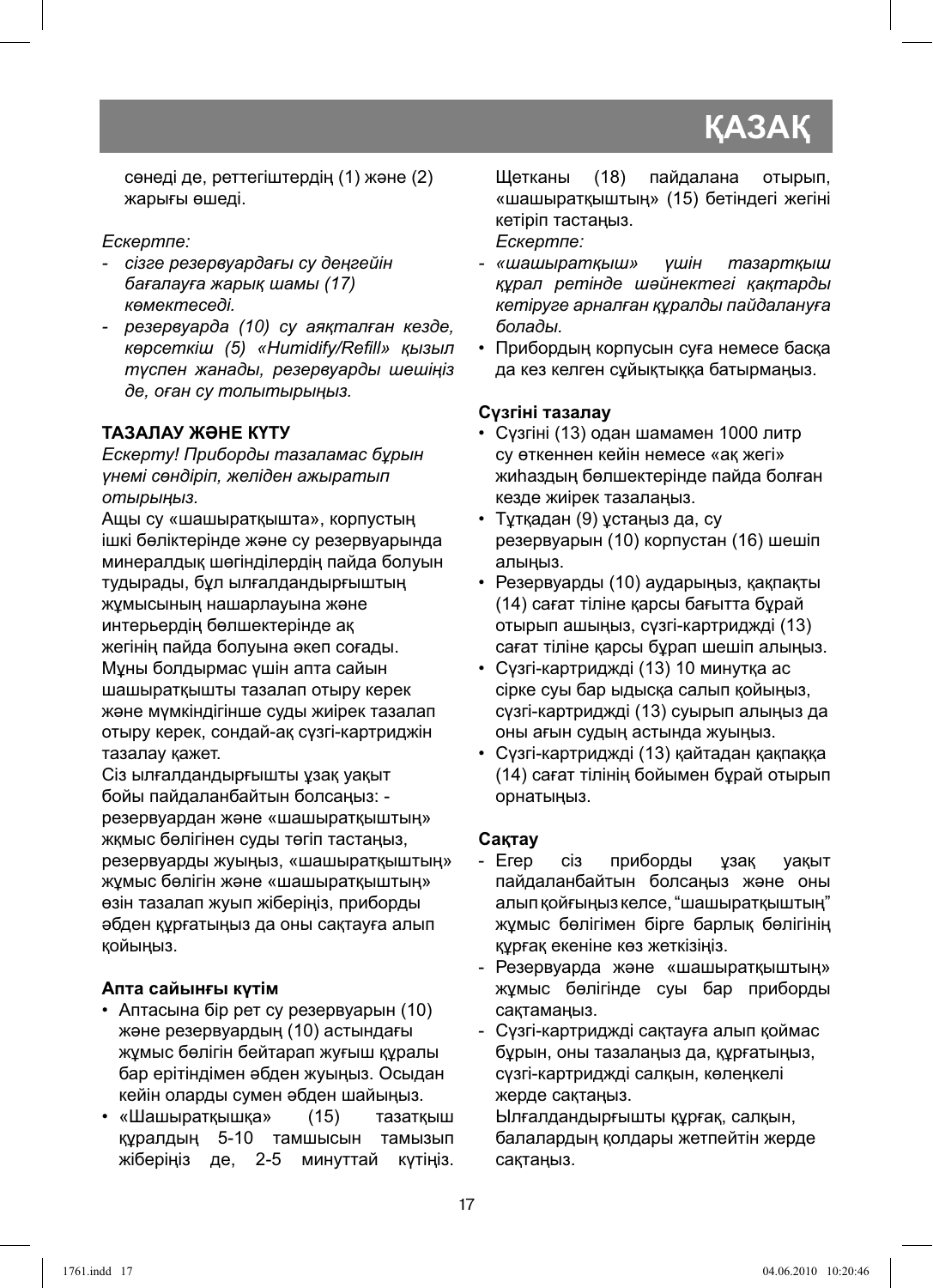сөнеді де, реттегіштердің (1) және (2) жарығы өшеді.

*Ескертпе:*

- *сізге резервуардағы су деңгейін бағалауға жарық шамы (17) көмектеседі.*
- *резервуарда (10) су аяқталған кезде, көрсеткіш (5) «Humidify/Refill» қызыл түспен жанады, резервуарды шешіңіз де, оған су толтырыңыз.*

**ТАЗАЛАУ ЖӘНЕ КҮТУ**

*Ескерту! Приборды тазаламас бұрын үнемі сөндіріп, желіден ажыратып отырыңыз.*

Ащы су «шашыратқышта», корпустың ішкі бөліктерінде және су резервуарында минералдық шөгінділердің пайда болуын тудырады, бұл ылғалдандырғыштың жұмысының нашарлауына және интерьердің бөлшектерінде ақ жегінің пайда болуына әкеп соғады. Мұны болдырмас үшін апта сайын шашыратқышты тазалап отыру керек және мүмкіндігінше суды жиірек тазалап отыру керек, сондай-ақ сүзгі-картриджін тазалау қажет.

Сіз ылғалдандырғышты ұзақ уақыт бойы пайдаланбайтын болсаңыз: - резервуардан және «шашыратқыштың» жқмыс бөлігінен суды төгіп тастаңыз, резервуарды жуыңыз, «шашыратқыштың» жұмыс бөлігін және «шашыратқыштың» өзін тазалап жуып жіберіңіз, приборды әбден құрғатыңыз да оны сақтауға алып қойыңыз.

**Апта сайынғы күтім**

- Аптасына бір рет су резервуарын (10) және резервуардың (10) астындағы жұмыс бөлігін бейтарап жуғыш құралы бар ерітіндімен әбден жуыңыз. Осыдан кейін оларды сумен әбден шайыңыз.
- «Шашыратқышқа» (15) тазатқыш құралдың 5-10 тамшысын тамызып жіберіңіз де, 2-5 минуттай күтіңіз. Щетканы (18) пайдалана отырып, «шашыратқыштың» (15) бетіндегі жегіні кетіріп тастаңыз.

  *Ескертпе:*

- *«шашыратқыш» үшін тазартқыш құрал ретінде шәйнектегі қақтарды кетіруге арналған құралды пайдалануға болады.*
- Прибордың корпусын суға немесе басқа да кез келген сұйықтыққа батырмаңыз.

**Сүзгіні тазалау**

- Сүзгіні (13) одан шамамен 1000 литр су өткеннен кейін немесе «ақ жегі» жиһаздың бөлшектерінде пайда болған кезде жиірек тазалаңыз.
- Тұтқадан (9) ұстаңыз да, су резервуарын (10) корпустан (16) шешіп алыңыз.
- Резервуарды (10) аударыңыз, қақпақты (14) сағат тіліне қарсы бағытта бұрай отырып ашыңыз, сүзгі-картриджді (13) сағат тіліне қарсы бұрап шешіп алыңыз.
- Сүзгі-картриджді (13) 10 минутқа ас сірке суы бар ыдысқа салып қойыңыз, сүзгі-картриджді (13) суырып алыңыз да оны ағын судың астында жуыңыз.
- Сүзгі-картриджді (13) қайтадан қақпаққа (14) сағат тілінің бойымен бұрай отырып орнатыңыз.

**Сақтау**

- Егер сіз приборды ұзақ уақыт пайдаланбайтын болсаңыз және оны алып қойғыңыз келсе, "шашыратқыштың" жұмыс бөлігімен бірге барлық бөлігінің құрғақ екеніне көз жеткізіңіз.
- Резервуарда және «шашыратқыштың» жұмыс бөлігінде суы бар приборды сақтамаңыз.
- Сүзгі-картриджді сақтауға алып қоймас бұрын, оны тазалаңыз да, құрғатыңыз, сүзгі-картриджді салқын, көлеңкелі жерде сақтаңыз.

  Ылғалдандырғышты құрғақ, салқын, балалардың қолдары жетпейтін жерде сақтаңыз.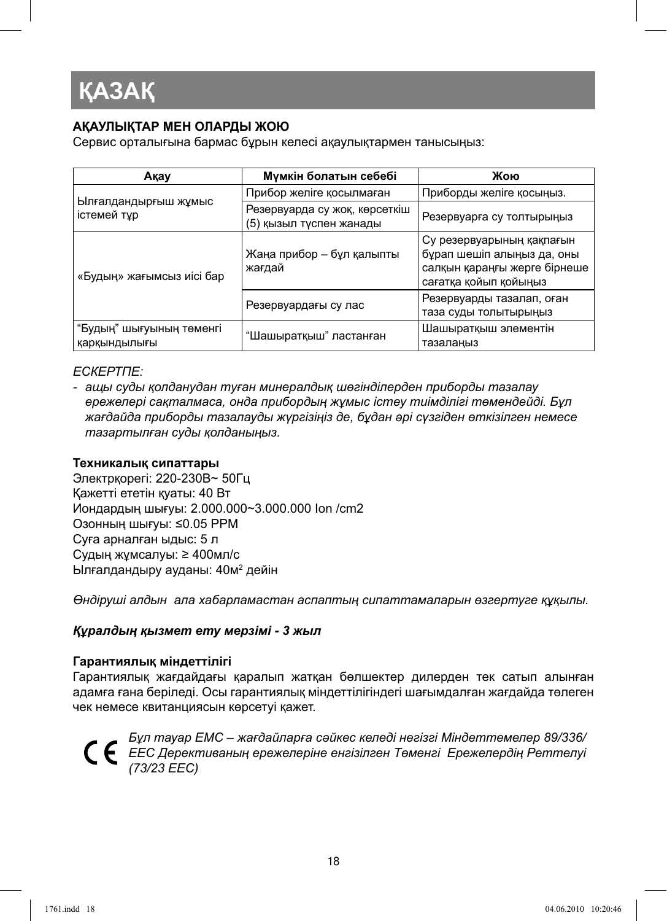# ҚАЗАҚ

**АҚАУЛЫҚТАР МЕН ОЛАРДЫ ЖОЮ**

Сервис орталығына бармас бұрын келесі ақаулықтармен танысыңыз:

| Ақау | Мүмкін болатын себебі | Жою |
|---|---|---|
| Ылғалдандырғыш жұмыс істемей тұр | Прибор желіге қосылмаған | Приборды желіге қосыңыз. |
| | Резервуарда су жоқ, көрсеткіш (5) қызыл түспен жанады | Резервуарға су толтырыңыз |
| «Будың» жағымсыз иісі бар | Жаңа прибор – бұл қалыпты жағдай | Су резервуарының қақпағын бұрап шешіп алыңыз да, оны салқын қараңғы жерге бірнеше сағатқа қойып қойыңыз |
| | Резервуардағы су лас | Резервуарды тазалап, оған таза суды толытырыңыз |
| “Будың” шығуының төменгі қарқындылығы | “Шашыратқыш” ластанған | Шашыратқыш элементін тазалаңыз |

*ЕСКЕРТПЕ:*

- *ащы суды қолданудан туған минералдық шөгінділерден приборды тазалау ережелері сақталмаса, онда прибордың жұмыс істеу тиімділігі төмендейді. Бұл жағдайда приборды тазалауды жүргізіңіз де, бұдан әрі сүзгіден өткізілген немесе тазартылған суды қолданыңыз.*

**Техникалық сипаттары**

Электрқорегі: 220-230В~ 50Гц
Қажетті ететін қуаты: 40 Вт
Иондардың шығуы: 2.000.000~3.000.000 Ion /cm2
Озонның шығуы: ≤0.05 PPM
Суға арналған ыдыс: 5 л
Судың жұмсалуы: ≥ 400мл/с
Ылғалдандыру ауданы: 40м$^2$ дейін

*Өндіруші алдын ала хабарламастан аспаптың сипаттамаларын өзгертуге құқылы.*

***Құралдың қызмет ету мерзімі - 3 жыл***

**Гарантиялық міндеттілігі**

Гарантиялық жағдайдағы қаралып жатқан бөлшектер дилерден тек сатып алынған адамға ғана беріледі. Осы гарантиялық міндеттілігіндегі шағымдалған жағдайда төлеген чек немесе квитанциясын көрсетуі қажет.

CE *Бұл тауар EMC – жағдайларға сәйкес келеді негізгі Міндеттемелер 89/336/ EEC Дерективаның ережеleріне енгізілген Төменгі Ережелердің Реттелуі (73/23 EEC)*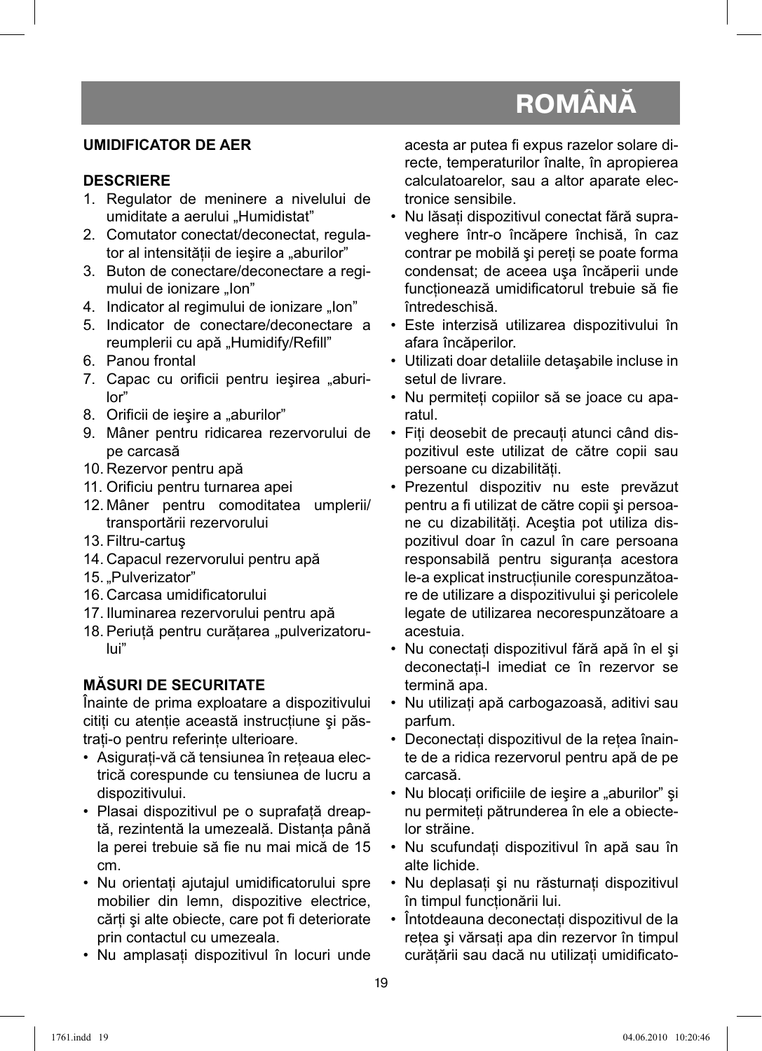# ROMÂNĂ

## UMIDIFICATOR DE AER

### DESCRIERE

1. Regulator de meninere a nivelului de umiditate a aerului „Humidistat”
2. Comutator conectat/deconectat, regulator al intensităţii de ieşire a „aburilor”
3. Buton de conectare/deconectare a regimului de ionizare „Ion”
4. Indicator al regimului de ionizare „Ion”
5. Indicator de conectare/deconectare a reumplerii cu apă „Humidify/Refill”
6. Panou frontal
7. Capac cu orificii pentru ieşirea „aburilor”
8. Orificii de ieşire a „aburilor”
9. Mâner pentru ridicarea rezervorului de pe carcasă
10. Rezervor pentru apă
11. Orificiu pentru turnarea apei
12. Mâner pentru comoditatea umplerii/transportării rezervorului
13. Filtru-cartuş
14. Capacul rezervorului pentru apă
15. „Pulverizator”
16. Carcasa umidificatorului
17. Iluminarea rezervorului pentru apă
18. Periuță pentru curățarea „pulverizatorului”

### MĂSURI DE SECURITATE

Înainte de prima exploatare a dispozitivului citiți cu atenție această instrucțiune şi păstrați-o pentru referințe ulterioare.

- Asigurați-vă că tensiunea în rețeaua electrică corespunde cu tensiunea de lucru a dispozitivului.
- Plasai dispozitivul pe o suprafață dreaptă, rezintentă la umezeală. Distanța până la perei trebuie să fie nu mai mică de 15 cm.
- Nu orientați ajutajul umidificatorului spre mobilier din lemn, dispozitive electrice, cărți şi alte obiecte, care pot fi deteriorate prin contactul cu umezeala.
- Nu amplasați dispozitivul în locuri unde acesta ar putea fi expus razelor solare directe, temperaturilor înalte, în apropierea calculatoarelor, sau a altor aparate electronice sensibile.
- Nu lăsați dispozitivul conectat fără supraveghere într-o încăpere închisă, în caz contrar pe mobilă şi pereți se poate forma condensat; de aceea uşa încăperii unde funcționează umidificatorul trebuie să fie întredeschisă.
- Este interzisă utilizarea dispozitivului în afara încăperilor.
- Utilizati doar detaliile detaşabile incluse in setul de livrare.
- Nu permiteți copiilor să se joace cu aparatul.
- Fiți deosebit de precauți atunci când dispozitivul este utilizat de către copii sau persoane cu dizabilități.
- Prezentul dispozitiv nu este prevăzut pentru a fi utilizat de către copii şi persoane cu dizabilități. Aceştia pot utiliza dispozitivul doar în cazul în care persoana responsabilă pentru siguranța acestora le-a explicat instrucțiunile corespunzătoare de utilizare a dispozitivului şi pericolele legate de utilizarea necorespunzătoare a acestuia.
- Nu conectați dispozitivul fără apă în el şi deconectați-l imediat ce în rezervor se termină apa.
- Nu utilizați apă carbogazoasă, aditivi sau parfum.
- Deconectați dispozitivul de la rețea înainte de a ridica rezervorul pentru apă de pe carcasă.
- Nu blocați orificiile de ieşire a „aburilor” şi nu permiteți pătrunderea în ele a obiectelor străine.
- Nu scufundați dispozitivul în apă sau în alte lichide.
- Nu deplasați şi nu răsturnați dispozitivul în timpul funcționării lui.
- Întotdeauna deconectați dispozitivul de la rețea şi vărsați apa din rezervor în timpul curățării sau dacă nu utilizați umidificato-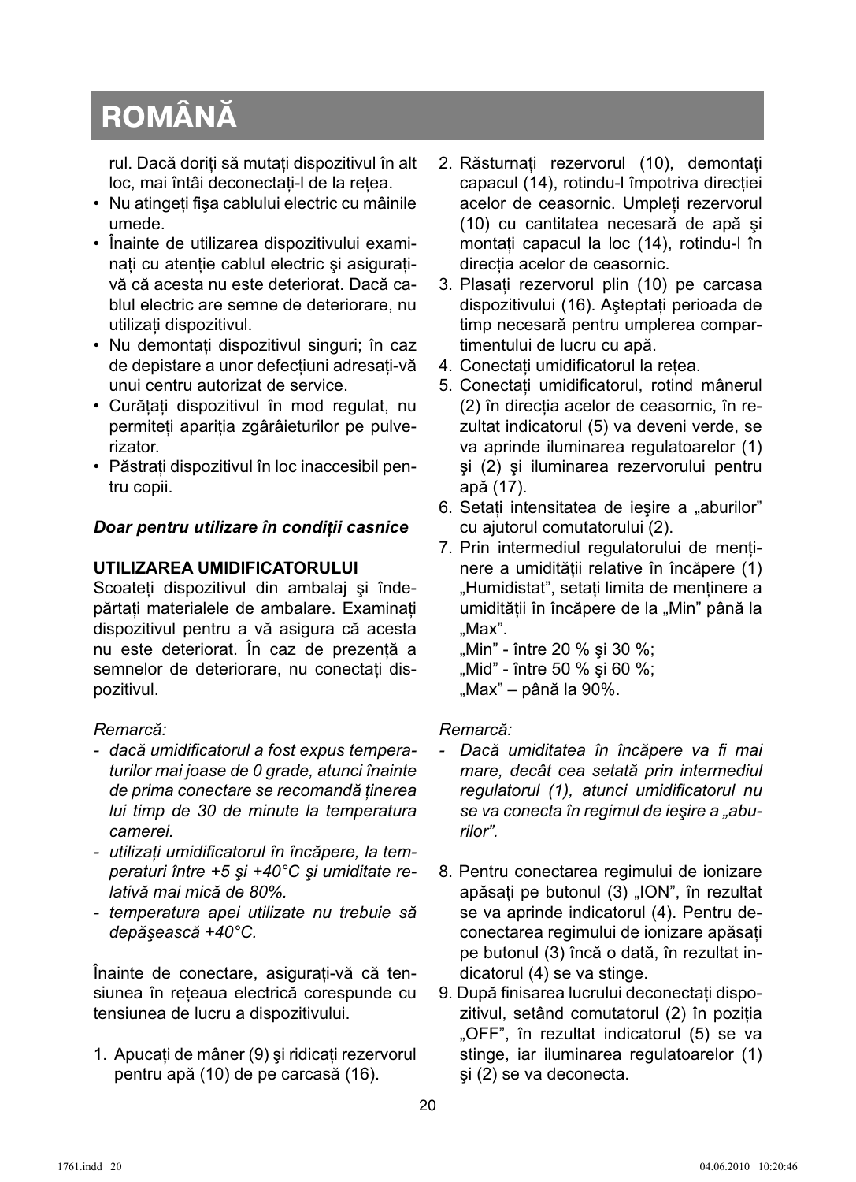# ROMÂNĂ

rul. Dacă doriți să mutați dispozitivul în alt loc, mai întâi deconectați-l de la rețea.

- Nu atingeți fişa cablului electric cu mâinile umede.
- Înainte de utilizarea dispozitivului examinați cu atenție cablul electric şi asigurați-vă că acesta nu este deteriorat. Dacă cablul electric are semne de deteriorare, nu utilizați dispozitivul.
- Nu demontați dispozitivul singuri; în caz de depistare a unor defecțiuni adresați-vă unui centru autorizat de service.
- Curățați dispozitivul în mod regulat, nu permiteți apariția zgârâieturilor pe pulverizator.
- Păstrați dispozitivul în loc inaccesibil pentru copii.

***Doar pentru utilizare în condiții casnice***

**UTILIZAREA UMIDIFICATORULUI**

Scoateți dispozitivul din ambalaj şi îndepărtați materialele de ambalare. Examinați dispozitivul pentru a vă asigura că acesta nu este deteriorat. În caz de prezență a semnelor de deteriorare, nu conectați dispozitivul.

*Remarcă:*

- *dacă umidificatorul a fost expus temperaturilor mai joase de 0 grade, atunci înainte de prima conectare se recomandă ținerea lui timp de 30 de minute la temperatura camerei.*
- *utilizați umidificatorul în încăpere, la temperaturi între +5 şi +40°C şi umiditate relativă mai mică de 80%.*
- *temperatura apei utilizate nu trebuie să depăşească +40°C.*

Înainte de conectare, asigurați-vă că tensiunea în rețeaua electrică corespunde cu tensiunea de lucru a dispozitivului.

1. Apucați de mâner (9) şi ridicați rezervorul pentru apă (10) de pe carcasă (16).
2. Răsturnați rezervorul (10), demontați capacul (14), rotindu-l împotriva direcției acelor de ceasornic. Umpleți rezervorul (10) cu cantitatea necesară de apă şi montați capacul la loc (14), rotindu-l în direcția acelor de ceasornic.
3. Plasați rezervorul plin (10) pe carcasa dispozitivului (16). Aşteptați perioada de timp necesară pentru umplerea compartimentului de lucru cu apă.
4. Conectați umidificatorul la rețea.
5. Conectați umidificatorul, rotind mânerul (2) în direcția acelor de ceasornic, în rezultat indicatorul (5) va deveni verde, se va aprinde iluminarea regulatoarelor (1) şi (2) şi iluminarea rezervorului pentru apă (17).
6. Setați intensitatea de ieşire a „aburilor” cu ajutorul comutatorului (2).
7. Prin intermediul regulatorului de menținere a umidității relative în încăpere (1) „Humidistat”, setați limita de menținere a umidității în încăpere de la „Min” până la „Max”.
   „Min” - între 20 % şi 30 %;
   „Mid” - între 50 % şi 60 %;
   „Max” – până la 90%.

*Remarcă:*

- *Dacă umiditatea în încăpere va fi mai mare, decât cea setată prin intermediul regulatorul (1), atunci umidificatorul nu se va conecta în regimul de ieşire a „aburilor”.*

8. Pentru conectarea regimului de ionizare apăsați pe butonul (3) „ION”, în rezultat se va aprinde indicatorul (4). Pentru deconectarea regimului de ionizare apăsați pe butonul (3) încă o dată, în rezultat indicatorul (4) se va stinge.
9. După finisarea lucrului deconectați dispozitivul, setând comutatorul (2) în poziția „OFF”, în rezultat indicatorul (5) se va stinge, iar iluminarea regulatoarelor (1) şi (2) se va deconecta.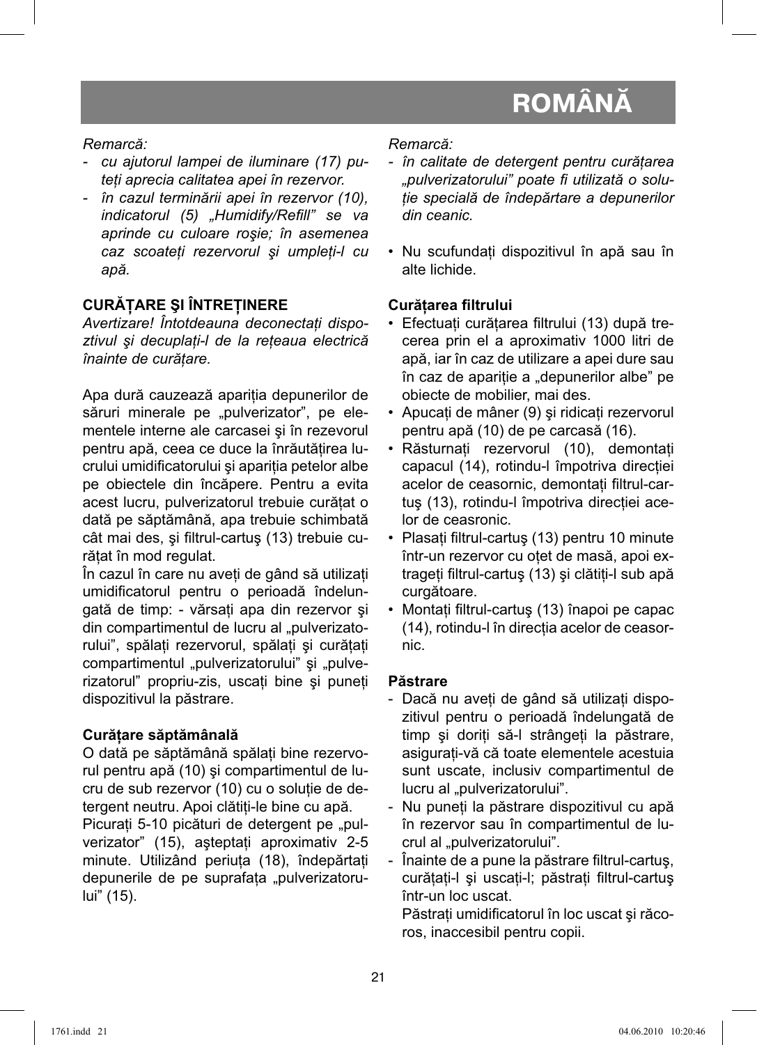*Remarcă:*

- *cu ajutorul lampei de iluminare (17) puteți aprecia calitatea apei în rezervor.*
- *în cazul terminării apei în rezervor (10), indicatorul (5) „Humidify/Refill” se va aprinde cu culoare roşie; în asemenea caz scoateți rezervorul şi umpleți-l cu apă.*

## CURĂȚARE ŞI ÎNTREȚINERE

*Avertizare! Întotdeauna deconectați dispoztivul şi decuplați-l de la rețeaua electrică înainte de curățare.*

Apa dură cauzează apariția depunerilor de săruri minerale pe „pulverizator”, pe elementele interne ale carcasei şi în rezevorul pentru apă, ceea ce duce la înrăutățirea lucrului umidificatorului şi apariția petelor albe pe obiectele din încăpere. Pentru a evita acest lucru, pulverizatorul trebuie curățat o dată pe săptămână, apa trebuie schimbată cât mai des, şi filtrul-cartuş (13) trebuie curățat în mod regulat.

În cazul în care nu aveți de gând să utilizați umidificatorul pentru o perioadă îndelungată de timp: - vărsați apa din rezervor şi din compartimentul de lucru al „pulverizatorului”, spălați rezervorul, spălați şi curățați compartimentul „pulverizatorului” şi „pulverizatorul” propriu-zis, uscați bine şi puneți dispozitivul la păstrare.

### Curățare săptămânală

O dată pe săptămână spălați bine rezervorul pentru apă (10) şi compartimentul de lucru de sub rezervor (10) cu o soluție de detergent neutru. Apoi clătiți-le bine cu apă.

Picurați 5-10 picături de detergent pe „pulverizator” (15), aşteptați aproximativ 2-5 minute. Utilizând periuța (18), îndepărtați depunerile de pe suprafața „pulverizatorului” (15).

*Remarcă:*

- *în calitate de detergent pentru curățarea „pulverizatorului” poate fi utilizată o soluție specială de îndepărtare a depunerilor din ceanic.*

- Nu scufundați dispozitivul în apă sau în alte lichide.

### Curățarea filtrului

- Efectuați curățarea filtrului (13) după trecerea prin el a aproximativ 1000 litri de apă, iar în caz de utilizare a apei dure sau în caz de apariție a „depunerilor albe” pe obiecte de mobilier, mai des.
- Apucați de mâner (9) şi ridicați rezervorul pentru apă (10) de pe carcasă (16).
- Răsturnați rezervorul (10), demontați capacul (14), rotindu-l împotriva direcției acelor de ceasornic, demontați filtrul-cartuş (13), rotindu-l împotriva direcției acelor de ceasronic.
- Plasați filtrul-cartuş (13) pentru 10 minute într-un rezervor cu oțet de masă, apoi extrageți filtrul-cartuş (13) şi clătiți-l sub apă curgătoare.
- Montați filtrul-cartuş (13) înapoi pe capac (14), rotindu-l în direcția acelor de ceasornic.

### Păstrare

- Dacă nu aveți de gând să utilizați dispozitivul pentru o perioadă îndelungată de timp şi doriți să-l strângeți la păstrare, asigurați-vă că toate elementele acestuia sunt uscate, inclusiv compartimentul de lucru al „pulverizatorului”.
- Nu puneți la păstrare dispozitivul cu apă în rezervor sau în compartimentul de lucrul al „pulverizatorului”.
- Înainte de a pune la păstrare filtrul-cartuş, curățați-l şi uscați-l; păstrați filtrul-cartuş într-un loc uscat.
  Păstrați umidificatorul în loc uscat şi răcoros, inaccesibil pentru copii.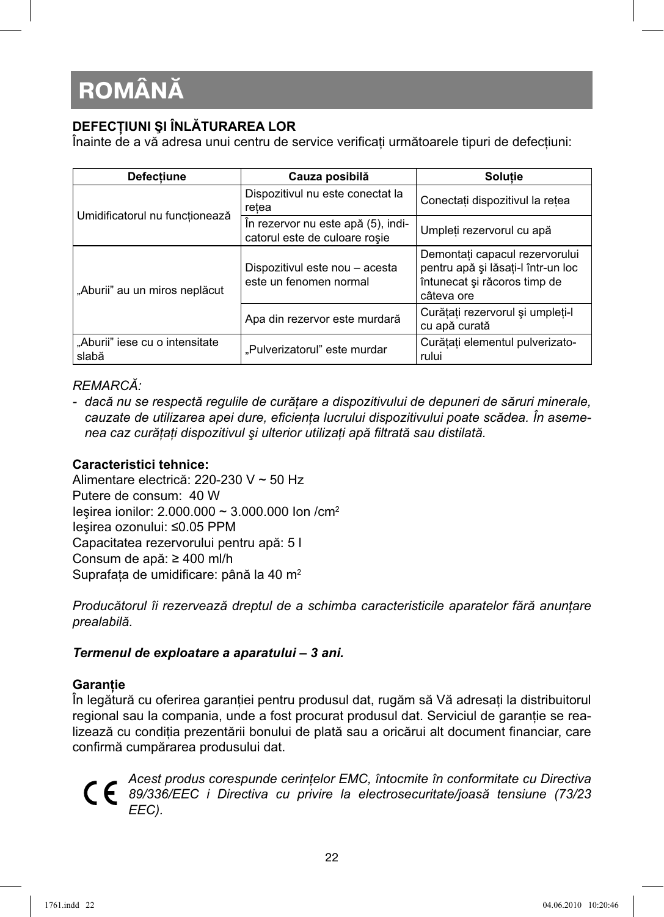# ROMÂNĂ

**DEFECȚIUNI ŞI ÎNLĂTURAREA LOR**
Înainte de a vă adresa unui centru de service verificați următoarele tipuri de defecțiuni:

| Defecțiune | Cauza posibilă | Soluție |
|---|---|---|
| Umidificatorul nu funcționează | Dispozitivul nu este conectat la rețea | Conectați dispozitivul la rețea |
| | În rezervor nu este apă (5), indicatorul este de culoare roşie | Umpleți rezervorul cu apă |
| „Aburii" au un miros neplăcut | Dispozitivul este nou – acesta este un fenomen normal | Demontați capacul rezervorului pentru apă şi lăsați-l într-un loc întunecat şi răcoros timp de câteva ore |
| | Apa din rezervor este murdară | Curățați rezervorul şi umpleți-l cu apă curată |
| „Aburii" iese cu o intensitate slabă | „Pulverizatorul" este murdar | Curățați elementul pulverizatorului |

*REMARCĂ:*

- *dacă nu se respectă regulile de curățare a dispozitivului de depuneri de săruri minerale, cauzate de utilizarea apei dure, eficiența lucrului dispozitivului poate scădea. În asemenea caz curățați dispozitivul şi ulterior utilizați apă filtrată sau distilată.*

**Caracteristici tehnice:**
Alimentare electrică: 220-230 V ~ 50 Hz
Putere de consum: 40 W
Ieşirea ionilor: 2.000.000 ~ 3.000.000 Ion /cm$^2$
Ieşirea ozonului: ≤0.05 PPM
Capacitatea rezervorului pentru apă: 5 l
Consum de apă: ≥ 400 ml/h
Suprafața de umidificare: până la 40 m$^2$

*Producătorul îi rezervează dreptul de a schimba caracteristicile aparatelor fără anunțare prealabilă.*

***Termenul de exploatare a aparatului – 3 ani.***

**Garanție**
În legătură cu oferirea garanției pentru produsul dat, rugăm să Vă adresați la distribuitorul regional sau la compania, unde a fost procurat produsul dat. Serviciul de garanție se realizează cu condiția prezentării bonului de plată sau a oricărui alt document financiar, care confirmă cumpărarea produsului dat.

CE *Acest produs corespunde cerințelor EMC, întocmite în conformitate cu Directiva 89/336/EEC i Directiva cu privire la electrosecuritate/joasă tensiune (73/23 EEC).*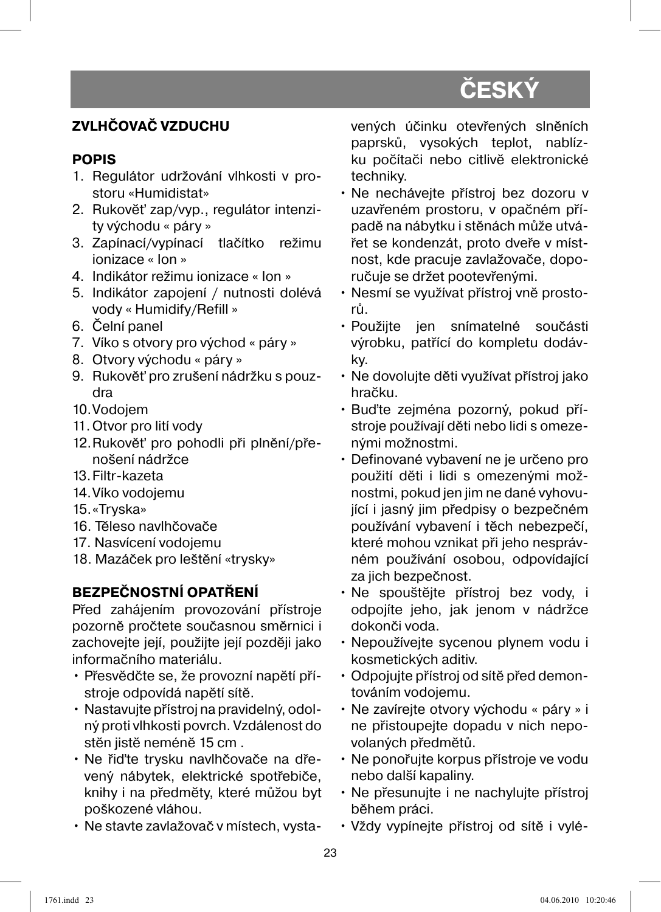# ČESKÝ

## ZVLHČOVAČ VZDUCHU

### POPIS

1. Regulátor udržování vlhkosti v prostoru «Humidistat»
2. Rukověť zap/vyp., regulátor intenzity východu « páry »
3. Zapínací/vypínací tlačítko režimu ionizace « Ion »
4. Indikátor režimu ionizace « Ion »
5. Indikátor zapojení / nutnosti dolévá vody « Humidify/Refill »
6. Čelní panel
7. Víko s otvory pro východ « páry »
8. Otvory východu « páry »
9. Rukověť pro zrušení nádržku s pouzdra
10. Vodojem
11. Otvor pro lití vody
12. Rukověť pro pohodli při plnění/přenošení nádržce
13. Filtr-kazeta
14. Víko vodojemu
15. «Tryska»
16. Těleso navlhčovače
17. Nasvícení vodojemu
18. Mazáček pro leštění «trysky»

### BEZPEČNOSTNÍ OPATŘENÍ

Před zahájením provozování přístroje pozorně pročtete současnou směrnici i zachovejte její, použijte její později jako informačního materiálu.

- Přesvědčte se, že provozní napětí přístroje odpovídá napětí sítě.
- Nastavujte přístroj na pravidelný, odolný proti vlhkosti povrch. Vzdálenost do stěn jistě neméně 15 cm .
- Ne řiďte trysku navlhčovače na dřevený nábytek, elektrické spotřebiče, knihy i na předměty, které můžou byt poškozené vláhou.
- Ne stavte zavlažovač v místech, vystavených účinku otevřených slněních paprsků, vysokých teplot, nablízku počítači nebo citlivě elektronické techniky.
- Ne nechávejte přístroj bez dozoru v uzavřeném prostoru, v opačném případě na nábytku i stěnách může utvářet se kondenzát, proto dveře v místnost, kde pracuje zavlažovače, doporučuje se držet pootevřenými.
- Nesmí se využívat přístroj vně prostorů.
- Použijte jen snímatelné součásti výrobku, patřící do kompletu dodávky.
- Ne dovolujte děti využívat přístroj jako hračku.
- Buďte zejména pozorný, pokud přístroje používají děti nebo lidi s omezenými možnostmi.
- Definované vybavení ne je určeno pro použití děti i lidi s omezenými možnostmi, pokud jen jim ne dané vyhovující i jasný jim předpisy o bezpečném používání vybavení i těch nebezpečí, které mohou vznikat při jeho nesprávném používání osobou, odpovídající za jich bezpečnost.
- Ne spouštějte přístroj bez vody, i odpojíte jeho, jak jenom v nádržce dokonči voda.
- Nepoužívejte sycenou plynem vodu i kosmetických aditiv.
- Odpojujte přístroj od sítě před demontováním vodojemu.
- Ne zavírejte otvory východu « páry » i ne přistoupejte dopadu v nich nepovolaných předmětů.
- Ne ponořujte korpus přístroje ve vodu nebo další kapaliny.
- Ne přesunujte i ne nachylujte přístroj během práci.
- Vždy vypínejte přístroj od sítě i vylé-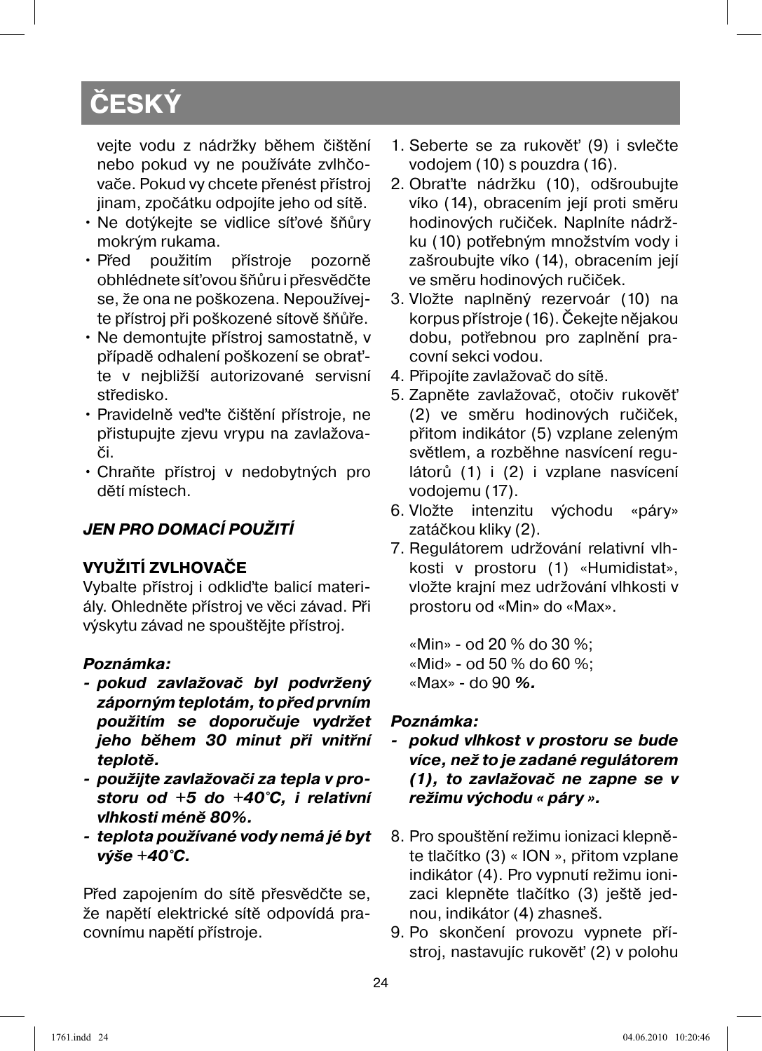## ČESKÝ

vejte vodu z nádržky během čištění nebo pokud vy ne používáte zvlhčovače. Pokud vy chcete přenést přístroj jinam, zpočátku odpojíte jeho od sítě.

- Ne dotýkejte se vidlice síťové šňůry mokrým rukama.
- Před použitím přístroje pozorně obhlédnete síťovou šňůru i přesvědčte se, že ona ne poškozena. Nepoužívejte přístroj při poškozené sítově šňůře.
- Ne demontujte přístroj samostatně, v případě odhalení poškození se obraťte v nejbližší autorizované servisní středisko.
- Pravidelně veďte čištění přístroje, ne přistupujte zjevu vrypu na zavlažovači.
- Chraňte přístroj v nedobytných pro dětí místech.

***JEN PRO DOMACÍ POUŽITÍ***

**VYUŽITÍ ZVLHOVAČE**

Vybalte přístroj i odkliďte balicí materiály. Ohledněte přístroj ve věci závad. Při výskytu závad ne spouštějte přístroj.

***Poznámka:***

- ***pokud zavlažovač byl podvržený záporným teplotám, to před prvním použitím se doporučuje vydržet jeho během 30 minut při vnitřní teplotě.***
- ***použijte zavlažovači za tepla v prostoru od +5 do +40°C, i relativní vlhkosti méně 80%.***
- ***teplota používané vody nemá jé byt výše +40°C.***

Před zapojením do sítě přesvědčte se, že napětí elektrické sítě odpovídá pracovnímu napětí přístroje.

1. Seberte se za rukověť (9) i svlečte vodojem (10) s pouzdra (16).
2. Obraťte nádržku (10), odšroubujte víko (14), obracením její proti směru hodinových ručiček. Naplníte nádržku (10) potřebným množstvím vody i zašroubujte víko (14), obracením její ve směru hodinových ručiček.
3. Vložte naplněný rezervoár (10) na korpus přístroje (16). Čekejte nějakou dobu, potřebnou pro zaplnění pracovní sekci vodou.
4. Připojíte zavlažovač do sítě.
5. Zapněte zavlažovač, otočiv rukověť (2) ve směru hodinových ručiček, přitom indikátor (5) vzplane zeleným světlem, a rozběhne nasvícení regulátorů (1) i (2) i vzplane nasvícení vodojemu (17).
6. Vložte intenzitu východu «páry» zatáčkou kliky (2).
7. Regulátorem udržování relativní vlhkosti v prostoru (1) «Humidistat», vložte krajní mez udržování vlhkosti v prostoru od «Min» do «Max».

   «Min» - od 20 % do 30 %;
   «Mid» - od 50 % do 60 %;
   «Max» - do 90 **%.**

***Poznámka:***

- ***pokud vlhkost v prostoru se bude více, než to je zadané regulátorem (1), to zavlažovač ne zapne se v režimu východu « páry ».***

8. Pro spouštění režimu ionizaci klepněte tlačítko (3) « ION », přitom vzplane indikátor (4). Pro vypnutí režimu ionizaci klepněte tlačítko (3) ještě jednou, indikátor (4) zhasneš.
9. Po skončení provozu vypnete přístroj, nastavujíc rukověť (2) v polohu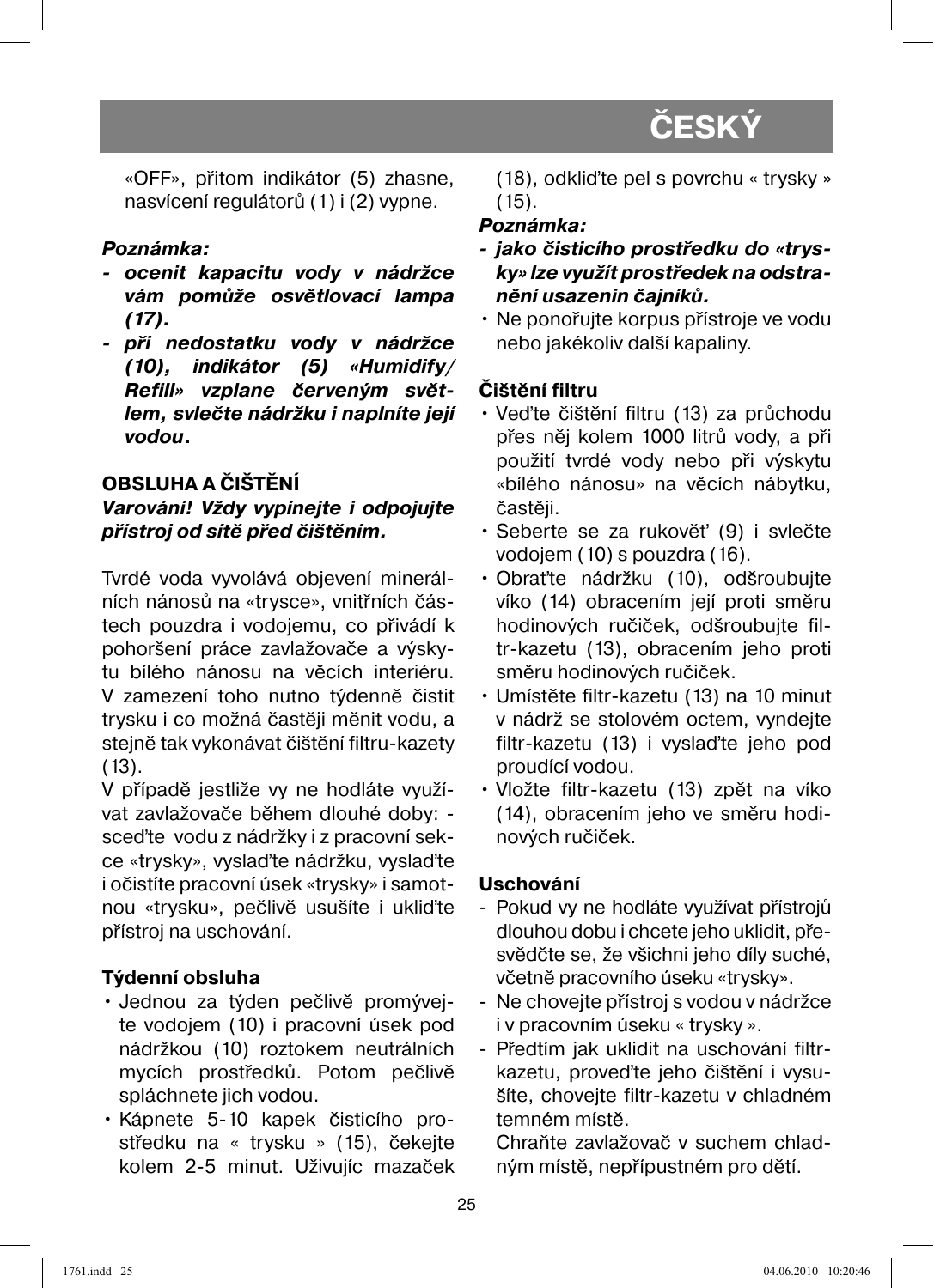«OFF», přitom indikátor (5) zhasne, nasvícení regulátorů (1) i (2) vypne.

***Poznámka:***

- ***ocenit kapacitu vody v nádržce vám pomůže osvětlovací lampa (17).***
- ***při nedostatku vody v nádržce (10), indikátor (5) «Humidify/ Refill» vzplane červeným světlem, svlečte nádržku i naplníte její vodou.***

## OBSLUHA A ČIŠTĚNÍ

***Varování! Vždy vypínejte i odpojujte přístroj od sítě před čištěním.***

Tvrdé voda vyvolává objevení minerálních nánosů na «trysce», vnitřních částech pouzdra i vodojemu, co přivádí k pohoršení práce zavlažovače a výskytu bílého nánosu na věcích interiéru. V zamezení toho nutno týdenně čistit trysku i co možná častěji měnit vodu, a stejně tak vykonávat čištění filtru-kazety (13).

V případě jestliže vy ne hodláte využívat zavlažovače během dlouhé doby: - sceďte vodu z nádržky i z pracovní sekce «trysky», vyslaďte nádržku, vyslaďte i očistíte pracovní úsek «trysky» i samotnou «trysku», pečlivě usušíte i ukliďte přístroj na uschování.

### Týdenní obsluha

- Jednou za týden pečlivě promývejte vodojem (10) i pracovní úsek pod nádržkou (10) roztokem neutrálních mycích prostředků. Potom pečlivě spláchnete jich vodou.
- Kápnete 5-10 kapek čisticího prostředku na « trysku » (15), čekejte kolem 2-5 minut. Uživujíc mazaček (18), odkliďte pel s povrchu « trysky » (15).

***Poznámka:***

- ***jako čisticího prostředku do «trysky» lze využít prostředek na odstranění usazenin čajníků.***

- Ne ponořujte korpus přístroje ve vodu nebo jakékoliv další kapaliny.

### Čištění filtru

- Veďte čištění filtru (13) za průchodu přes něj kolem 1000 litrů vody, a při použití tvrdé vody nebo při výskytu «bílého nánosu» na věcích nábytku, častěji.
- Seberte se za rukověť (9) i svlečte vodojem (10) s pouzdra (16).
- Obraťte nádržku (10), odšroubujte víko (14) obracením její proti směru hodinových ručiček, odšroubujte filtr-kazetu (13), obracením jeho proti směru hodinových ručiček.
- Umístěte filtr-kazetu (13) na 10 minut v nádrž se stolovém octem, vyndejte filtr-kazetu (13) i vysla̓ďte jeho pod proudící vodou.
- Vložte filtr-kazetu (13) zpět na víko (14), obracením jeho ve směru hodinových ručiček.

### Uschování

- Pokud vy ne hodláte využívat přístrojů dlouhou dobu i chcete jeho uklidit, přesvědčte se, že všichni jeho díly suché, včetně pracovního úseku «trysky».
- Ne chovejte přístroj s vodou v nádržce i v pracovním úseku « trysky ».
- Předtím jak uklidit na uschování filtrkazetu, proveďte jeho čištění i vysušíte, chovejte filtr-kazetu v chladném temném místě.

  Chraňte zavlažovač v suchem chladným místě, nepřípustném pro dětí.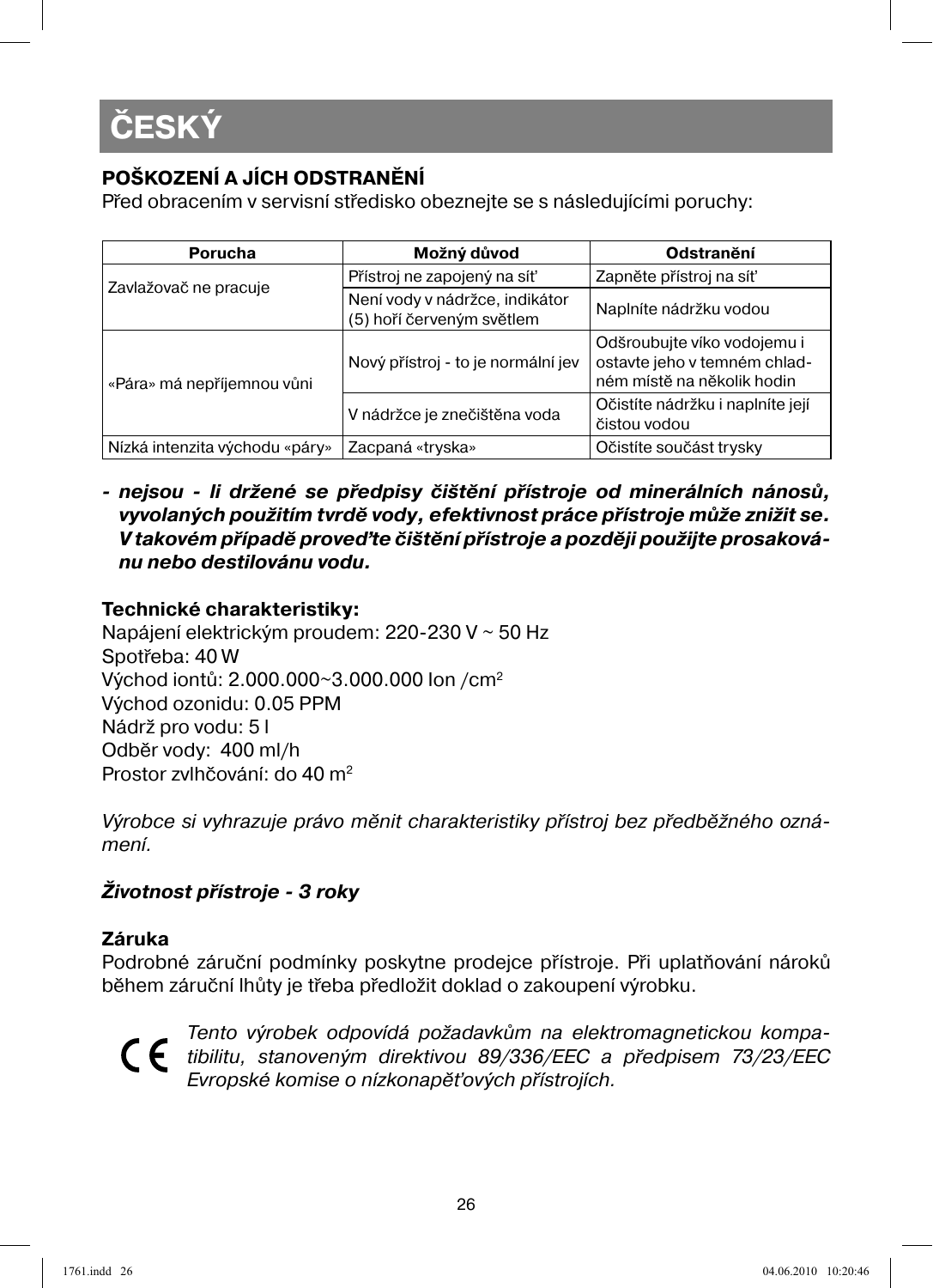# ČESKÝ

**POŠKOZENÍ A JÍCH ODSTRANĚNÍ**

Před obracením v servisní středisko obeznejte se s následujícími poruchy:

| Porucha | Možný důvod | Odstranění |
|---|---|---|
| Zavlažovač ne pracuje | Přístroj ne zapojený na síť | Zapněte přístroj na síť |
| | Není vody v nádržce, indikátor (5) hoří červeným světlem | Naplníte nádržku vodou |
| «Pára» má nepříjemnou vůni | Nový přístroj - to je normální jev | Odšroubujte víko vodojemu i ostavte jeho v temném chladném místě na několik hodin |
| | V nádržce je znečištěna voda | Očistíte nádržku i naplníte její čistou vodou |
| Nízká intenzita východu «páry» | Zacpaná «tryska» | Očistíte součást trysky |

- ***nejsou - li držené se předpisy čištění přístroje od minerálních nánosů, vyvolaných použitím tvrdě vody, efektivnost práce přístroje může znižit se. V takovém případě proveďte čištění přístroje a později použijte prosakovánu nebo destilovánu vodu.***

**Technické charakteristiky:**
Napájení elektrickým proudem: 220-230 V ~ 50 Hz
Spotřeba: 40 W
Východ iontů: 2.000.000~3.000.000 Ion /cm$^2$
Východ ozonidu: 0.05 PPM
Nádrž pro vodu: 5 l
Odběr vody: 400 ml/h
Prostor zvlhčování: do 40 m$^2$

*Výrobce si vyhrazuje právo měnit charakteristiky přístroj bez předběžného oznámení.*

***Životnost přístroje - 3 roky***

**Záruka**
Podrobné záruční podmínky poskytne prodejce přístroje. Při uplatňování nároků během záruční lhůty je třeba předložit doklad o zakoupení výrobku.

CE *Tento výrobek odpovídá požadavkům na elektromagnetickou kompatibilitu, stanoveným direktivou 89/336/EEC a předpisem 73/23/EEC Evropské komise o nízkonapěťových přístrojích.*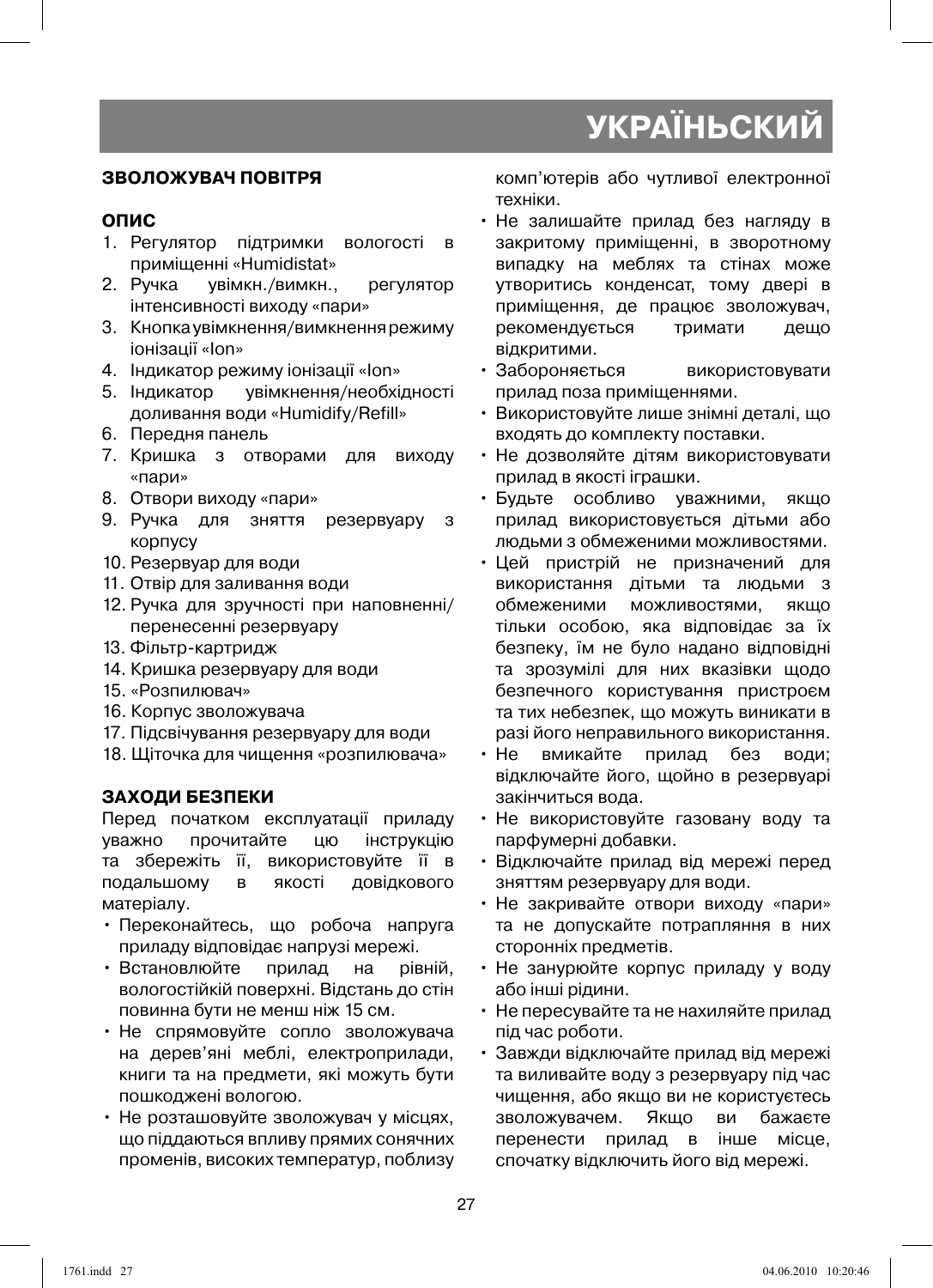# УКРАЇНЬСКИЙ

## ЗВОЛОЖУВАЧ ПОВІТРЯ

### ОПИС

1. Регулятор підтримки вологості в приміщенні «Humidistat»
2. Ручка увімкн./вимкн., регулятор інтенсивності виходу «пари»
3. Кнопка увімкнення/вимкнення режиму іонізації «Ion»
4. Індикатор режиму іонізації «Ion»
5. Індикатор увімкнення/необхідності доливання води «Humidify/Refill»
6. Передня панель
7. Кришка з отворами для виходу «пари»
8. Отвори виходу «пари»
9. Ручка для зняття резервуару з корпусу
10. Резервуар для води
11. Отвір для заливання води
12. Ручка для зручності при наповненні/перенесенні резервуару
13. Фільтр-картридж
14. Кришка резервуару для води
15. «Розпилювач»
16. Корпус зволожувача
17. Підсвічування резервуару для води
18. Щіточка для чищення «розпилювача»

### ЗАХОДИ БЕЗПЕКИ

Перед початком експлуатації приладу уважно прочитайте цю інструкцію та збережіть її, використовуйте її в подальшому в якості довідкового матеріалу.

- Переконайтесь, що робоча напруга приладу відповідає напрузі мережі.
- Встановлюйте прилад на рівній, вологостійкій поверхні. Відстань до стін повинна бути не менш ніж 15 см.
- Не спрямовуйте сопло зволожувача на дерев'яні меблі, електроприлади, книги та на предмети, які можуть бути пошкоджені вологою.
- Не розташовуйте зволожувач у місцях, що піддаються впливу прямих сонячних променів, високих температур, поблизу комп'ютерів або чутливої електронної техніки.
- Не залишайте прилад без нагляду в закритому приміщенні, в зворотному випадку на меблях та стінах може утворитись конденсат, тому двері в приміщення, де працює зволожувач, рекомендується тримати дещо відкритими.
- Забороняється використовувати прилад поза приміщеннями.
- Використовуйте лише знімні деталі, що входять до комплекту поставки.
- Не дозволяйте дітям використовувати прилад в якості іграшки.
- Будьте особливо уважними, якщо прилад використовується дітьми або людьми з обмеженими можливостями.
- Цей пристрій не призначений для використання дітьми та людьми з обмеженими можливостями, якщо тільки особою, яка відповідає за їх безпеку, їм не було надано відповідні та зрозумілі для них вказівки щодо безпечного користування пристроєм та тих небезпек, що можуть виникати в разі його неправильного використання.
- Не вмикайте прилад без води; відключайте його, щойно в резервуарі закінчиться вода.
- Не використовуйте газовану воду та парфумерні добавки.
- Відключайте прилад від мережі перед зняттям резервуару для води.
- Не закривайте отвори виходу «пари» та не допускайте потрапляння в них сторонніх предметів.
- Не занурюйте корпус приладу у воду або інші рідини.
- Не пересувайте та не нахиляйте прилад під час роботи.
- Завжди відключайте прилад від мережі та виливайте воду з резервуару під час чищення, або якщо ви не користуєтесь зволожувачем. Якщо ви бажаєте перенести прилад в інше місце, спочатку відключить його від мережі.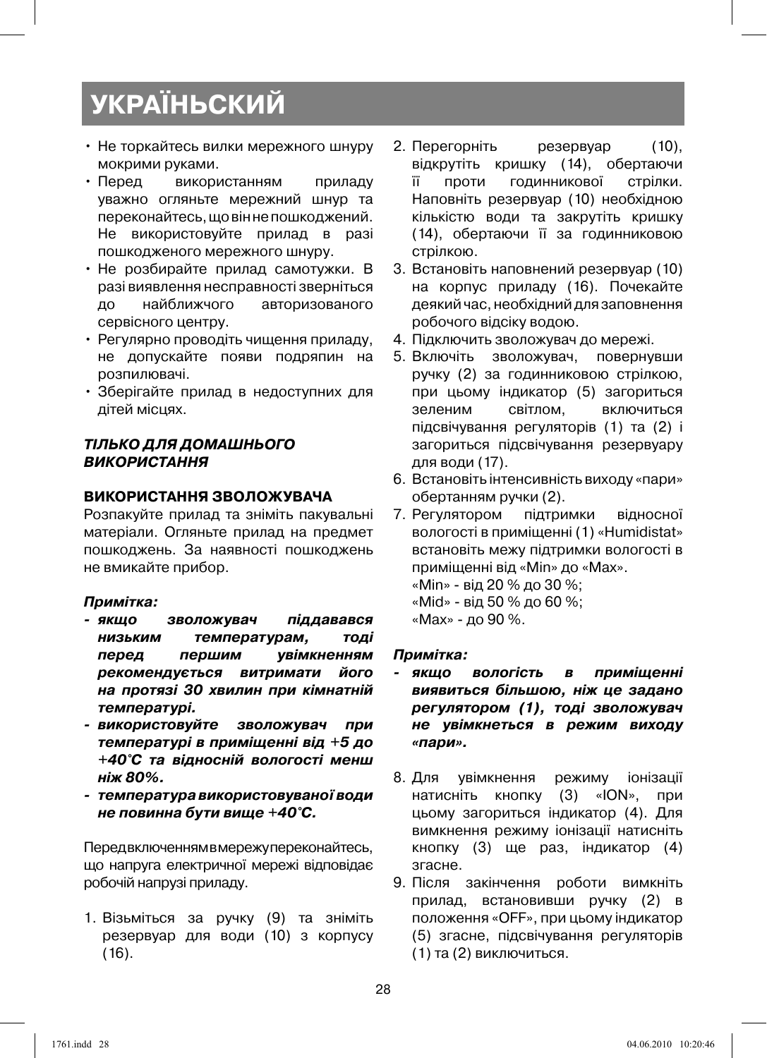# УКРАЇНЬСКИЙ

- Не торкайтесь вилки мережного шнуру мокрими руками.
- Перед використанням приладу уважно огляньте мережний шнур та переконайтесь, що він не пошкоджений. Не використовуйте прилад в разі пошкодженого мережного шнуру.
- Не розбирайте прилад самотужки. В разі виявлення несправності зверніться до найближчого авторизованого сервісного центру.
- Регулярно проводіть чищення приладу, не допускайте появи подряпин на розпилювачі.
- Зберігайте прилад в недоступних для дітей місцях.

***ТІЛЬКО ДЛЯ ДОМАШНЬОГО ВИКОРИСТАННЯ***

**ВИКОРИСТАННЯ ЗВОЛОЖУВАЧА**

Розпакуйте прилад та зніміть пакувальні матеріали. Огляньте прилад на предмет пошкоджень. За наявності пошкоджень не вмикайте прибор.

***Примітка:***

- ***якщо зволожувач піддавався низьким температурам, тоді перед першим увімкненням рекомендується витримати його на протязі 30 хвилин при кімнатній температурі.***
- ***використовуйте зволожувач при температурі в приміщенні від +5 до +40°C та відносній вологості менш ніж 80%.***
- ***температура використовуваної води не повинна бути вище +40°C.***

Перед включенням в мережу переконайтесь, що напруга електричної мережі відповідає робочій напрузі приладу.

1. Візьміться за ручку (9) та зніміть резервуар для води (10) з корпусу (16).
2. Перегорніть резервуар (10), відкрутіть кришку (14), обертаючи її проти годинникової стрілки. Наповніть резервуар (10) необхідною кількістю води та закрутіть кришку (14), обертаючи її за годинниковою стрілкою.
3. Встановіть наповнений резервуар (10) на корпус приладу (16). Почекайте деякий час, необхідний для заповнення робочого відсіку водою.
4. Підключить зволожувач до мережі.
5. Включіть зволожувач, повернувши ручку (2) за годинниковою стрілкою, при цьому індикатор (5) загориться зеленим світлом, включиться підсвічування регуляторів (1) та (2) і загориться підсвічування резервуару для води (17).
6. Встановіть інтенсивність виходу «пари» обертанням ручки (2).
7. Регулятором підтримки відносної вологості в приміщенні (1) «Humidistat» встановіть межу підтримки вологості в приміщенні від «Min» до «Max».
   «Min» - від 20 % до 30 %;
   «Mid» - від 50 % до 60 %;
   «Max» - до 90 %.

***Примітка:***

- ***якщо вологість в приміщенні виявиться більшою, ніж це задано регулятором (1), тоді зволожувач не увімкнеться в режим виходу «пари».***

8. Для увімкнення режиму іонізації натисніть кнопку (3) «ION», при цьому загориться індикатор (4). Для вимкнення режиму іонізації натисніть кнопку (3) ще раз, індикатор (4) згасне.
9. Після закінчення роботи вимкніть прилад, встановивши ручку (2) в положення «OFF», при цьому індикатор (5) згасне, підсвічування регуляторів (1) та (2) виключиться.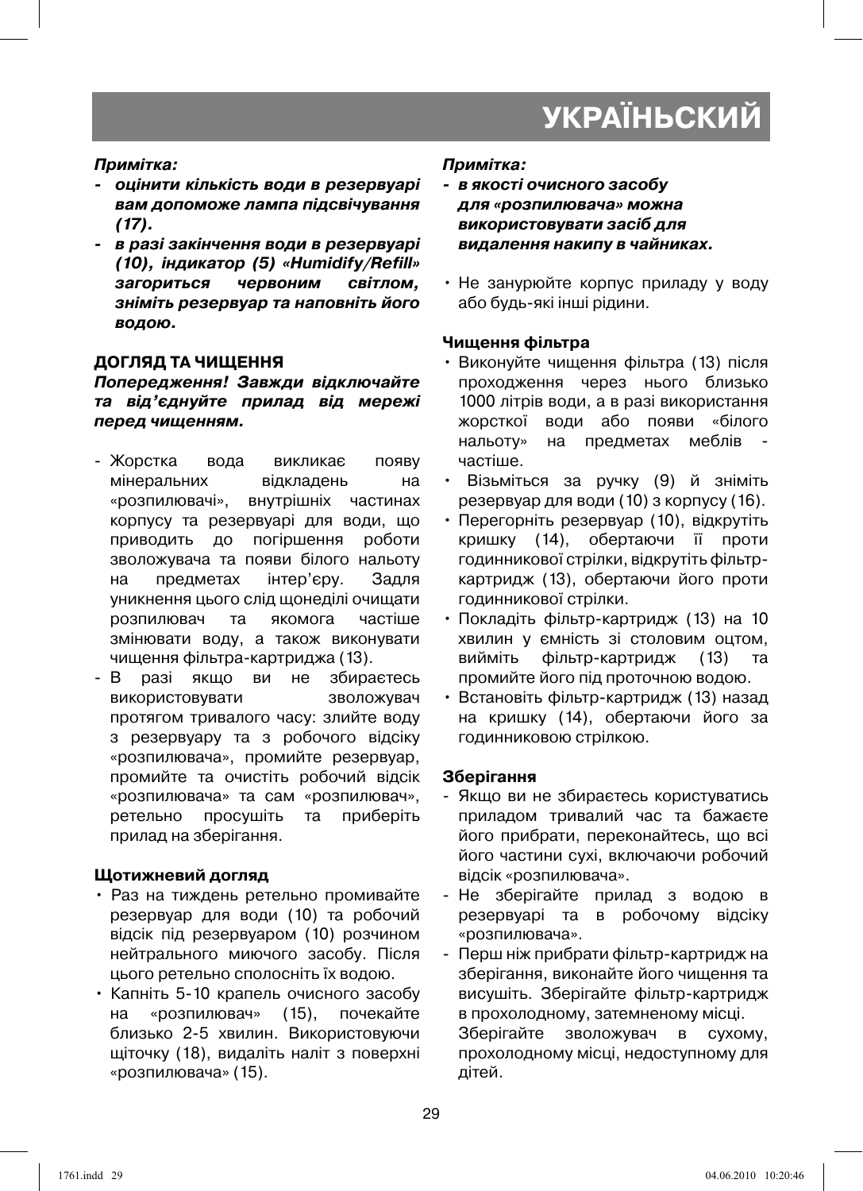# УКРАЇНЬСКИЙ

***Примітка:***

- ***оцінити кількість води в резервуарі вам допоможе лампа підсвічування (17).***
- ***в разі закінчення води в резервуарі (10), індикатор (5) «Humidify/Refill» загориться червоним світлом, зніміть резервуар та наповніть його водою.***

## ДОГЛЯД ТА ЧИЩЕННЯ

***Попередження! Завжди відключайте та від'єднуйте прилад від мережі перед чищенням.***

- Жорстка вода викликає появу мінеральних відкладень на «розпилювачі», внутрішніх частинах корпусу та резервуарі для води, що приводить до погіршення роботи зволожувача та появи білого нальоту на предметах інтер'єру. Задля уникнення цього слід щонеділі очищати розпилювач та якомога частіше змінювати воду, а також виконувати чищення фільтра-картриджа (13).
- В разі якщо ви не збираєтесь використовувати зволожувач протягом тривалого часу: злийте воду з резервуару та з робочого відсіку «розпилювача», промийте резервуар, промийте та очистіть робочий відсік «розпилювача» та сам «розпилювач», ретельно просушіть та приберіть прилад на зберігання.

### Щотижневий догляд

- Раз на тиждень ретельно промивайте резервуар для води (10) та робочий відсік під резервуаром (10) розчином нейтрального миючого засобу. Після цього ретельно сполосніть їх водою.
- Капніть 5-10 крапель очисного засобу на «розпилювач» (15), почекайте близько 2-5 хвилин. Використовуючи щіточку (18), видаліть наліт з поверхні «розпилювача» (15).

***Примітка:***

- ***в якості очисного засобу для «розпилювача» можна використовувати засіб для видалення накипу в чайниках.***

- Не занурюйте корпус приладу у воду або будь-які інші рідини.

### Чищення фільтра

- Виконуйте чищення фільтра (13) після проходження через нього близько 1000 літрів води, а в разі використання жорсткої води або появи «білого нальоту» на предметах меблів - частіше.
- Візьміться за ручку (9) й зніміть резервуар для води (10) з корпусу (16).
- Перегорніть резервуар (10), відкрутіть кришку (14), обертаючи її проти годинникової стрілки, відкрутіть фільтр-картридж (13), обертаючи його проти годинникової стрілки.
- Покладіть фільтр-картридж (13) на 10 хвилин у ємність зі столовим оцтом, вийміть фільтр-картридж (13) та промийте його під проточною водою.
- Встановіть фільтр-картридж (13) назад на кришку (14), обертаючи його за годинниковою стрілкою.

### Зберігання

- Якщо ви не збираєтесь користуватись приладом тривалий час та бажаєте його прибрати, переконайтесь, що всі його частини сухі, включаючи робочий відсік «розпилювача».
- Не зберігайте прилад з водою в резервуарі та в робочому відсіку «розпилювача».
- Перш ніж прибрати фільтр-картридж на зберігання, виконайте його чищення та висушіть. Зберігайте фільтр-картридж в прохолодному, затемненому місці.
  Зберігайте зволожувач в сухому, прохолодному місці, недоступному для дітей.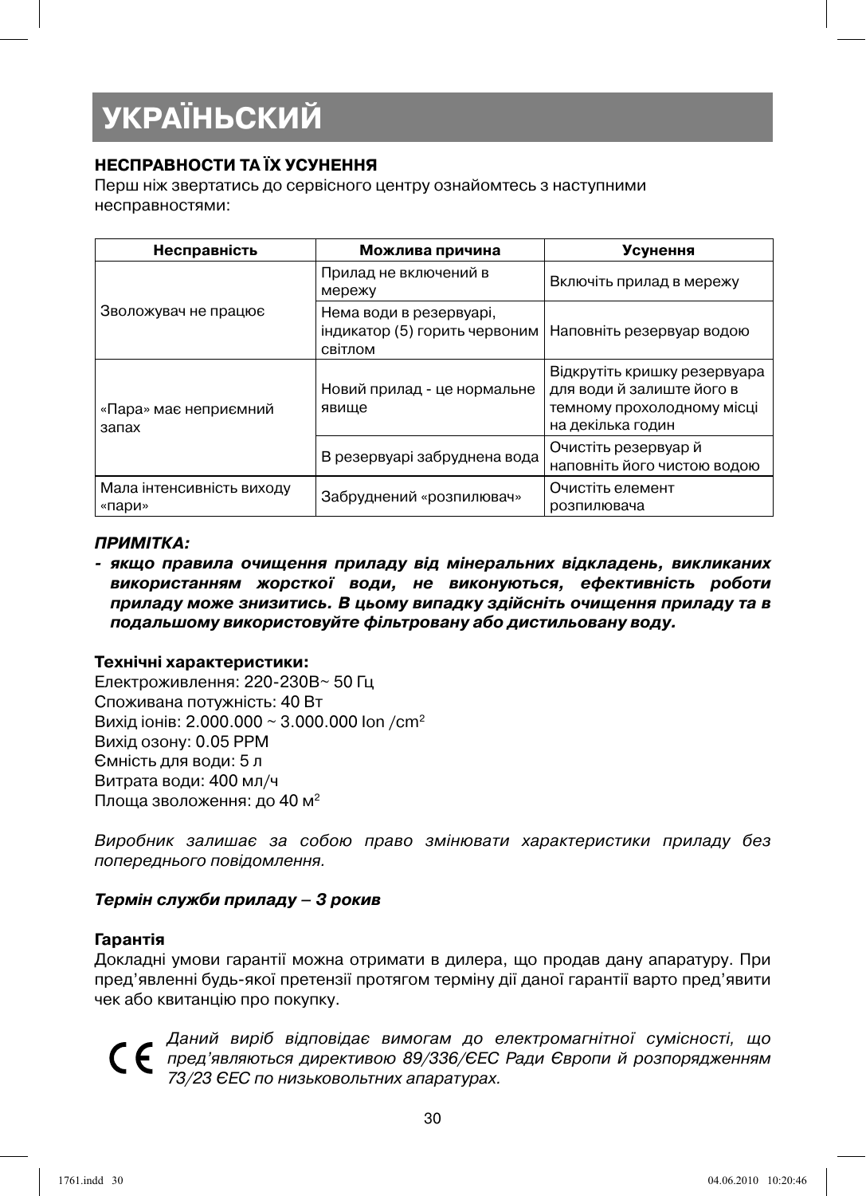# УКРАЇНЬСКИЙ

**НЕСПРАВНОСТИ ТА ЇХ УСУНЕННЯ**

Перш ніж звертатись до сервісного центру ознайомтесь з наступними несправностями:

| Несправність | Можлива причина | Усунення |
|---|---|---|
| Зволожувач не працює | Прилад не включений в мережу | Включіть прилад в мережу |
| | Нема води в резервуарі, індикатор (5) горить червоним світлом | Наповніть резервуар водою |
| «Пара» має неприємний запах | Новий прилад - це нормальне явище | Відкрутіть кришку резервуара для води й залиште його в темному прохолодному місці на декілька годин |
| | В резервуарі забруднена вода | Очистіть резервуар й наповніть його чистою водою |
| Мала інтенсивність виходу «пари» | Забруднений «розпилювач» | Очистіть елемент розпилювача |

***ПРИМІТКА:***

- ***якщо правила очищення приладу від мінеральних відкладень, викликаних використанням жорсткої води, не виконуються, ефективність роботи приладу може знизитись. В цьому випадку здійсніть очищення приладу та в подальшому використовуйте фільтровану або дистильовану воду.***

**Технічні характеристики:**

Електроживлення: 220-230В~ 50 Гц
Споживана потужність: 40 Вт
Вихід іонів: 2.000.000 ~ 3.000.000 Ion /cm$^2$
Вихід озону: 0.05 PPM
Ємність для води: 5 л
Витрата води: 400 мл/ч
Площа зволоження: до 40 м$^2$

*Виробник залишає за собою право змінювати характеристики приладу без попереднього повідомлення.*

***Термін служби приладу – 3 рокив***

**Гарантія**

Докладні умови гарантії можна отримати в дилера, що продав дану апаратуру. При пред’явленні будь-якої претензії протягом терміну дії даної гарантії варто пред’явити чек або квитанцію про покупку.

CE *Даний виріб відповідає вимогам до електромагнітної сумісності, що пред’являються директивою 89/336/ЄЕС Ради Європи й розпорядженням 73/23 ЄЕС по низьковольтних апаратурах.*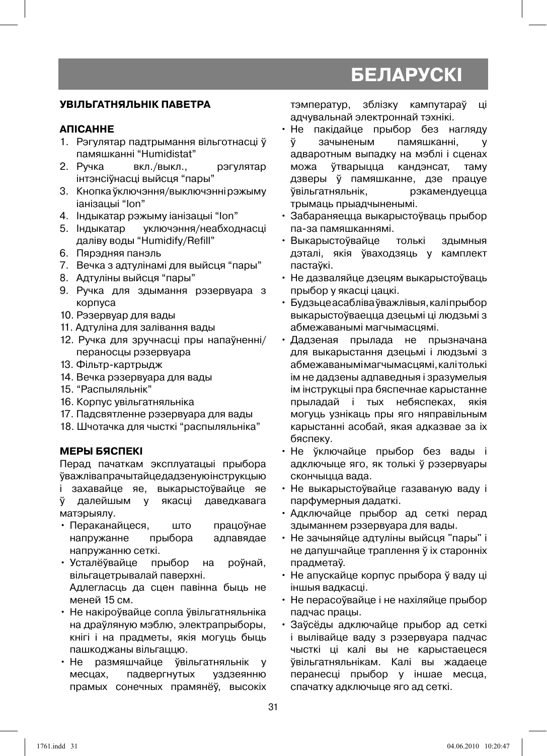# БЕЛАРУСКI

## УВІЛЬГАТНЯЛЬНІК ПАВЕТРА

### АПІСАННЕ

1. Рэгулятар падтрымання вільготнасці ў памяшканні “Humidistat”
2. Ручка вкл./выкл., рэгулятар інтэнсіўнасці выйсця “пары”
3. Кнопка ўключэння/выключэнні рэжыму іанізацыі “Ion”
4. Індыкатар рэжыму іанізацыі “Ion”
5. Індыкатар уключэння/неабходнасці даліву воды “Humidify/Refill”
6. Пярэдняя панэль
7. Вечка з адтулінамі для выйсця “пары”
8. Адтуліны выйсця “пары”
9. Ручка для здымання рэзервуара з корпуса
10. Рэзервуар для вады
11. Адтуліна для залівання вады
12. Ручка для зручнасці пры напаўненні/ пераносцы рэзервуара
13. Фільтр-картрыдж
14. Вечка рэзервуара для вады
15. “Распыляльнік”
16. Корпус увільгатняльніка
17. Падсвятленне рэзервуара для вады
18. Шчоточка для чысткі “распыляльніка”

### МЕРЫ БЯСПЕКІ

Перад пачаткам эксплуатацыі прыбора ўважліва прачытайце дадзеную інструкцыю і захавайце яе, выкарыстоўвайце яе ў далейшым у якасці даведкавага матэрыялу.

- Пераканайцеся, што працоўнае напружанне прыбора адпавядае напружанню сеткі.
- Усталёўвайце прыбор на роўнай, вільгацетрывалай паверхні. Адлегласць да сцен павінна быць не меней 15 см.
- Не накіроўвайце сопла ўвільгатняльніка на драўляную мэблю, электрапрыборы, кнігі і на прадметы, якія могуць быць пашкоджаны вільгаццю.
- Не размяшчайце ўвільгатняльнік у месцах, падвергнутых уздзеянню прамых сонечных прамянёў, высокіх тэмператур, зблізку кампутараў ці адчувальнай электроннай тэхнікі.
- Не пакідайце прыбор без нагляду ў зачыненым памяшканні, у адваротным выпадку на мэблі і сценах можа ўтварыцца кандэнсат, таму дзверы ў памяшканне, дзе працуе ўвільгатняльнік, рэкамендуецца трымаць прыадчыненымі.
- Забараняецца выкарыстоўваць прыбор па-за памяшканнямі.
- Выкарыстоўвайце толькі здымныя дэталі, якія ўваходзяць у камплект пастаўкі.
- Не дазваляйце дзецям выкарыстоўваць прыбор у якасці цацкі.
- Будзьце асабліва ўважлівыя, калі прыбор выкарыстоўваецца дзецьмі ці людзьмі з абмежаванымі магчымасцямі.
- Дадзеная прылада не прызначана для выкарыстання дзецьмі і людзьмі з абмежаванымі магчымасцямі, калі толькі ім не дадзены адпаведныя і зразумелыя ім інструкцыі пра бяспечнае карыстанне прыладай і тых небяспеках, якія могуць узнікаць пры яго няправільным карыстанні асобай, якая адказвае за іх бяспеку.
- Не ўключайце прыбор без вады і адключайце яго, як толькі ў рэзервуары скончыцца вада.
- Не выкарыстоўвайце газаваную ваду і парфумерныя дадаткі.
- Адключайце прыбор ад сеткі перад здыманнем рэзервуара для вады.
- Не зачыняйце адтуліны выйсця "пары" і не дапушчайце траплення ў іх старонніх прадметаў.
- Не апускайце корпус прыбора ў ваду ці іншыя вадкасці.
- Не перасоўвайце і не нахіляйце прыбор падчас працы.
- Заўсёды адключайце прыбор ад сеткі і вылівайце ваду з рэзервуара падчас чысткі ці калі вы не карыстаецеся ўвільгатняльнікам. Калі вы жадаеце перанесці прыбор у іншае месца, спачатку адключыце яго ад сеткі.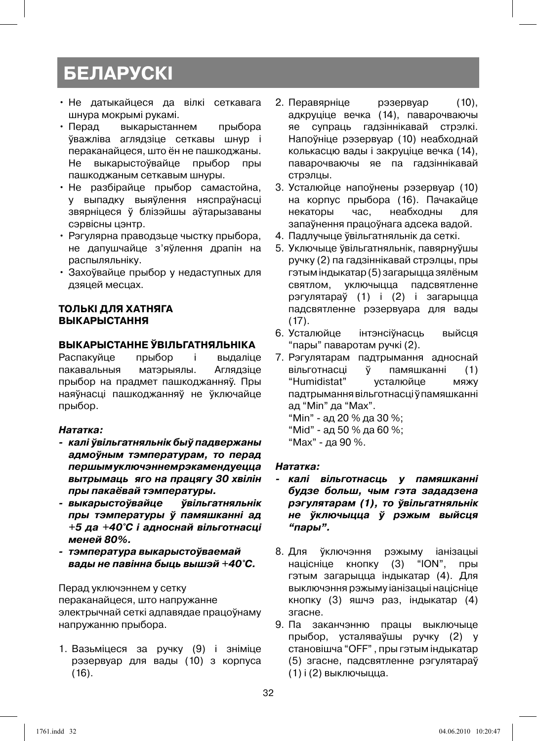# БЕЛАРУСКI

- Не датыкайцеся да вілкі сеткавага шнура мокрымі рукамі.
- Перад выкарыстаннем прыбора ўважліва аглядзіце сеткавы шнур і пераканайцеся, што ён не пашкоджаны. Не выкарыстоўвайце прыбор пры пашкоджаным сеткавым шнуры.
- Не разбірайце прыбор самастойна, у выпадку выяўлення няспраўнасці звярніцеся ў бліззйшы аўтарызаваны сэрвісны цэнтр.
- Рэгулярна праводзьце чыстку прыбора, не дапушчайце з'яўлення драпін на распыляльніку.
- Захоўвайце прыбор у недаступных для дзяцей месцах.

**ТОЛЬКІ ДЛЯ ХАТНЯГА ВЫКАРЫСТАННЯ**

**ВЫКАРЫСТАННЕ ЎВІЛЬГАТНЯЛЬНІКА**

Распакуйце прыбор і выдаліце пакавальныя матэрыялы. Аглядзіце прыбор на прадмет пашкоджанняў. Пры наяўнасці пашкоджанняў не ўключайце прыбор.

***Нататка:***

- ***калі ўвільгатняльнік быў падвержаны адмоўным тэмпературам, то перад першым уключэннем рэкамендуецца вытрымаць яго на працягу 30 хвілін пры пакаёвай тэмпературы.***
- ***выкарыстоўвайце ўвільгатняльнік пры тэмпературы ў памяшканні ад +5 да +40˚С і адноснай вільготнасці меней 80%.***
- ***тэмпература выкарыстоўваемай вады не павінна быць вышэй +40˚С.***

Перад уключэннем у сетку пераканайцеся, што напружанне электрычнай сеткі адпавядае працоўнаму напружанню прыбора.

1. Вазьміцеся за ручку (9) і зніміце рэзервуар для вады (10) з корпуса (16).
2. Перавярніце рэзервуар (10), адкруціце вечка (14), паварочваючы яе супраць гадзіннікавай стрэлкі. Напоўніце рэзервуар (10) неабходнай колькасцю вады і закруціце вечка (14), паварочваючы яе па гадзіннікавай стрэлцы.
3. Усталюйце напоўнены рэзервуар (10) на корпус прыбора (16). Пачакайце некаторы час, неабходны для запаўнення працоўнага адсека вадой.
4. Падлучыце ўвільгатняльнік да сеткі.
5. Уключыце ўвільгатняльнік, павярнуўшы ручку (2) па гадзіннікавай стрэлцы, пры гэтым індыкатар (5) загарыцца зялёным святлом, уключыцца падсвятленне рэгулятараў (1) і (2) і загарыцца падсвятленне рэзервуара для вады (17).
6. Усталюйце інтэнсіўнасць выйсця "пары" паваротам ручкі (2).
7. Рэгулятарам падтрымання адноснай вільготнасці ў памяшканні (1) "Humidistat" усталюйце мяжу падтрымання вільготнасці ў памяшканні ад "Min" да "Max".
   "Min" - ад 20 % да 30 %;
   "Mid" - ад 50 % да 60 %;
   "Max" - да 90 %.

***Нататка:***

- ***калі вільготнасць у памяшканні будзе больш, чым гэта зададзена рэгулятарам (1), то ўвільгатняльнік не ўключыцца ў рэжым выйсця "пары".***

8. Для ўключэння рэжыму іанізацыі націсніце кнопку (3) "ION", пры гэтым загарыцца індыкатар (4). Для выключэння рэжыму іанізацыі націсніце кнопку (3) яшчэ раз, індыкатар (4) згасне.
9. Па заканчэнню працы выключыце прыбор, усталяваўшы ручку (2) у становішча "OFF" , пры гэтым індыкатар (5) згасне, падсвятленне рэгулятараў (1) і (2) выключыцца.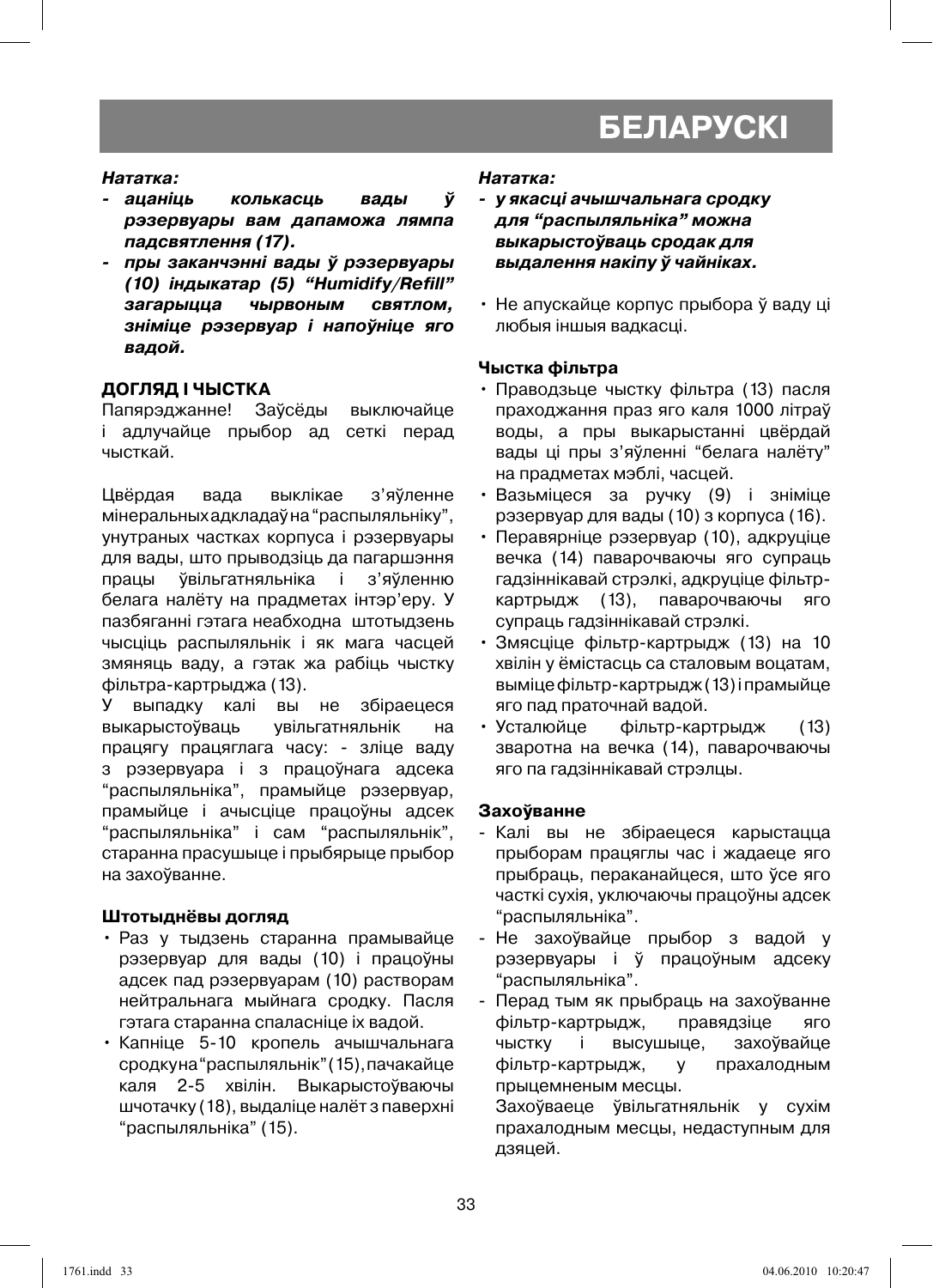# БЕЛАРУСКІ

***Нататка:***

- ***ацаніць колькасць вады ў рэзервуары вам дапаможа лямпа падсвятлення (17).***
- ***пры заканчэнні вады ў рэзервуары (10) індыкатар (5) "Humidify/Refill" загарыцца чырвоным святлом, зніміце рэзервуар і напоўніце яго вадой.***

**ДОГЛЯД І ЧЫСТКА**

Папярэджанне! Заўсёды выключайце і адлучайце прыбор ад сеткі перад чысткай.

Цвёрдая вада выклікае з'яўленне мінеральных адкладаў на "распыляльніку", унутраных частках корпуса і рэзервуары для вады, што прыводзіць да пагаршэння працы ўвільгатняльніка і з'яўленню белага налёту на прадметах інтэр'еру. У пазбяганні гэтага неабходна штотыдзень чысціць распыляльнік і як мага часцей змяняць ваду, а гэтак жа рабіць чыстку фільтра-картрыджа (13).

У выпадку калі вы не збіраецеся выкарыстоўваць увільгатняльнік на працягу працяглага часу: - зліце ваду з рэзервуара і з працоўнага адсека "распыляльніка", прамыйце рэзервуар, прамыйце і ачысціце працоўны адсек "распыляльніка" і сам "распыляльнік", старанна прасушыце і прыбярыце прыбор на захоўванне.

**Штотыднёвы догляд**

- Раз у тыдзень старанна прамывайце рэзервуар для вады (10) і працоўны адсек пад рэзервуарам (10) растворам нейтральнага мыйнага сродку. Пасля гэтага старанна спаласніце іх вадой.
- Капніце 5-10 кропель ачышчальнага сродку на "распыляльнік" (15), пачакайце каля 2-5 хвілін. Выкарыстоўваючы шчотачку (18), выдаліце налёт з паверхні "распыляльніка" (15).

***Нататка:***

- ***у якасці ачышчальнага сродку для "распыляльніка" можна выкарыстоўваць сродак для выдалення накіпу ў чайніках.***

- Не апускайце корпус прыбора ў ваду ці любыя іншыя вадкасці.

**Чыстка фільтра**

- Праводзьце чыстку фільтра (13) пасля праходжання праз яго каля 1000 літраў вады, а пры выкарыстанні цвёрдай вады ці пры з'яўленні "белага налёту" на прадметах мэблі, часцей.
- Вазьміцеся за ручку (9) і зніміце рэзервуар для вады (10) з корпуса (16).
- Перавярніце рэзервуар (10), адкруціце вечка (14) паварочваючы яго супраць гадзіннікавай стрэлкі, адкруціце фільтр-картрыдж (13), паварочваючы яго супраць гадзіннікавай стрэлкі.
- Змясціце фільтр-картрыдж (13) на 10 хвілін у ёмістасць са сталовым воцатам, выміце фільтр-картрыдж (13) і прамыйце яго пад праточнай вадой.
- Усталюйце фільтр-картрыдж (13) зваротна на вечка (14), паварочваючы яго па гадзіннікавай стрэлцы.

**Захоўванне**

- Калі вы не збіраецеся карыстацца прыборам працяглы час і жадаеце яго прыбраць, пераканайцеся, што ўсе яго часткі сухія, уключаючы працоўны адсек "распыляльніка".
- Не захоўвайце прыбор з вадой у рэзервуары і ў працоўным адсеку "распыляльніка".
- Перад тым як прыбраць на захоўванне фільтр-картрыдж, правядзіце яго чыстку і высушыце, захоўвайце фільтр-картрыдж, у прахалодным прыцемненым месцы.

  Захоўваеце ўвільгатняльнік у сухім прахалодным месцы, недаступным для дзяцей.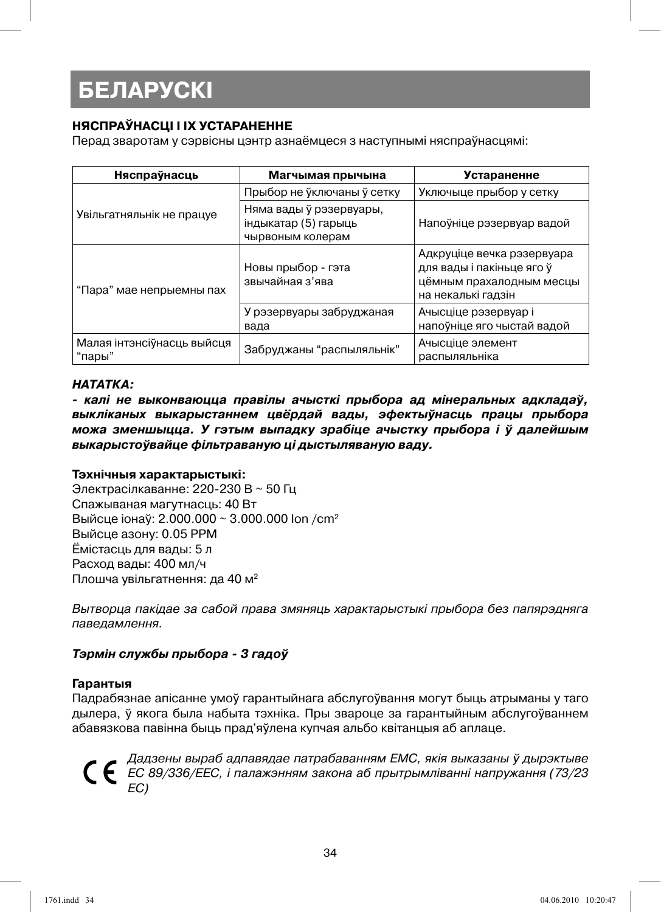# БЕЛАРУСКІ

**НЯСПРАЎНАСЦІ І ІХ УСТАРАНЕННЕ**

Перад зваротам у сэрвісны цэнтр азнаёмцеся з наступнымі няспраўнасцямі:

| Няспраўнасць | Магчымая прычына | Устараненне |
|---|---|---|
| Увільгатняльнік не працуе | Прыбор не ўключаны ў сетку | Уключыце прыбор у сетку |
| | Няма вады ў рэзервуары, індыкатар (5) гарыць чырвоным колерам | Напоўніце рэзервуар вадой |
| “Пара” мае непрыемны пах | Новы прыбор - гэта звычайная з’ява | Адкруціце вечка рэзервуара для вады і пакіньце яго ў цёмным прахалодным месцы на некалькі гадзін |
| | У рэзервуары забруджаная вада | Ачысціце рэзервуар і напоўніце яго чыстай вадой |
| Малая інтэнсіўнасць выйсця “пары” | Забруджаны “распыляльнік” | Ачысціце элемент распыляльніка |

***НАТАТКА:***

***- калі не выконваюцца правілы ачысткі прыбора ад мінеральных адкладаў, выкліканых выкарыстаннем цвёрдай вады, эфектыўнасць працы прыбора можа зменшыцца. У гэтым выпадку зрабіце ачыстку прыбора і ў далейшым выкарыстоўвайце фільтраваную ці дыстыляваную ваду.***

**Тэхнічныя характарыстыкі:**

Электрасілкаванне: 220-230 В ~ 50 Гц
Спажываная магутнасць: 40 Вт
Выйсце іонаў: 2.000.000 ~ 3.000.000 Ion /$cm^2$
Выйсце азону: 0.05 PPM
Ёмістасць для вады: 5 л
Расход вады: 400 мл/ч
Плошча увільгатнення: да 40 $м^2$

*Вытворца пакідае за сабой права змяняць характарыстыкі прыбора без папярэдняга паведамлення.*

***Тэрмін службы прыбора - 3 гадоў***

**Гарантыя**

Падрабязнае апісанне умоў гарантыйнага абслугоўвання могут быць атрыманы у таго дылера, ў якога была набыта тэхніка. Пры звароце за гарантыйным абслугоўваннем абавязкова павінна быць прад'яўлена купчая альбо квітанцыя аб аплаце.

CE *Дадзены выраб адпавядае патрабаванням EMC, якія выказаны ў дырэктыве ЕС 89/336/ЕЕС, і палажэнням закона аб прытрымліванні напружання (73/23 ЕС)*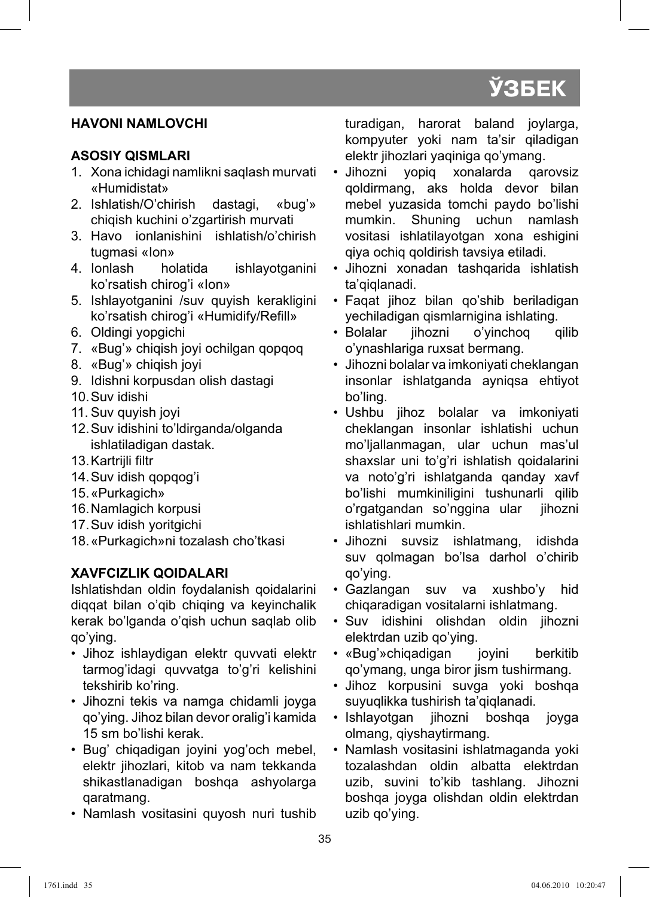## HAVONI NAMLOVCHI

### ASOSIY QISMLARI

1. Xona ichidagi namlikni saqlash murvati «Humidistat»
2. Ishlatish/O'chirish dastagi, «bug'» chiqish kuchini o'zgartirish murvati
3. Havo ionlanishini ishlatish/o'chirish tugmasi «Ion»
4. Ionlash holatida ishlayotganini ko'rsatish chirog'i «Ion»
5. Ishlayotganini /suv quyish kerakligini ko'rsatish chirog'i «Humidify/Refill»
6. Oldingi yopgichi
7. «Bug'» chiqish joyi ochilgan qopqoq
8. «Bug'» chiqish joyi
9. Idishni korpusdan olish dastagi
10. Suv idishi
11. Suv quyish joyi
12. Suv idishini to'ldirganda/olganda ishlatiladigan dastak.
13. Kartrijli filtr
14. Suv idish qopqog'i
15. «Purkagich»
16. Namlagich korpusi
17. Suv idish yoritgichi
18. «Purkagich»ni tozalash cho'tkasi

### XAVFCIZLIK QOIDALARI

Ishlatishdan oldin foydalanish qoidalarini diqqat bilan o'qib chiqing va keyinchalik kerak bo'lganda o'qish uchun saqlab olib qo'ying.

- Jihoz ishlaydigan elektr quvvati elektr tarmog'idagi quvvatga to'g'ri kelishini tekshirib ko'ring.
- Jihozni tekis va namga chidamli joyga qo'ying. Jihoz bilan devor oralig'i kamida 15 sm bo'lishi kerak.
- Bug' chiqadigan joyini yog'och mebel, elektr jihozlari, kitob va nam tekkanda shikastlanadigan boshqa ashyolarga qaratmang.
- Namlash vositasini quyosh nuri tushib turadigan, harorat baland joylarga, kompyuter yoki nam ta'sir qiladigan elektr jihozlari yaqiniga qo'ymang.
- Jihozni yopiq xonalarda qarovsiz qoldirmang, aks holda devor bilan mebel yuzasida tomchi paydo bo'lishi mumkin. Shuning uchun namlash vositasi ishlatilayotgan xona eshigini qiya ochiq qoldirish tavsiya etiladi.
- Jihozni xonadan tashqarida ishlatish ta'qiqlanadi.
- Faqat jihoz bilan qo'shib beriladigan yechiladigan qismlarnigina ishlating.
- Bolalar jihozni o'yinchoq qilib o'ynashlariga ruxsat bermang.
- Jihozni bolalar va imkoniyati cheklangan insonlar ishlatganda ayniqsa ehtiyot bo'ling.
- Ushbu jihoz bolalar va imkoniyati cheklangan insonlar ishlatishi uchun mo'ljallanmagan, ular uchun mas'ul shaxslar uni to'g'ri ishlatish qoidalarini va noto'g'ri ishlatganda qanday xavf bo'lishi mumkiniligini tushunarli qilib o'rgatgandan so'nggina ular jihozni ishlatishlari mumkin.
- Jihozni suvsiz ishlatmang, idishda suv qolmagan bo'lsa darhol o'chirib qo'ying.
- Gazlangan suv va xushbo'y hid chiqaradigan vositalarni ishlatmang.
- Suv idishini olishdan oldin jihozni elektrdan uzib qo'ying.
- «Bug'»chiqadigan joyini berkitib qo'ymang, unga biror jism tushirmang.
- Jihoz korpusini suvga yoki boshqa suyuqlikka tushirish ta'qiqlanadi.
- Ishlayotgan jihozni boshqa joyga olmang, qiyshaytirmang.
- Namlash vositasini ishlatmaganda yoki tozalashdan oldin albatta elektrdan uzib, suvini to'kib tashlang. Jihozni boshqa joyga olishdan oldin elektrdan uzib qo'ying.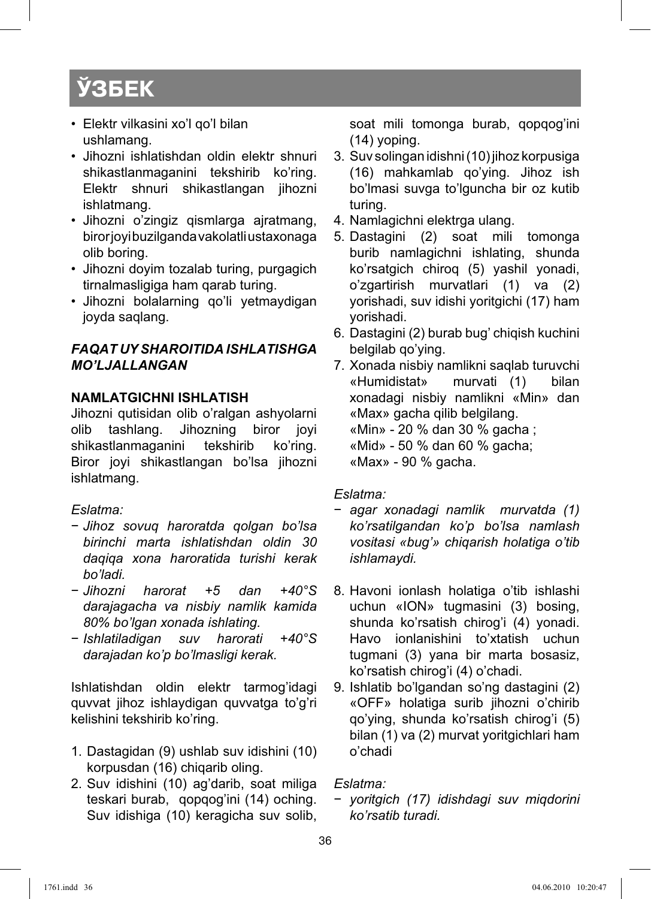# ЎЗБЕК

- Elektr vilkasini xo'l qo'l bilan ushlamang.
- Jihozni ishlatishdan oldin elektr shnuri shikastlanmaganini tekshirib ko'ring. Elektr shnuri shikastlangan jihozni ishlatmang.
- Jihozni o'zingiz qismlarga ajratmang, biror joyi buzilganda vakolatli ustaxonaga olib boring.
- Jihozni doyim tozalab turing, purgagich tirnalmasligiga ham qarab turing.
- Jihozni bolalarning qo'li yetmaydigan joyda saqlang.

***FAQAT UY SHAROITIDA ISHLATISHGA MO'LJALLANGAN***

**NAMLATGICHNI ISHLATISH**

Jihozni qutisidan olib o'ralgan ashyolarni olib tashlang. Jihozning biror joyi shikastlanmaganini tekshirib ko'ring. Biror joyi shikastlangan bo'lsa jihozni ishlatmang.

*Eslatma:*

- *Jihoz sovuq haroratda qolgan bo'lsa birinchi marta ishlatishdan oldin 30 daqiqa xona haroratida turishi kerak bo'ladi.*
- *Jihozni harorat +5 dan +40°S darajagacha va nisbiy namlik kamida 80% bo'lgan xonada ishlating.*
- *Ishlatiladigan suv harorati +40°S darajadan ko'p bo'lmasligi kerak.*

Ishlatishdan oldin elektr tarmog'idagi quvvat jihoz ishlaydigan quvvatga to'g'ri kelishini tekshirib ko'ring.

1. Dastagidan (9) ushlab suv idishini (10) korpusdan (16) chiqarib oling.
2. Suv idishini (10) ag'darib, soat miliga teskari burab, qopqog'ini (14) oching. Suv idishiga (10) keragicha suv solib, soat mili tomonga burab, qopqog'ini (14) yoping.
3. Suv solingan idishni (10) jihoz korpusiga (16) mahkamlab qo'ying. Jihoz ish bo'lmasi suvga to'lguncha bir oz kutib turing.
4. Namlagichni elektrga ulang.
5. Dastagini (2) soat mili tomonga burib namlagichni ishlating, shunda ko'rsatgich chiroq (5) yashil yonadi, o'zgartirish murvatlari (1) va (2) yorishadi, suv idishi yoritgichi (17) ham yorishadi.
6. Dastagini (2) burab bug' chiqish kuchini belgilab qo'ying.
7. Xonada nisbiy namlikni saqlab turuvchi «Humidistat» murvati (1) bilan xonadagi nisbiy namlikni «Min» dan «Max» gacha qilib belgilang.
   «Min» - 20 % dan 30 % gacha ;
   «Mid» - 50 % dan 60 % gacha;
   «Max» - 90 % gacha.

*Eslatma:*

- *agar xonadagi namlik murvatda (1) ko'rsatilgandan ko'p bo'lsa namlash vositasi «bug'» chiqarish holatiga o'tib ishlamaydi.*

8. Havoni ionlash holatiga o'tib ishlashi uchun «ION» tugmasini (3) bosing, shunda ko'rsatish chirog'i (4) yonadi. Havo ionlanishini to'xtatish uchun tugmani (3) yana bir marta bosasiz, ko'rsatish chirog'i (4) o'chadi.
9. Ishlatib bo'lgandan so'ng dastagini (2) «OFF» holatiga surib jihozni o'chirib qo'ying, shunda ko'rsatish chirog'i (5) bilan (1) va (2) murvat yoritgichlari ham o'chadi

*Eslatma:*

- *yoritgich (17) idishdagi suv miqdorini ko'rsatib turadi.*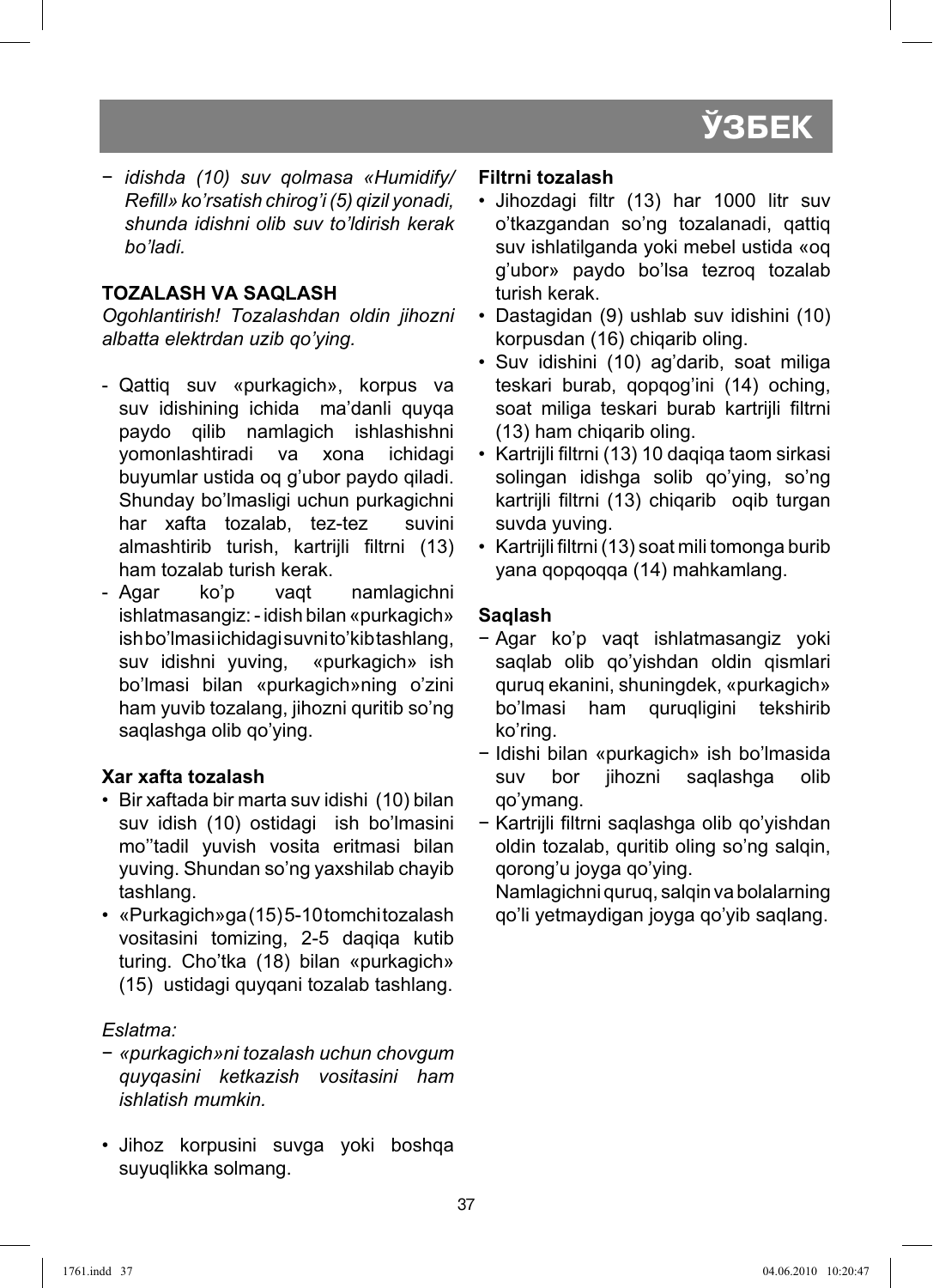− *idishda (10) suv qolmasa «Humidify/Refill» ko'rsatish chirog'i (5) qizil yonadi, shunda idishni olib suv to'ldirish kerak bo'ladi.*

**TOZALASH VA SAQLASH**

*Ogohlantirish! Tozalashdan oldin jihozni albatta elektrdan uzib qo'ying.*

- Qattiq suv «purkagich», korpus va suv idishining ichida ma'danli quyqa paydo qilib namlagich ishlashishni yomonlashtiradi va xona ichidagi buyumlar ustida oq g'ubor paydo qiladi. Shunday bo'lmasligi uchun purkagichni har xafta tozalab, tez-tez suvini almashtirib turish, kartrijli filtrni (13) ham tozalab turish kerak.
- Agar ko'p vaqt namlagichni ishlatmasangiz: - idish bilan «purkagich» ish bo'lmasi ichidagi suvni to'kib tashlang, suv idishni yuving, «purkagich» ish bo'lmasi bilan «purkagich»ning o'zini ham yuvib tozalang, jihozni quritib so'ng saqlashga olib qo'ying.

**Xar xafta tozalash**

- Bir xaftada bir marta suv idishi (10) bilan suv idish (10) ostidagi ish bo'lmasini mo''tadil yuvish vosita eritmasi bilan yuving. Shundan so'ng yaxshilab chayib tashlang.
- «Purkagich»ga (15) 5-10 tomchi tozalash vositasini tomizing, 2-5 daqiqa kutib turing. Cho'tka (18) bilan «purkagich» (15) ustidagi quyqani tozalab tashlang.

*Eslatma:*

− *«purkagich»ni tozalash uchun chovgum quyqasini ketkazish vositasini ham ishlatish mumkin.*

- Jihoz korpusini suvga yoki boshqa suyuqlikka solmang.

**Filtrni tozalash**

- Jihozdagi filtr (13) har 1000 litr suv o'tkazgandan so'ng tozalanadi, qattiq suv ishlatilganda yoki mebel ustida «oq g'ubor» paydo bo'lsa tezroq tozalab turish kerak.
- Dastagidan (9) ushlab suv idishini (10) korpusdan (16) chiqarib oling.
- Suv idishini (10) ag'darib, soat miliga teskari burab, qopqog'ini (14) oching, soat miliga teskari burab kartrijli filtrni (13) ham chiqarib oling.
- Kartrijli filtrni (13) 10 daqiqa taom sirkasi solingan idishga solib qo'ying, so'ng kartrijli filtrni (13) chiqarib oqib turgan suvda yuving.
- Kartrijli filtrni (13) soat mili tomonga burib yana qopqoqqa (14) mahkamlang.

**Saqlash**

− Agar ko'p vaqt ishlatmasangiz yoki saqlab olib qo'yishdan oldin qismlari quruq ekanini, shuningdek, «purkagich» bo'lmasi ham quruqligini tekshirib ko'ring.
− Idishi bilan «purkagich» ish bo'lmasida suv bor jihozni saqlashga olib qo'ymang.
− Kartrijli filtrni saqlashga olib qo'yishdan oldin tozalab, quritib oling so'ng salqin, qorong'u joyga qo'ying.
Namlagichni quruq, salqin va bolalarning qo'li yetmaydigan joyga qo'yib saqlang.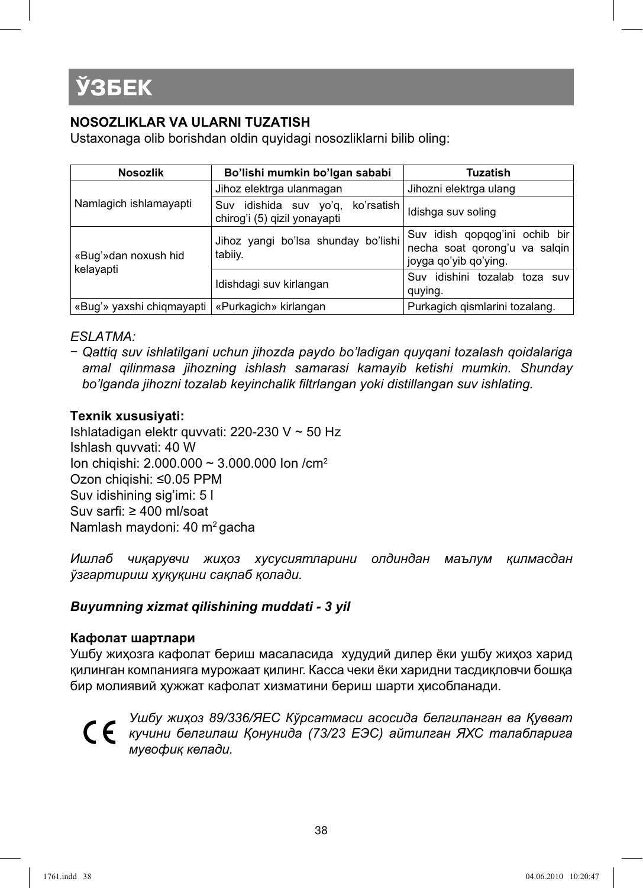# ЎЗБЕК

**NOSOZLIKLAR VA ULARNI TUZATISH**

Ustaxonaga olib borishdan oldin quyidagi nosozliklarni bilib oling:

| Nosozlik | Bo'lishi mumkin bo'lgan sababi | Tuzatish |
|---|---|---|
| Namlagich ishlamayapti | Jihoz elektrga ulanmagan | Jihozni elektrga ulang |
| | Suv idishida suv yo'q, ko'rsatish chirog'i (5) qizil yonayapti | Idishga suv soling |
| «Bug'»dan noxush hid kelayapti | Jihoz yangi bo'lsa shunday bo'lishi tabiiy. | Suv idish qopqog'ini ochib bir necha soat qorong'u va salqin joyga qo'yib qo'ying. |
| | Idishdagi suv kirlangan | Suv idishini tozalab toza suv quying. |
| «Bug'» yaxshi chiqmayapti | «Purkagich» kirlangan | Purkagich qismlarini tozalang. |

*ESLATMA:*

- *Qattiq suv ishlatilgani uchun jihozda paydo bo'ladigan quyqani tozalash qoidalariga amal qilinmasa jihozning ishlash samarasi kamayib ketishi mumkin. Shunday bo'lganda jihozni tozalab keyinchalik filtrlangan yoki distillangan suv ishlating.*

**Texnik xususiyati:**

Ishlatadigan elektr quvvati: 220-230 V ~ 50 Hz
Ishlash quvvati: 40 W
Ion chiqishi: 2.000.000 ~ 3.000.000 Ion /cm$^2$
Ozon chiqishi: ≤0.05 PPM
Suv idishining sig'imi: 5 l
Suv sarfi: ≥ 400 ml/soat
Namlash maydoni: 40 m$^2$ gacha

*Ишлаб чиқарувчи жиҳоз хусусиятларини олдиндан маълум қилмасдан ўзгартириш ҳуқуқини сақлаб қолади.*

***Buyumning xizmat qilishining muddati - 3 yil***

**Кафолат шартлари**

Ушбу жиҳозга кафолат бериш масаласида худудий дилер ёки ушбу жиҳоз харид қилинган компанияга мурожаат қилинг. Касса чеки ёки харидни тасдиқловчи бошқа бир молиявий ҳужжат кафолат хизматини бериш шарти ҳисобланади.

CE *Ушбу жиҳоз 89/336/ЯЕС Кўрсатмаси асосида белгиланган ва Қувват кучини белгилаш Қонунида (73/23 ЕЭС) айтилган ЯХС талабларига мувофиқ келади.*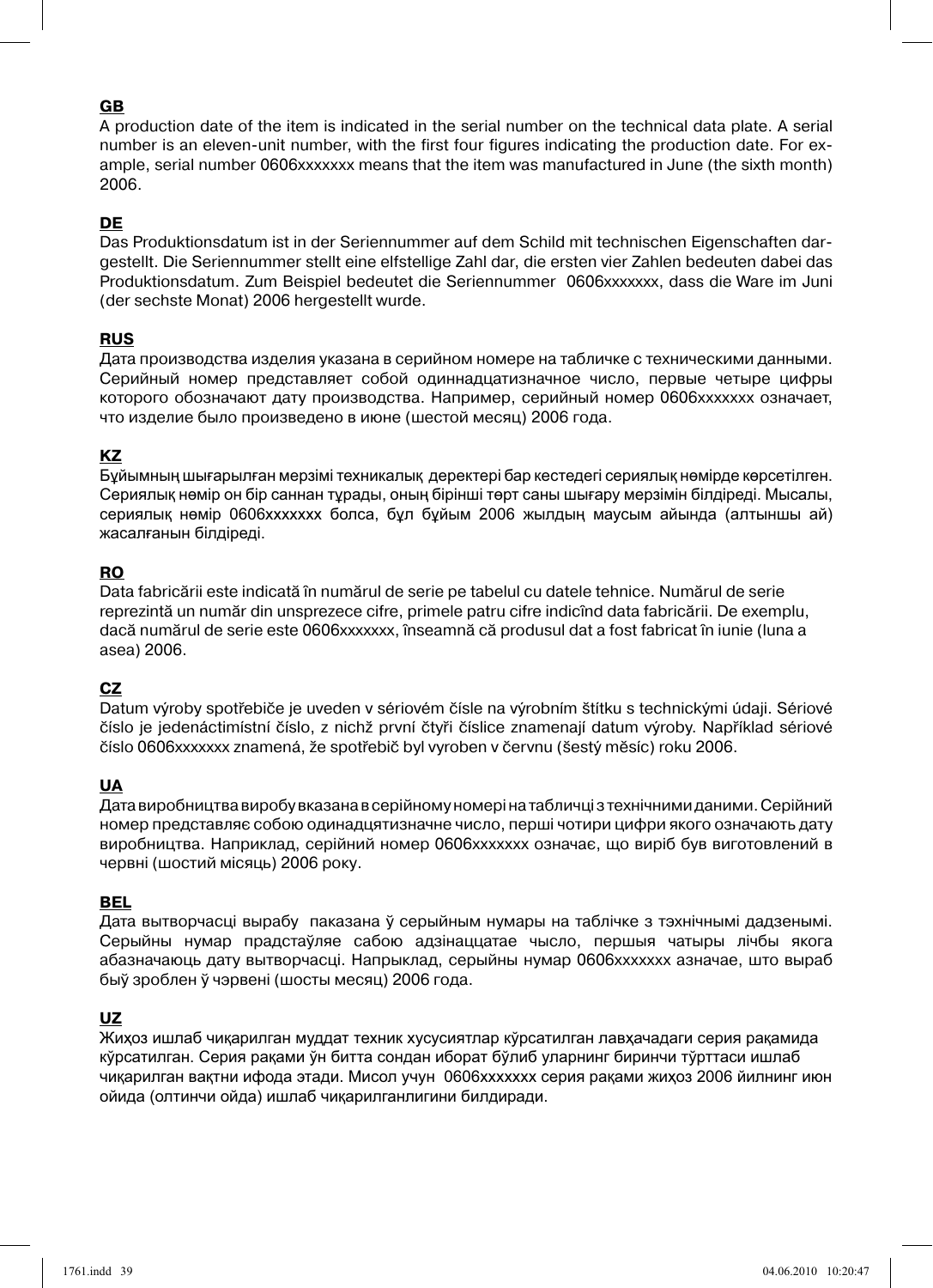**GB**

A production date of the item is indicated in the serial number on the technical data plate. A serial number is an eleven-unit number, with the first four figures indicating the production date. For example, serial number 0606xxxxxxx means that the item was manufactured in June (the sixth month) 2006.

**DE**

Das Produktionsdatum ist in der Seriennummer auf dem Schild mit technischen Eigenschaften dargestellt. Die Seriennummer stellt eine elfstellige Zahl dar, die ersten vier Zahlen bedeuten dabei das Produktionsdatum. Zum Beispiel bedeutet die Seriennummer 0606xxxxxxx, dass die Ware im Juni (der sechste Monat) 2006 hergestellt wurde.

**RUS**

Дата производства изделия указана в серийном номере на табличке с техническими данными. Серийный номер представляет собой одиннадцатизначное число, первые четыре цифры которого обозначают дату производства. Например, серийный номер 0606xxxxxxx означает, что изделие было произведено в июне (шестой месяц) 2006 года.

**KZ**

Бұйымның шығарылған мерзімі техникалық деректері бар кестедегі сериялық нөмірде көрсетілген. Сериялық нөмір он бір саннан тұрады, оның бірінші төрт саны шығару мерзімін білдіреді. Мысалы, сериялық нөмір 0606xxxxxxx болса, бұл бұйым 2006 жылдың маусым айында (алтыншы ай) жасалғанын білдіреді.

**RO**

Data fabricării este indicată în numărul de serie pe tabelul cu datele tehnice. Numărul de serie reprezintă un număr din unsprezece cifre, primele patru cifre indicînd data fabricării. De exemplu, dacă numărul de serie este 0606xxxxxxx, înseamnă că produsul dat a fost fabricat în iunie (luna a asea) 2006.

**CZ**

Datum výroby spotřebiče je uveden v sériovém čísle na výrobním štítku s technickými údaji. Sériové číslo je jedenáctimístní číslo, z nichž první čtyři číslice znamenají datum výroby. Například sériové číslo 0606xxxxxxx znamená, že spotřebič byl vyroben v červnu (šestý měsíc) roku 2006.

**UA**

Дата виробництва виробу вказана в серійному номері на табличці з технічними даними. Серійний номер представляє собою одинадцятизначне число, перші чотири цифри якого означають дату виробництва. Наприклад, серійний номер 0606xxxxxxx означає, що виріб був виготовлений в червні (шостий місяць) 2006 року.

**BEL**

Дата вытворчасці вырабу паказана ў серыйным нумары на таблічке з тэхнічнымі дадзенымі. Серыйны нумар прадстаўляе сабою адзінаццатае чысло, першыя чатыры лічбы якога абазначаюць дату вытворчасці. Напрыклад, серыйны нумар 0606xxxxxxx азначае, што выраб быў зроблен ў чэрвені (шосты месяц) 2006 года.

**UZ**

Жиҳоз ишлаб чиқарилган муддат техник хусусиятлар кўрсатилган лавҳачадаги серия рақамида кўрсатилган. Серия рақами ўн битта сондан иборат бўлиб уларнинг биринчи тўрттаси ишлаб чиқарилган вақтни ифода этади. Мисол учун 0606xxxxxxx серия рақами жиҳоз 2006 йилнинг июн ойида (олтинчи ойда) ишлаб чиқарилганлигини билдиради.